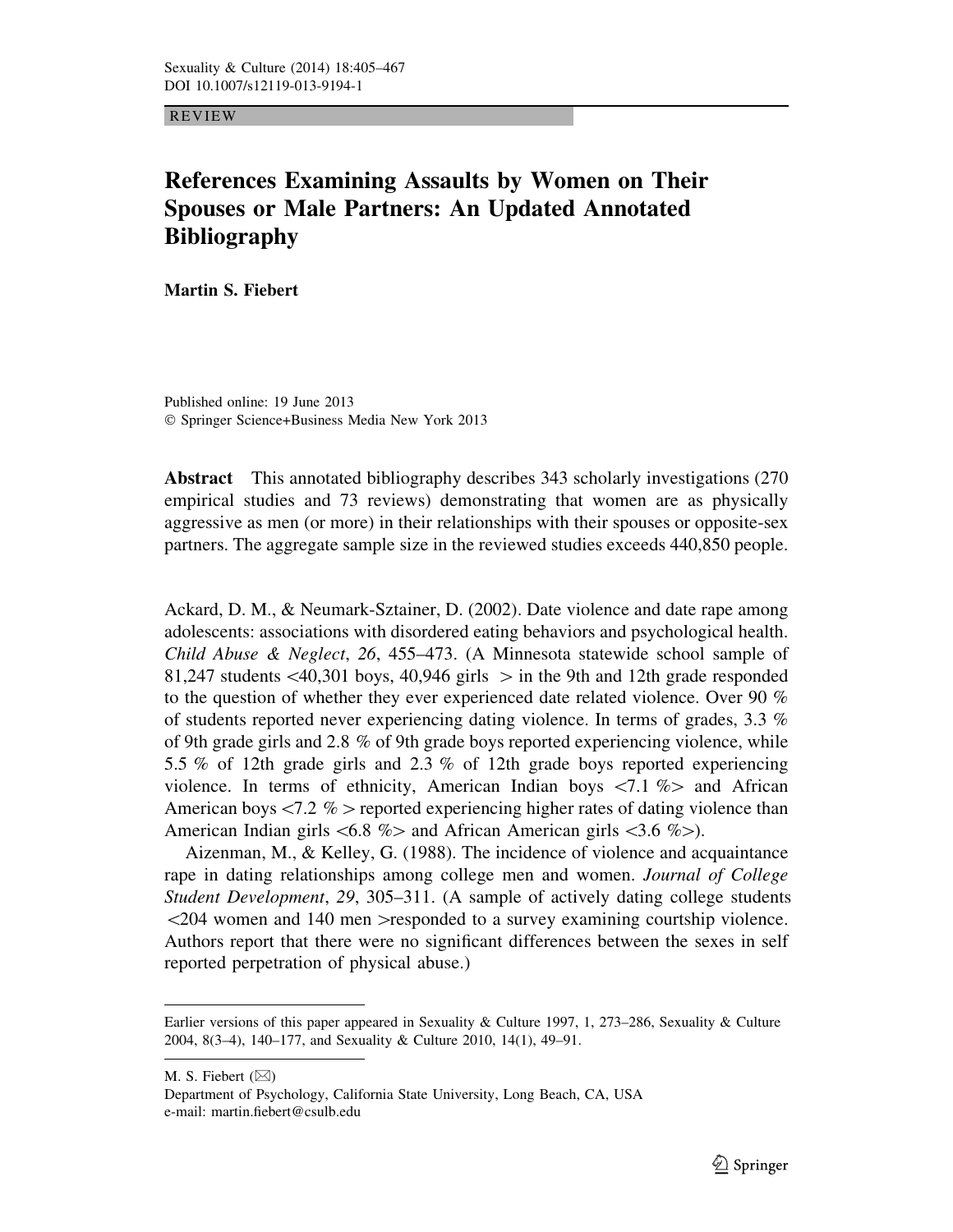REVIEW

# References Examining Assaults by Women on Their Spouses or Male Partners: An Updated Annotated Bibliography

**Martin S. Fiebert**

Published online: 19 June 2013
© Springer Science+Business Media New York 2013

**Abstract** This annotated bibliography describes 343 scholarly investigations (270 empirical studies and 73 reviews) demonstrating that women are as physically aggressive as men (or more) in their relationships with their spouses or opposite-sex partners. The aggregate sample size in the reviewed studies exceeds 440,850 people.

Ackard, D. M., & Neumark-Sztainer, D. (2002). Date violence and date rape among adolescents: associations with disordered eating behaviors and psychological health. *Child Abuse & Neglect*, *26*, 455–473. (A Minnesota statewide school sample of 81,247 students <40,301 boys, 40,946 girls > in the 9th and 12th grade responded to the question of whether they ever experienced date related violence. Over 90 % of students reported never experiencing dating violence. In terms of grades, 3.3 % of 9th grade girls and 2.8 % of 9th grade boys reported experiencing violence, while 5.5 % of 12th grade girls and 2.3 % of 12th grade boys reported experiencing violence. In terms of ethnicity, American Indian boys <7.1 %> and African American boys <7.2 % > reported experiencing higher rates of dating violence than American Indian girls <6.8 %> and African American girls <3.6 %>).

Aizenman, M., & Kelley, G. (1988). The incidence of violence and acquaintance rape in dating relationships among college men and women. *Journal of College Student Development*, *29*, 305–311. (A sample of actively dating college students <204 women and 140 men >responded to a survey examining courtship violence. Authors report that there were no significant differences between the sexes in self reported perpetration of physical abuse.)

---

Earlier versions of this paper appeared in Sexuality & Culture 1997, 1, 273–286, Sexuality & Culture 2004, 8(3–4), 140–177, and Sexuality & Culture 2010, 14(1), 49–91.

M. S. Fiebert (✉)
Department of Psychology, California State University, Long Beach, CA, USA
e-mail: martin.fiebert@csulb.edu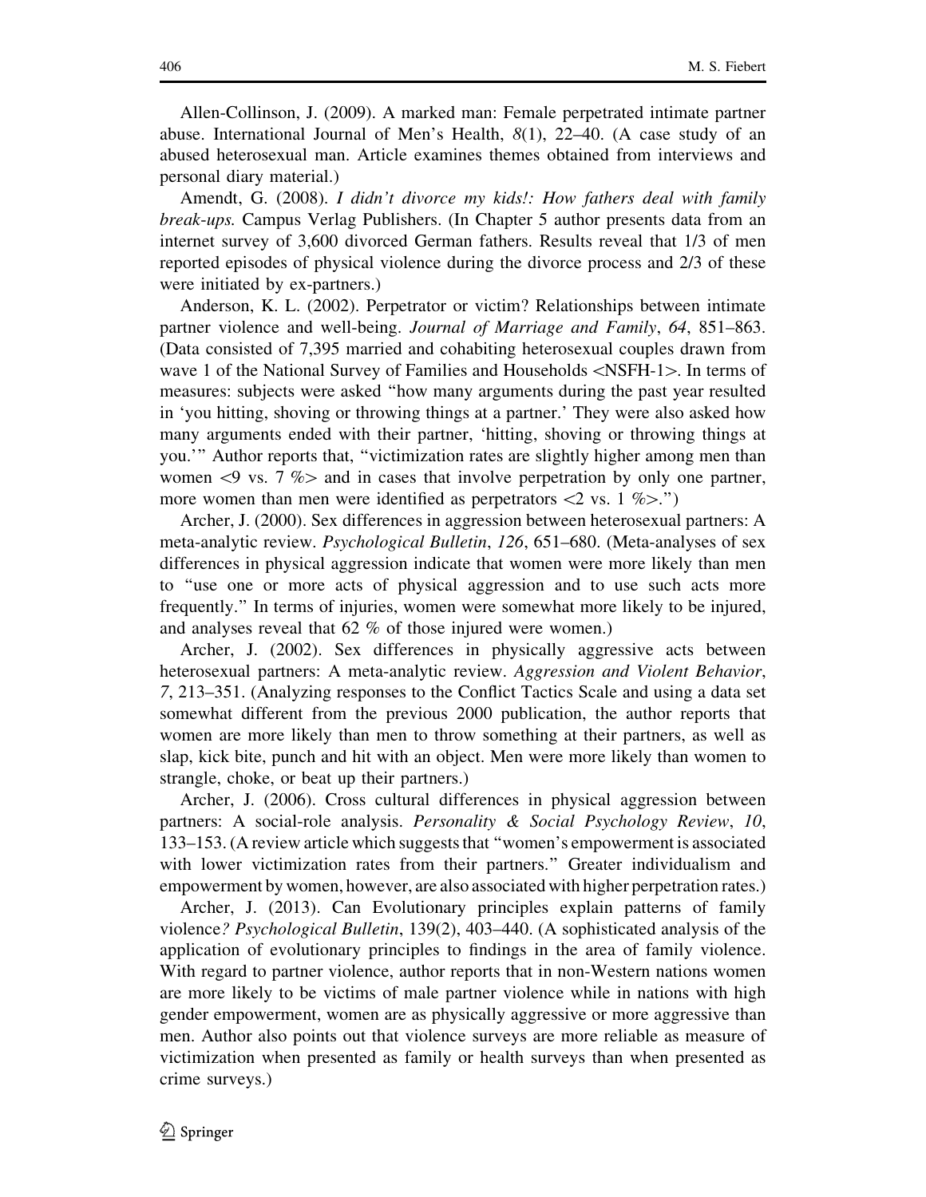Allen-Collinson, J. (2009). A marked man: Female perpetrated intimate partner abuse. International Journal of Men's Health, *8*(1), 22–40. (A case study of an abused heterosexual man. Article examines themes obtained from interviews and personal diary material.)

Amendt, G. (2008). *I didn't divorce my kids!: How fathers deal with family break-ups.* Campus Verlag Publishers. (In Chapter 5 author presents data from an internet survey of 3,600 divorced German fathers. Results reveal that 1/3 of men reported episodes of physical violence during the divorce process and 2/3 of these were initiated by ex-partners.)

Anderson, K. L. (2002). Perpetrator or victim? Relationships between intimate partner violence and well-being. *Journal of Marriage and Family*, *64*, 851–863. (Data consisted of 7,395 married and cohabiting heterosexual couples drawn from wave 1 of the National Survey of Families and Households <NSFH-1>. In terms of measures: subjects were asked "how many arguments during the past year resulted in 'you hitting, shoving or throwing things at a partner.' They were also asked how many arguments ended with their partner, 'hitting, shoving or throwing things at you.'" Author reports that, "victimization rates are slightly higher among men than women <9 vs. 7 %> and in cases that involve perpetration by only one partner, more women than men were identified as perpetrators <2 vs. 1 %>.")

Archer, J. (2000). Sex differences in aggression between heterosexual partners: A meta-analytic review. *Psychological Bulletin*, *126*, 651–680. (Meta-analyses of sex differences in physical aggression indicate that women were more likely than men to "use one or more acts of physical aggression and to use such acts more frequently." In terms of injuries, women were somewhat more likely to be injured, and analyses reveal that 62 % of those injured were women.)

Archer, J. (2002). Sex differences in physically aggressive acts between heterosexual partners: A meta-analytic review. *Aggression and Violent Behavior*, *7*, 213–351. (Analyzing responses to the Conflict Tactics Scale and using a data set somewhat different from the previous 2000 publication, the author reports that women are more likely than men to throw something at their partners, as well as slap, kick bite, punch and hit with an object. Men were more likely than women to strangle, choke, or beat up their partners.)

Archer, J. (2006). Cross cultural differences in physical aggression between partners: A social-role analysis. *Personality & Social Psychology Review*, *10*, 133–153. (A review article which suggests that "women's empowerment is associated with lower victimization rates from their partners." Greater individualism and empowerment by women, however, are also associated with higher perpetration rates.)

Archer, J. (2013). Can Evolutionary principles explain patterns of family violence*? Psychological Bulletin*, 139(2), 403–440. (A sophisticated analysis of the application of evolutionary principles to findings in the area of family violence. With regard to partner violence, author reports that in non-Western nations women are more likely to be victims of male partner violence while in nations with high gender empowerment, women are as physically aggressive or more aggressive than men. Author also points out that violence surveys are more reliable as measure of victimization when presented as family or health surveys than when presented as crime surveys.)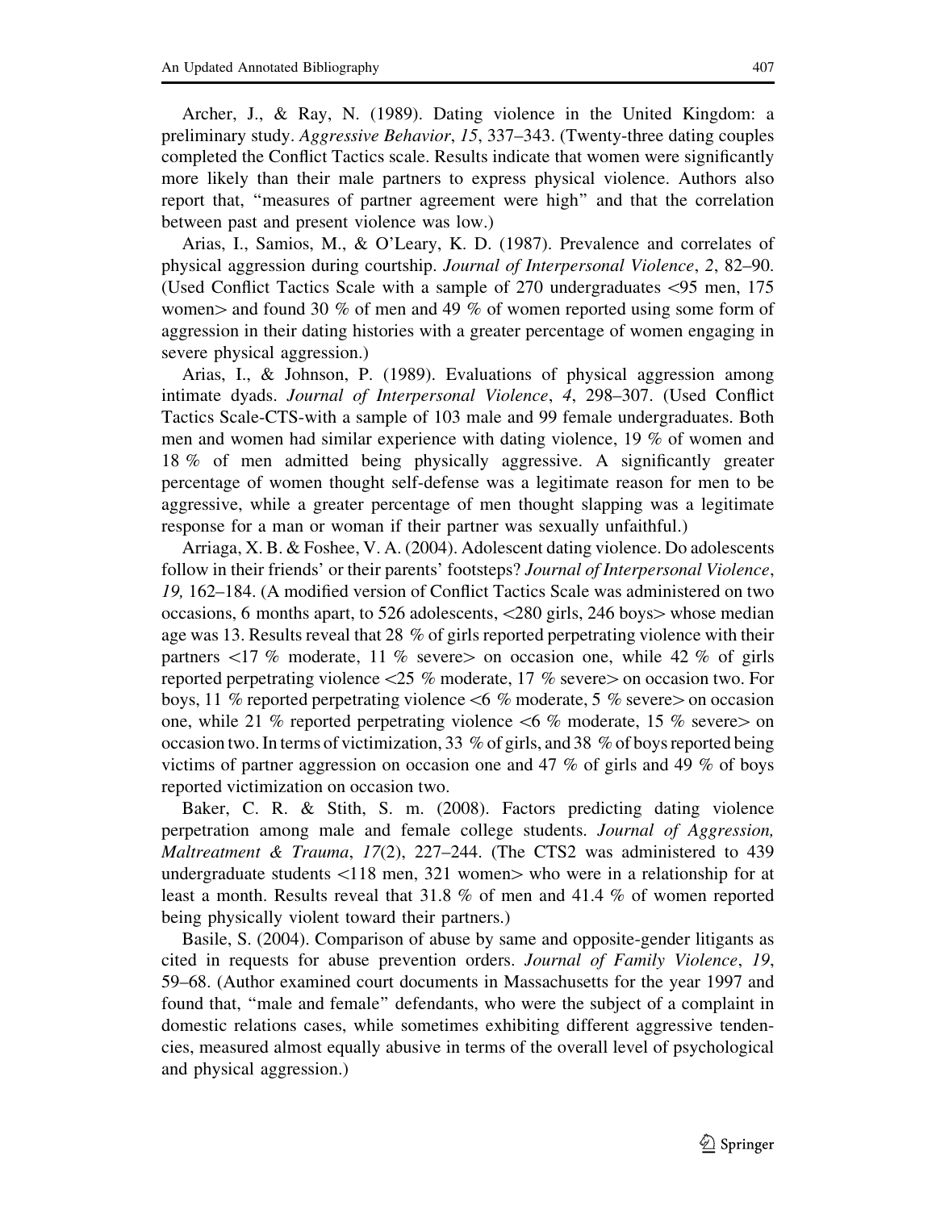Archer, J., & Ray, N. (1989). Dating violence in the United Kingdom: a preliminary study. *Aggressive Behavior*, *15*, 337–343. (Twenty-three dating couples completed the Conflict Tactics scale. Results indicate that women were significantly more likely than their male partners to express physical violence. Authors also report that, "measures of partner agreement were high" and that the correlation between past and present violence was low.)

Arias, I., Samios, M., & O'Leary, K. D. (1987). Prevalence and correlates of physical aggression during courtship. *Journal of Interpersonal Violence*, *2*, 82–90. (Used Conflict Tactics Scale with a sample of 270 undergraduates <95 men, 175 women> and found 30 % of men and 49 % of women reported using some form of aggression in their dating histories with a greater percentage of women engaging in severe physical aggression.)

Arias, I., & Johnson, P. (1989). Evaluations of physical aggression among intimate dyads. *Journal of Interpersonal Violence*, *4*, 298–307. (Used Conflict Tactics Scale-CTS-with a sample of 103 male and 99 female undergraduates. Both men and women had similar experience with dating violence, 19 % of women and 18 % of men admitted being physically aggressive. A significantly greater percentage of women thought self-defense was a legitimate reason for men to be aggressive, while a greater percentage of men thought slapping was a legitimate response for a man or woman if their partner was sexually unfaithful.)

Arriaga, X. B. & Foshee, V. A. (2004). Adolescent dating violence. Do adolescents follow in their friends' or their parents' footsteps? *Journal of Interpersonal Violence*, *19*, 162–184. (A modified version of Conflict Tactics Scale was administered on two occasions, 6 months apart, to 526 adolescents, <280 girls, 246 boys> whose median age was 13. Results reveal that 28 % of girls reported perpetrating violence with their partners <17 % moderate, 11 % severe> on occasion one, while 42 % of girls reported perpetrating violence <25 % moderate, 17 % severe> on occasion two. For boys, 11 % reported perpetrating violence <6 % moderate, 5 % severe> on occasion one, while 21 % reported perpetrating violence <6 % moderate, 15 % severe> on occasion two. In terms of victimization, 33 % of girls, and 38 % of boys reported being victims of partner aggression on occasion one and 47 % of girls and 49 % of boys reported victimization on occasion two.

Baker, C. R. & Stith, S. m. (2008). Factors predicting dating violence perpetration among male and female college students. *Journal of Aggression, Maltreatment & Trauma*, *17*(2), 227–244. (The CTS2 was administered to 439 undergraduate students <118 men, 321 women> who were in a relationship for at least a month. Results reveal that 31.8 % of men and 41.4 % of women reported being physically violent toward their partners.)

Basile, S. (2004). Comparison of abuse by same and opposite-gender litigants as cited in requests for abuse prevention orders. *Journal of Family Violence*, *19*, 59–68. (Author examined court documents in Massachusetts for the year 1997 and found that, "male and female" defendants, who were the subject of a complaint in domestic relations cases, while sometimes exhibiting different aggressive tendencies, measured almost equally abusive in terms of the overall level of psychological and physical aggression.)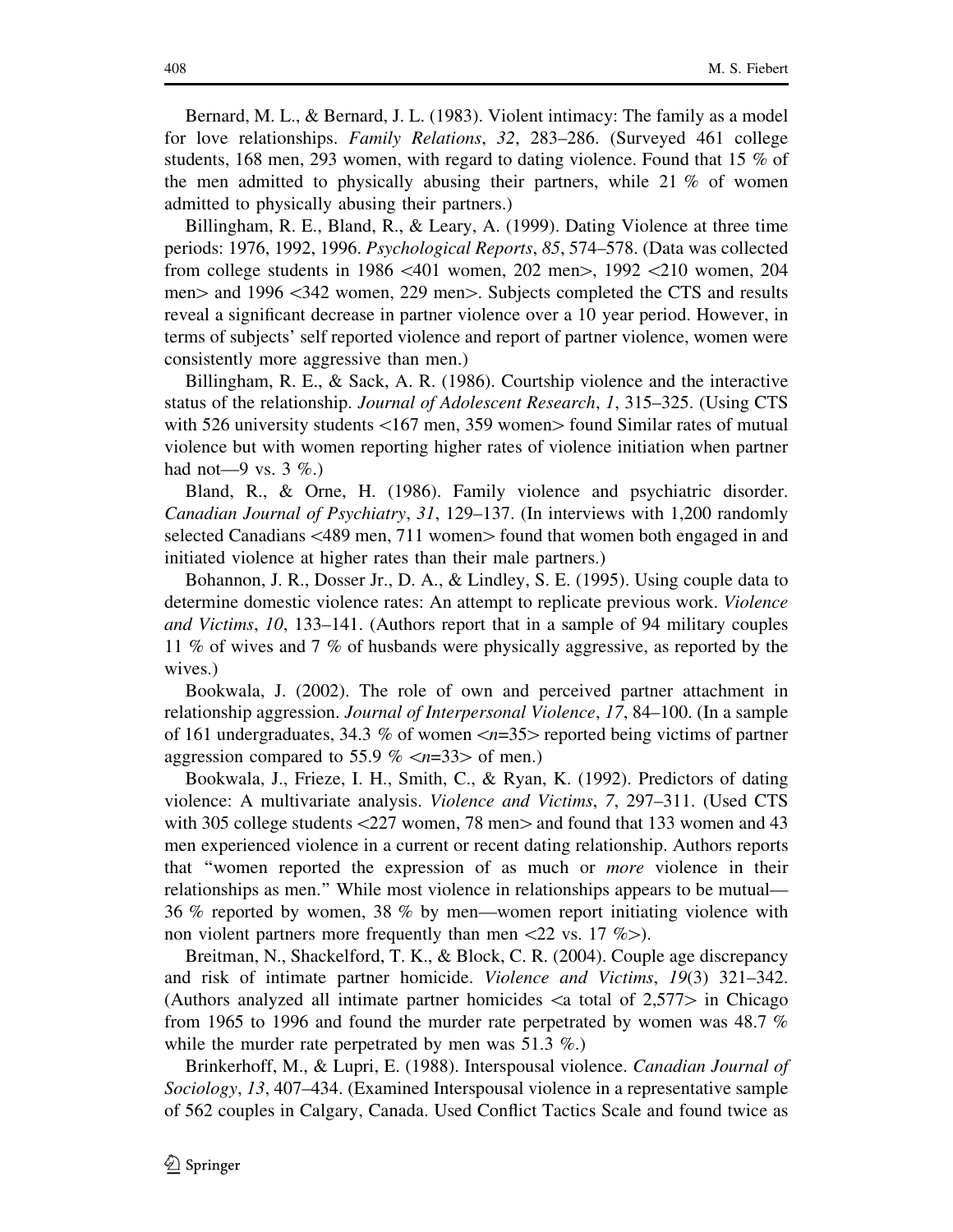Bernard, M. L., & Bernard, J. L. (1983). Violent intimacy: The family as a model for love relationships. *Family Relations*, *32*, 283–286. (Surveyed 461 college students, 168 men, 293 women, with regard to dating violence. Found that 15 % of the men admitted to physically abusing their partners, while 21 % of women admitted to physically abusing their partners.)

Billingham, R. E., Bland, R., & Leary, A. (1999). Dating Violence at three time periods: 1976, 1992, 1996. *Psychological Reports*, *85*, 574–578. (Data was collected from college students in 1986 <401 women, 202 men>, 1992 <210 women, 204 men> and 1996 <342 women, 229 men>. Subjects completed the CTS and results reveal a significant decrease in partner violence over a 10 year period. However, in terms of subjects' self reported violence and report of partner violence, women were consistently more aggressive than men.)

Billingham, R. E., & Sack, A. R. (1986). Courtship violence and the interactive status of the relationship. *Journal of Adolescent Research*, *1*, 315–325. (Using CTS with 526 university students <167 men, 359 women> found Similar rates of mutual violence but with women reporting higher rates of violence initiation when partner had not—9 vs. 3 %.)

Bland, R., & Orne, H. (1986). Family violence and psychiatric disorder. *Canadian Journal of Psychiatry*, *31*, 129–137. (In interviews with 1,200 randomly selected Canadians <489 men, 711 women> found that women both engaged in and initiated violence at higher rates than their male partners.)

Bohannon, J. R., Dosser Jr., D. A., & Lindley, S. E. (1995). Using couple data to determine domestic violence rates: An attempt to replicate previous work. *Violence and Victims*, *10*, 133–141. (Authors report that in a sample of 94 military couples 11 % of wives and 7 % of husbands were physically aggressive, as reported by the wives.)

Bookwala, J. (2002). The role of own and perceived partner attachment in relationship aggression. *Journal of Interpersonal Violence*, *17*, 84–100. (In a sample of 161 undergraduates, 34.3 % of women <*n*=35> reported being victims of partner aggression compared to 55.9 % <*n*=33> of men.)

Bookwala, J., Frieze, I. H., Smith, C., & Ryan, K. (1992). Predictors of dating violence: A multivariate analysis. *Violence and Victims*, *7*, 297–311. (Used CTS with 305 college students <227 women, 78 men> and found that 133 women and 43 men experienced violence in a current or recent dating relationship. Authors reports that "women reported the expression of as much or *more* violence in their relationships as men." While most violence in relationships appears to be mutual—36 % reported by women, 38 % by men—women report initiating violence with non violent partners more frequently than men <22 vs. 17 %>).

Breitman, N., Shackelford, T. K., & Block, C. R. (2004). Couple age discrepancy and risk of intimate partner homicide. *Violence and Victims*, *19*(3) 321–342. (Authors analyzed all intimate partner homicides <a total of 2,577> in Chicago from 1965 to 1996 and found the murder rate perpetrated by women was 48.7 % while the murder rate perpetrated by men was 51.3 %.)

Brinkerhoff, M., & Lupri, E. (1988). Interspousal violence. *Canadian Journal of Sociology*, *13*, 407–434. (Examined Interspousal violence in a representative sample of 562 couples in Calgary, Canada. Used Conflict Tactics Scale and found twice as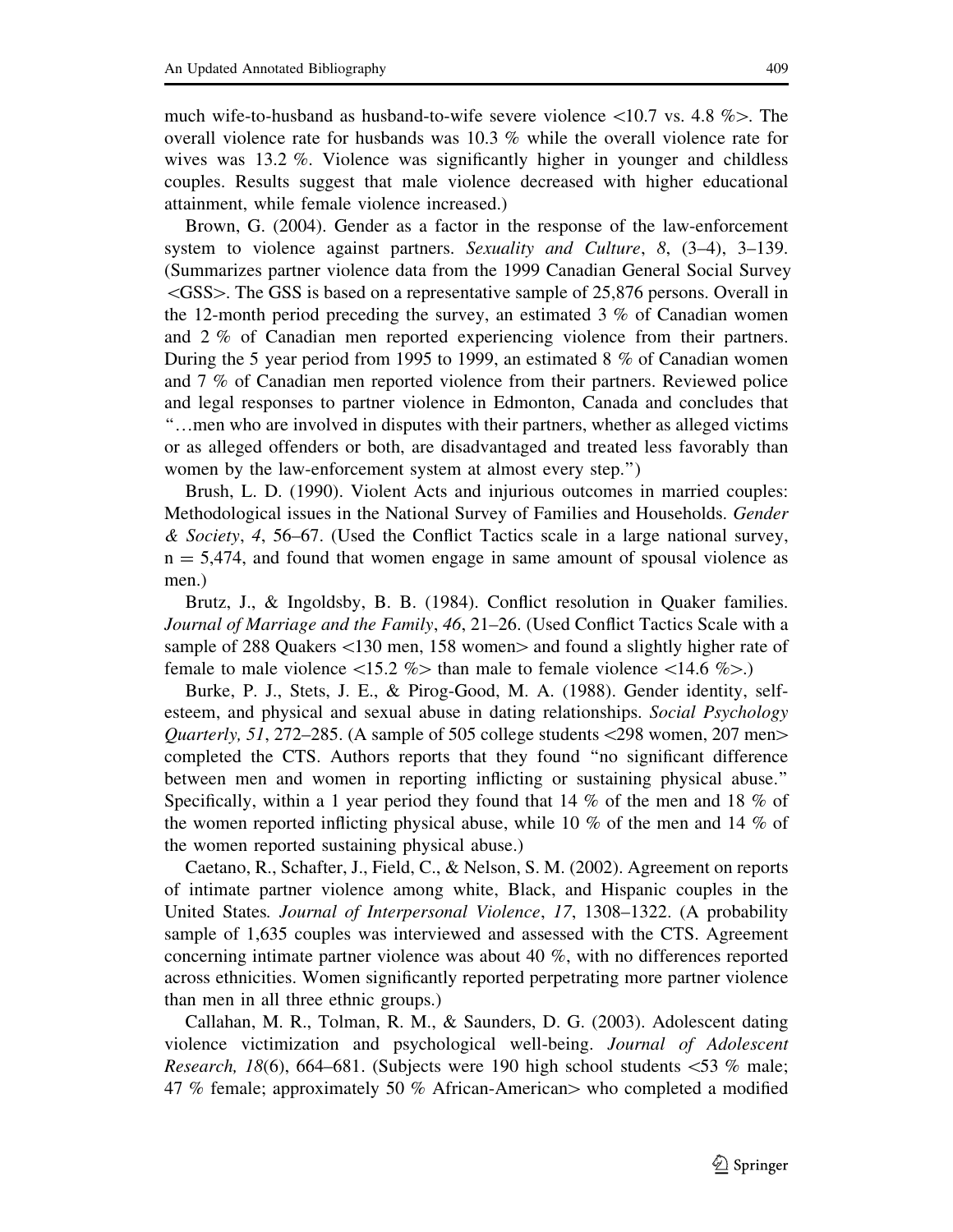much wife-to-husband as husband-to-wife severe violence <10.7 vs. 4.8 %>. The overall violence rate for husbands was 10.3 % while the overall violence rate for wives was 13.2 %. Violence was significantly higher in younger and childless couples. Results suggest that male violence decreased with higher educational attainment, while female violence increased.)

Brown, G. (2004). Gender as a factor in the response of the law-enforcement system to violence against partners. *Sexuality and Culture*, *8*, (3–4), 3–139. (Summarizes partner violence data from the 1999 Canadian General Social Survey <GSS>. The GSS is based on a representative sample of 25,876 persons. Overall in the 12-month period preceding the survey, an estimated 3 % of Canadian women and 2 % of Canadian men reported experiencing violence from their partners. During the 5 year period from 1995 to 1999, an estimated 8 % of Canadian women and 7 % of Canadian men reported violence from their partners. Reviewed police and legal responses to partner violence in Edmonton, Canada and concludes that "…men who are involved in disputes with their partners, whether as alleged victims or as alleged offenders or both, are disadvantaged and treated less favorably than women by the law-enforcement system at almost every step.")

Brush, L. D. (1990). Violent Acts and injurious outcomes in married couples: Methodological issues in the National Survey of Families and Households. *Gender & Society*, *4*, 56–67. (Used the Conflict Tactics scale in a large national survey, n = 5,474, and found that women engage in same amount of spousal violence as men.)

Brutz, J., & Ingoldsby, B. B. (1984). Conflict resolution in Quaker families. *Journal of Marriage and the Family*, *46*, 21–26. (Used Conflict Tactics Scale with a sample of 288 Quakers <130 men, 158 women> and found a slightly higher rate of female to male violence <15.2 %> than male to female violence <14.6 %>.)

Burke, P. J., Stets, J. E., & Pirog-Good, M. A. (1988). Gender identity, self-esteem, and physical and sexual abuse in dating relationships. *Social Psychology Quarterly, 51*, 272–285. (A sample of 505 college students <298 women, 207 men> completed the CTS. Authors reports that they found "no significant difference between men and women in reporting inflicting or sustaining physical abuse." Specifically, within a 1 year period they found that 14 % of the men and 18 % of the women reported inflicting physical abuse, while 10 % of the men and 14 % of the women reported sustaining physical abuse.)

Caetano, R., Schafter, J., Field, C., & Nelson, S. M. (2002). Agreement on reports of intimate partner violence among white, Black, and Hispanic couples in the United States*. Journal of Interpersonal Violence*, *17*, 1308–1322. (A probability sample of 1,635 couples was interviewed and assessed with the CTS. Agreement concerning intimate partner violence was about 40 %, with no differences reported across ethnicities. Women significantly reported perpetrating more partner violence than men in all three ethnic groups.)

Callahan, M. R., Tolman, R. M., & Saunders, D. G. (2003). Adolescent dating violence victimization and psychological well-being. *Journal of Adolescent Research, 18*(6), 664–681. (Subjects were 190 high school students <53 % male; 47 % female; approximately 50 % African-American> who completed a modified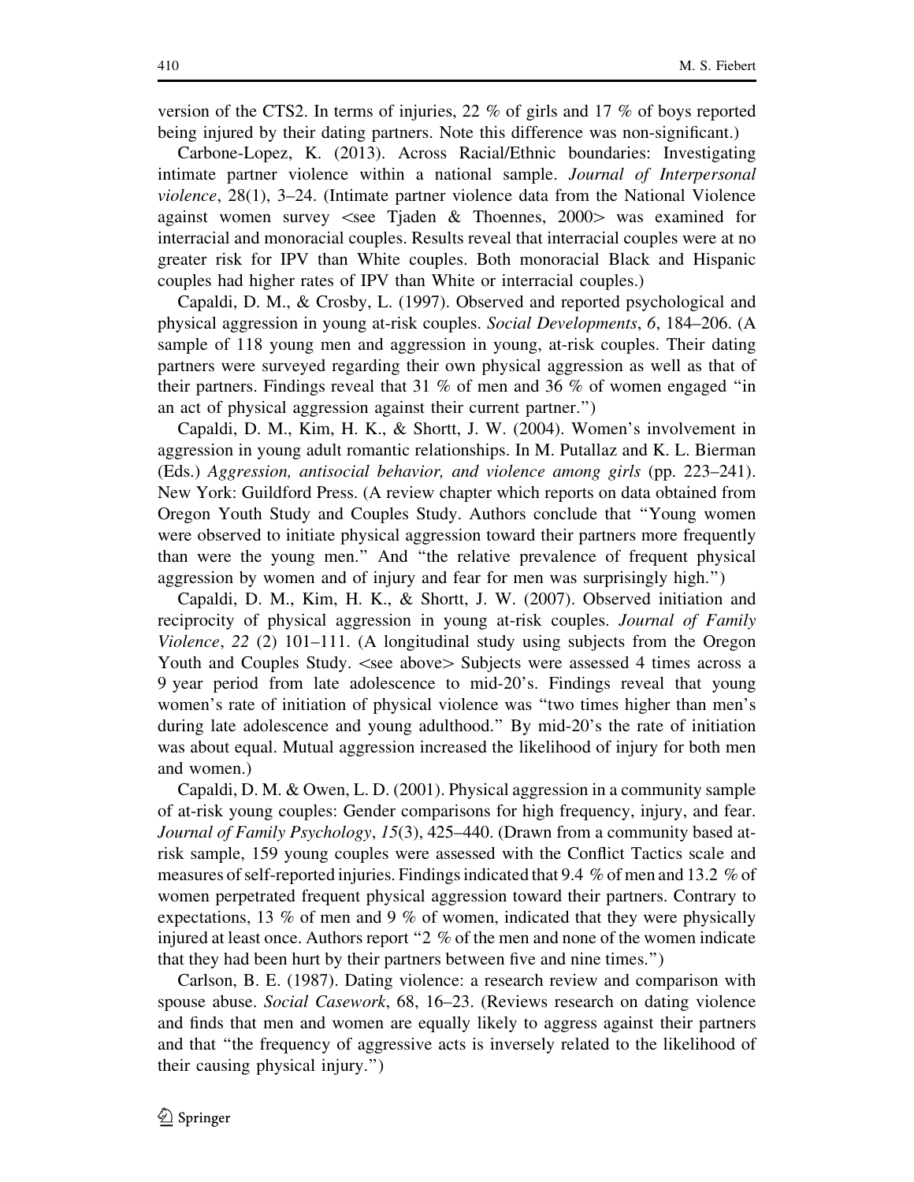version of the CTS2. In terms of injuries, 22 % of girls and 17 % of boys reported being injured by their dating partners. Note this difference was non-significant.)

Carbone-Lopez, K. (2013). Across Racial/Ethnic boundaries: Investigating intimate partner violence within a national sample. *Journal of Interpersonal violence*, 28(1), 3–24. (Intimate partner violence data from the National Violence against women survey <see Tjaden & Thoennes, 2000> was examined for interracial and monoracial couples. Results reveal that interracial couples were at no greater risk for IPV than White couples. Both monoracial Black and Hispanic couples had higher rates of IPV than White or interracial couples.)

Capaldi, D. M., & Crosby, L. (1997). Observed and reported psychological and physical aggression in young at-risk couples. *Social Developments*, *6*, 184–206. (A sample of 118 young men and aggression in young, at-risk couples. Their dating partners were surveyed regarding their own physical aggression as well as that of their partners. Findings reveal that 31 % of men and 36 % of women engaged "in an act of physical aggression against their current partner.")

Capaldi, D. M., Kim, H. K., & Shortt, J. W. (2004). Women's involvement in aggression in young adult romantic relationships. In M. Putallaz and K. L. Bierman (Eds.) *Aggression, antisocial behavior, and violence among girls* (pp. 223–241). New York: Guildford Press. (A review chapter which reports on data obtained from Oregon Youth Study and Couples Study. Authors conclude that "Young women were observed to initiate physical aggression toward their partners more frequently than were the young men." And "the relative prevalence of frequent physical aggression by women and of injury and fear for men was surprisingly high.")

Capaldi, D. M., Kim, H. K., & Shortt, J. W. (2007). Observed initiation and reciprocity of physical aggression in young at-risk couples. *Journal of Family Violence*, *22* (2) 101–111. (A longitudinal study using subjects from the Oregon Youth and Couples Study. <see above> Subjects were assessed 4 times across a 9 year period from late adolescence to mid-20's. Findings reveal that young women's rate of initiation of physical violence was "two times higher than men's during late adolescence and young adulthood." By mid-20's the rate of initiation was about equal. Mutual aggression increased the likelihood of injury for both men and women.)

Capaldi, D. M. & Owen, L. D. (2001). Physical aggression in a community sample of at-risk young couples: Gender comparisons for high frequency, injury, and fear. *Journal of Family Psychology*, *15*(3), 425–440. (Drawn from a community based at-risk sample, 159 young couples were assessed with the Conflict Tactics scale and measures of self-reported injuries. Findings indicated that 9.4 % of men and 13.2 % of women perpetrated frequent physical aggression toward their partners. Contrary to expectations, 13 % of men and 9 % of women, indicated that they were physically injured at least once. Authors report "2 % of the men and none of the women indicate that they had been hurt by their partners between five and nine times.")

Carlson, B. E. (1987). Dating violence: a research review and comparison with spouse abuse. *Social Casework*, 68, 16–23. (Reviews research on dating violence and finds that men and women are equally likely to aggress against their partners and that "the frequency of aggressive acts is inversely related to the likelihood of their causing physical injury.")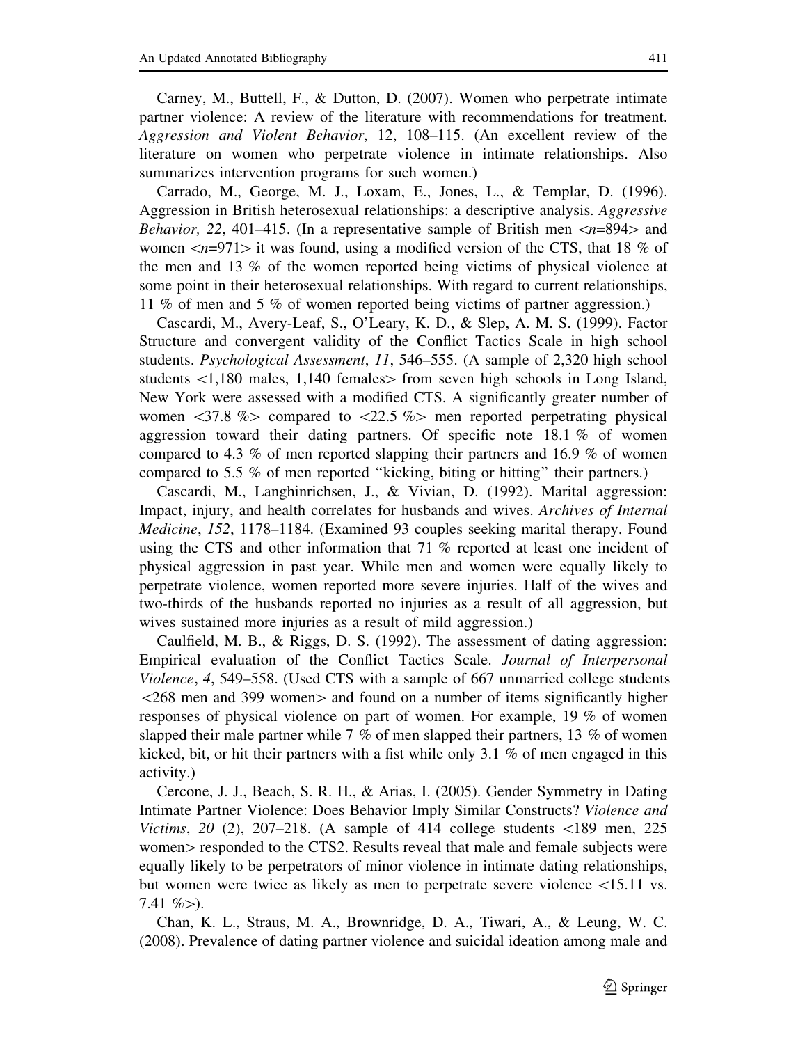Carney, M., Buttell, F., & Dutton, D. (2007). Women who perpetrate intimate partner violence: A review of the literature with recommendations for treatment. *Aggression and Violent Behavior*, 12, 108–115. (An excellent review of the literature on women who perpetrate violence in intimate relationships. Also summarizes intervention programs for such women.)

Carrado, M., George, M. J., Loxam, E., Jones, L., & Templar, D. (1996). Aggression in British heterosexual relationships: a descriptive analysis. *Aggressive Behavior, 22*, 401–415. (In a representative sample of British men <*n*=894> and women <*n*=971> it was found, using a modified version of the CTS, that 18 % of the men and 13 % of the women reported being victims of physical violence at some point in their heterosexual relationships. With regard to current relationships, 11 % of men and 5 % of women reported being victims of partner aggression.)

Cascardi, M., Avery-Leaf, S., O'Leary, K. D., & Slep, A. M. S. (1999). Factor Structure and convergent validity of the Conflict Tactics Scale in high school students. *Psychological Assessment*, *11*, 546–555. (A sample of 2,320 high school students <1,180 males, 1,140 females> from seven high schools in Long Island, New York were assessed with a modified CTS. A significantly greater number of women <37.8 %> compared to <22.5 %> men reported perpetrating physical aggression toward their dating partners. Of specific note 18.1 % of women compared to 4.3 % of men reported slapping their partners and 16.9 % of women compared to 5.5 % of men reported "kicking, biting or hitting" their partners.)

Cascardi, M., Langhinrichsen, J., & Vivian, D. (1992). Marital aggression: Impact, injury, and health correlates for husbands and wives. *Archives of Internal Medicine*, *152*, 1178–1184. (Examined 93 couples seeking marital therapy. Found using the CTS and other information that 71 % reported at least one incident of physical aggression in past year. While men and women were equally likely to perpetrate violence, women reported more severe injuries. Half of the wives and two-thirds of the husbands reported no injuries as a result of all aggression, but wives sustained more injuries as a result of mild aggression.)

Caulfield, M. B., & Riggs, D. S. (1992). The assessment of dating aggression: Empirical evaluation of the Conflict Tactics Scale. *Journal of Interpersonal Violence*, *4*, 549–558. (Used CTS with a sample of 667 unmarried college students <268 men and 399 women> and found on a number of items significantly higher responses of physical violence on part of women. For example, 19 % of women slapped their male partner while 7 % of men slapped their partners, 13 % of women kicked, bit, or hit their partners with a fist while only 3.1 % of men engaged in this activity.)

Cercone, J. J., Beach, S. R. H., & Arias, I. (2005). Gender Symmetry in Dating Intimate Partner Violence: Does Behavior Imply Similar Constructs? *Violence and Victims*, *20* (2), 207–218. (A sample of 414 college students <189 men, 225 women> responded to the CTS2. Results reveal that male and female subjects were equally likely to be perpetrators of minor violence in intimate dating relationships, but women were twice as likely as men to perpetrate severe violence <15.11 vs. 7.41 %>).

Chan, K. L., Straus, M. A., Brownridge, D. A., Tiwari, A., & Leung, W. C. (2008). Prevalence of dating partner violence and suicidal ideation among male and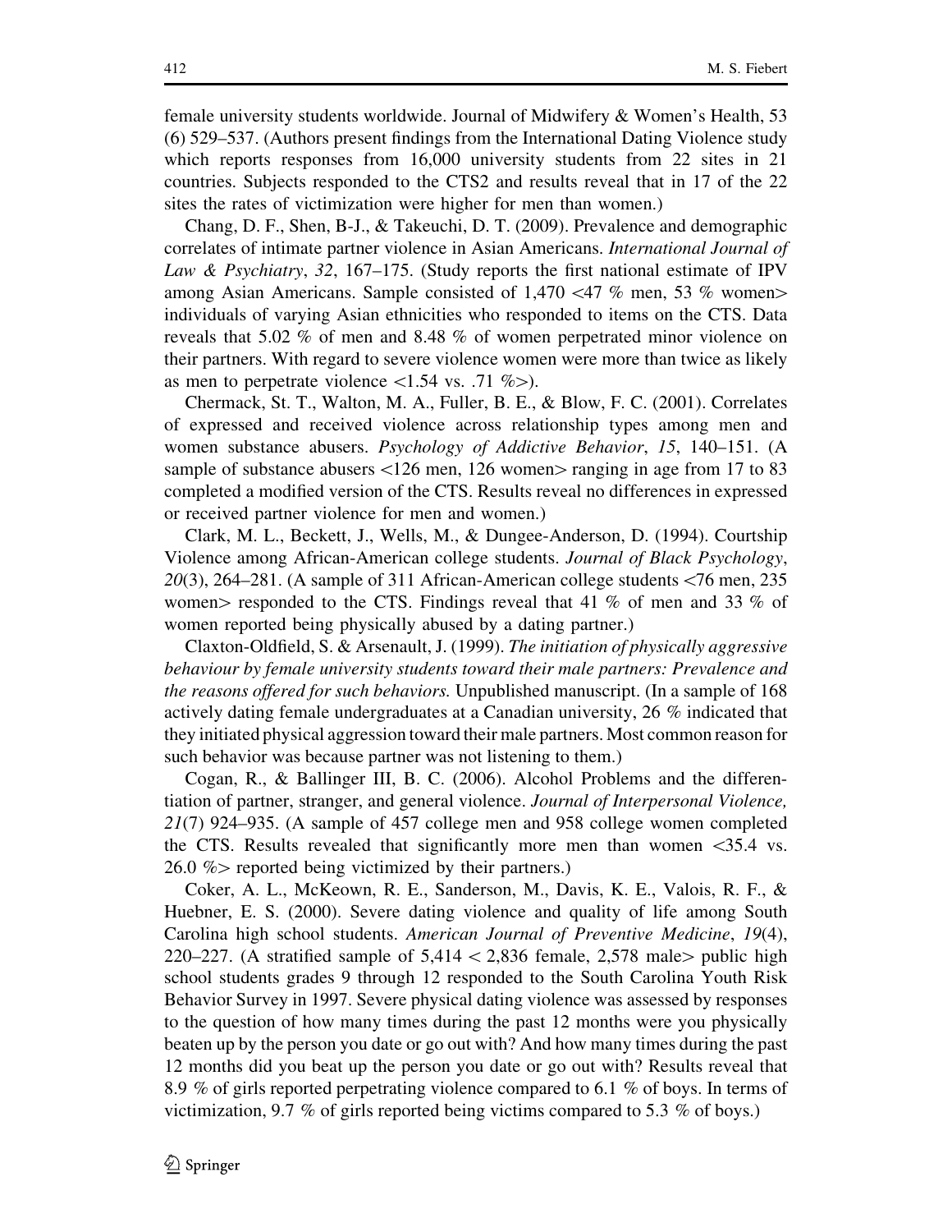female university students worldwide. Journal of Midwifery & Women's Health, 53 (6) 529–537. (Authors present findings from the International Dating Violence study which reports responses from 16,000 university students from 22 sites in 21 countries. Subjects responded to the CTS2 and results reveal that in 17 of the 22 sites the rates of victimization were higher for men than women.)

Chang, D. F., Shen, B-J., & Takeuchi, D. T. (2009). Prevalence and demographic correlates of intimate partner violence in Asian Americans. *International Journal of Law & Psychiatry*, *32*, 167–175. (Study reports the first national estimate of IPV among Asian Americans. Sample consisted of 1,470 <47 % men, 53 % women> individuals of varying Asian ethnicities who responded to items on the CTS. Data reveals that 5.02 % of men and 8.48 % of women perpetrated minor violence on their partners. With regard to severe violence women were more than twice as likely as men to perpetrate violence <1.54 vs. .71 %>).

Chermack, St. T., Walton, M. A., Fuller, B. E., & Blow, F. C. (2001). Correlates of expressed and received violence across relationship types among men and women substance abusers. *Psychology of Addictive Behavior*, *15*, 140–151. (A sample of substance abusers <126 men, 126 women> ranging in age from 17 to 83 completed a modified version of the CTS. Results reveal no differences in expressed or received partner violence for men and women.)

Clark, M. L., Beckett, J., Wells, M., & Dungee-Anderson, D. (1994). Courtship Violence among African-American college students. *Journal of Black Psychology*, *20*(3), 264–281. (A sample of 311 African-American college students <76 men, 235 women> responded to the CTS. Findings reveal that 41 % of men and 33 % of women reported being physically abused by a dating partner.)

Claxton-Oldfield, S. & Arsenault, J. (1999). *The initiation of physically aggressive behaviour by female university students toward their male partners: Prevalence and the reasons offered for such behaviors.* Unpublished manuscript. (In a sample of 168 actively dating female undergraduates at a Canadian university, 26 % indicated that they initiated physical aggression toward their male partners. Most common reason for such behavior was because partner was not listening to them.)

Cogan, R., & Ballinger III, B. C. (2006). Alcohol Problems and the differentiation of partner, stranger, and general violence. *Journal of Interpersonal Violence, 21*(7) 924–935. (A sample of 457 college men and 958 college women completed the CTS. Results revealed that significantly more men than women <35.4 vs. 26.0 %> reported being victimized by their partners.)

Coker, A. L., McKeown, R. E., Sanderson, M., Davis, K. E., Valois, R. F., & Huebner, E. S. (2000). Severe dating violence and quality of life among South Carolina high school students. *American Journal of Preventive Medicine*, *19*(4), 220–227. (A stratified sample of 5,414 < 2,836 female, 2,578 male> public high school students grades 9 through 12 responded to the South Carolina Youth Risk Behavior Survey in 1997. Severe physical dating violence was assessed by responses to the question of how many times during the past 12 months were you physically beaten up by the person you date or go out with? And how many times during the past 12 months did you beat up the person you date or go out with? Results reveal that 8.9 % of girls reported perpetrating violence compared to 6.1 % of boys. In terms of victimization, 9.7 % of girls reported being victims compared to 5.3 % of boys.)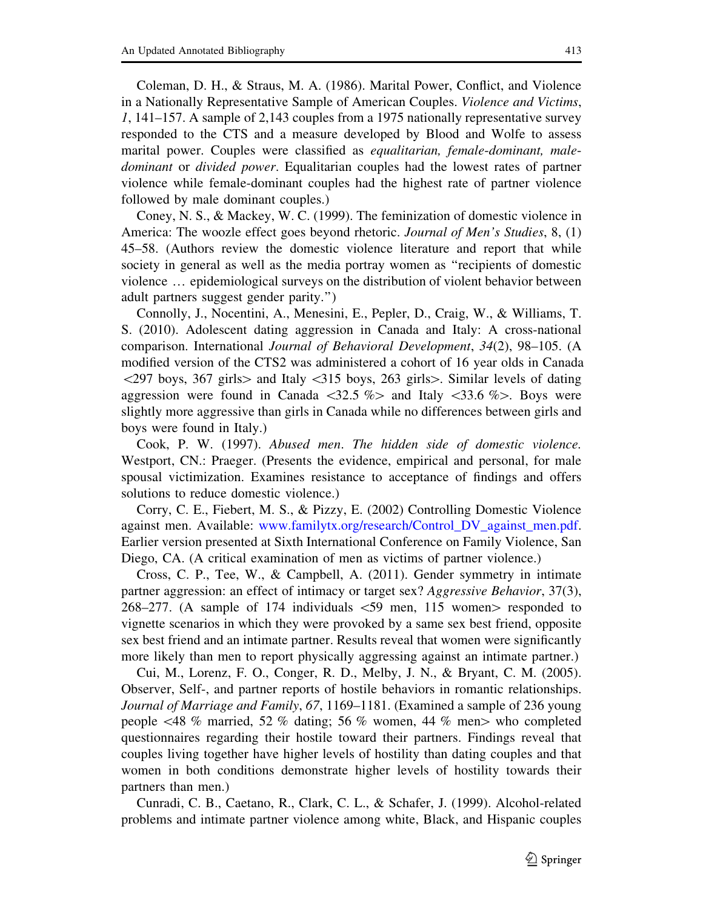Coleman, D. H., & Straus, M. A. (1986). Marital Power, Conflict, and Violence in a Nationally Representative Sample of American Couples. *Violence and Victims*, *1*, 141–157. A sample of 2,143 couples from a 1975 nationally representative survey responded to the CTS and a measure developed by Blood and Wolfe to assess marital power. Couples were classified as *equalitarian, female-dominant, male-dominant* or *divided power*. Equalitarian couples had the lowest rates of partner violence while female-dominant couples had the highest rate of partner violence followed by male dominant couples.)

Coney, N. S., & Mackey, W. C. (1999). The feminization of domestic violence in America: The woozle effect goes beyond rhetoric. *Journal of Men's Studies*, 8, (1) 45–58. (Authors review the domestic violence literature and report that while society in general as well as the media portray women as "recipients of domestic violence … epidemiological surveys on the distribution of violent behavior between adult partners suggest gender parity.")

Connolly, J., Nocentini, A., Menesini, E., Pepler, D., Craig, W., & Williams, T. S. (2010). Adolescent dating aggression in Canada and Italy: A cross-national comparison. International *Journal of Behavioral Development*, *34*(2), 98–105. (A modified version of the CTS2 was administered a cohort of 16 year olds in Canada <297 boys, 367 girls> and Italy <315 boys, 263 girls>. Similar levels of dating aggression were found in Canada <32.5 %> and Italy <33.6 %>. Boys were slightly more aggressive than girls in Canada while no differences between girls and boys were found in Italy.)

Cook, P. W. (1997). *Abused men*. *The hidden side of domestic violence.* Westport, CN.: Praeger. (Presents the evidence, empirical and personal, for male spousal victimization. Examines resistance to acceptance of findings and offers solutions to reduce domestic violence.)

Corry, C. E., Fiebert, M. S., & Pizzy, E. (2002) Controlling Domestic Violence against men. Available: www.familytx.org/research/Control_DV_against_men.pdf. Earlier version presented at Sixth International Conference on Family Violence, San Diego, CA. (A critical examination of men as victims of partner violence.)

Cross, C. P., Tee, W., & Campbell, A. (2011). Gender symmetry in intimate partner aggression: an effect of intimacy or target sex? *Aggressive Behavior*, 37(3), 268–277. (A sample of 174 individuals <59 men, 115 women> responded to vignette scenarios in which they were provoked by a same sex best friend, opposite sex best friend and an intimate partner. Results reveal that women were significantly more likely than men to report physically aggressing against an intimate partner.)

Cui, M., Lorenz, F. O., Conger, R. D., Melby, J. N., & Bryant, C. M. (2005). Observer, Self-, and partner reports of hostile behaviors in romantic relationships. *Journal of Marriage and Family*, *67*, 1169–1181. (Examined a sample of 236 young people <48 % married, 52 % dating; 56 % women, 44 % men> who completed questionnaires regarding their hostile toward their partners. Findings reveal that couples living together have higher levels of hostility than dating couples and that women in both conditions demonstrate higher levels of hostility towards their partners than men.)

Cunradi, C. B., Caetano, R., Clark, C. L., & Schafer, J. (1999). Alcohol-related problems and intimate partner violence among white, Black, and Hispanic couples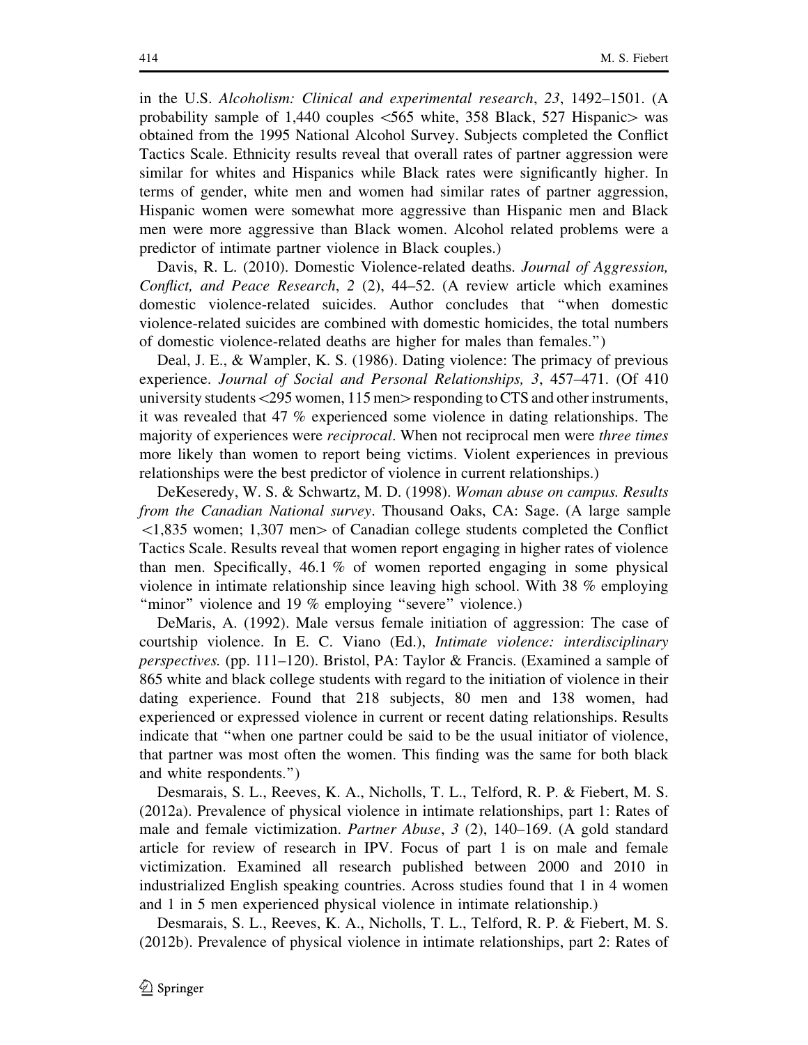in the U.S. *Alcoholism: Clinical and experimental research*, *23*, 1492–1501. (A probability sample of 1,440 couples <565 white, 358 Black, 527 Hispanic> was obtained from the 1995 National Alcohol Survey. Subjects completed the Conflict Tactics Scale. Ethnicity results reveal that overall rates of partner aggression were similar for whites and Hispanics while Black rates were significantly higher. In terms of gender, white men and women had similar rates of partner aggression, Hispanic women were somewhat more aggressive than Hispanic men and Black men were more aggressive than Black women. Alcohol related problems were a predictor of intimate partner violence in Black couples.)

Davis, R. L. (2010). Domestic Violence-related deaths. *Journal of Aggression, Conflict, and Peace Research*, *2* (2), 44–52. (A review article which examines domestic violence-related suicides. Author concludes that "when domestic violence-related suicides are combined with domestic homicides, the total numbers of domestic violence-related deaths are higher for males than females.")

Deal, J. E., & Wampler, K. S. (1986). Dating violence: The primacy of previous experience. *Journal of Social and Personal Relationships, 3*, 457–471. (Of 410 university students <295 women, 115 men> responding to CTS and other instruments, it was revealed that 47 % experienced some violence in dating relationships. The majority of experiences were *reciprocal*. When not reciprocal men were *three times* more likely than women to report being victims. Violent experiences in previous relationships were the best predictor of violence in current relationships.)

DeKeseredy, W. S. & Schwartz, M. D. (1998). *Woman abuse on campus. Results from the Canadian National survey*. Thousand Oaks, CA: Sage. (A large sample <1,835 women; 1,307 men> of Canadian college students completed the Conflict Tactics Scale. Results reveal that women report engaging in higher rates of violence than men. Specifically, 46.1 % of women reported engaging in some physical violence in intimate relationship since leaving high school. With 38 % employing "minor" violence and 19 % employing "severe" violence.)

DeMaris, A. (1992). Male versus female initiation of aggression: The case of courtship violence. In E. C. Viano (Ed.), *Intimate violence: interdisciplinary perspectives.* (pp. 111–120). Bristol, PA: Taylor & Francis. (Examined a sample of 865 white and black college students with regard to the initiation of violence in their dating experience. Found that 218 subjects, 80 men and 138 women, had experienced or expressed violence in current or recent dating relationships. Results indicate that "when one partner could be said to be the usual initiator of violence, that partner was most often the women. This finding was the same for both black and white respondents.")

Desmarais, S. L., Reeves, K. A., Nicholls, T. L., Telford, R. P. & Fiebert, M. S. (2012a). Prevalence of physical violence in intimate relationships, part 1: Rates of male and female victimization. *Partner Abuse*, *3* (2), 140–169. (A gold standard article for review of research in IPV. Focus of part 1 is on male and female victimization. Examined all research published between 2000 and 2010 in industrialized English speaking countries. Across studies found that 1 in 4 women and 1 in 5 men experienced physical violence in intimate relationship.)

Desmarais, S. L., Reeves, K. A., Nicholls, T. L., Telford, R. P. & Fiebert, M. S. (2012b). Prevalence of physical violence in intimate relationships, part 2: Rates of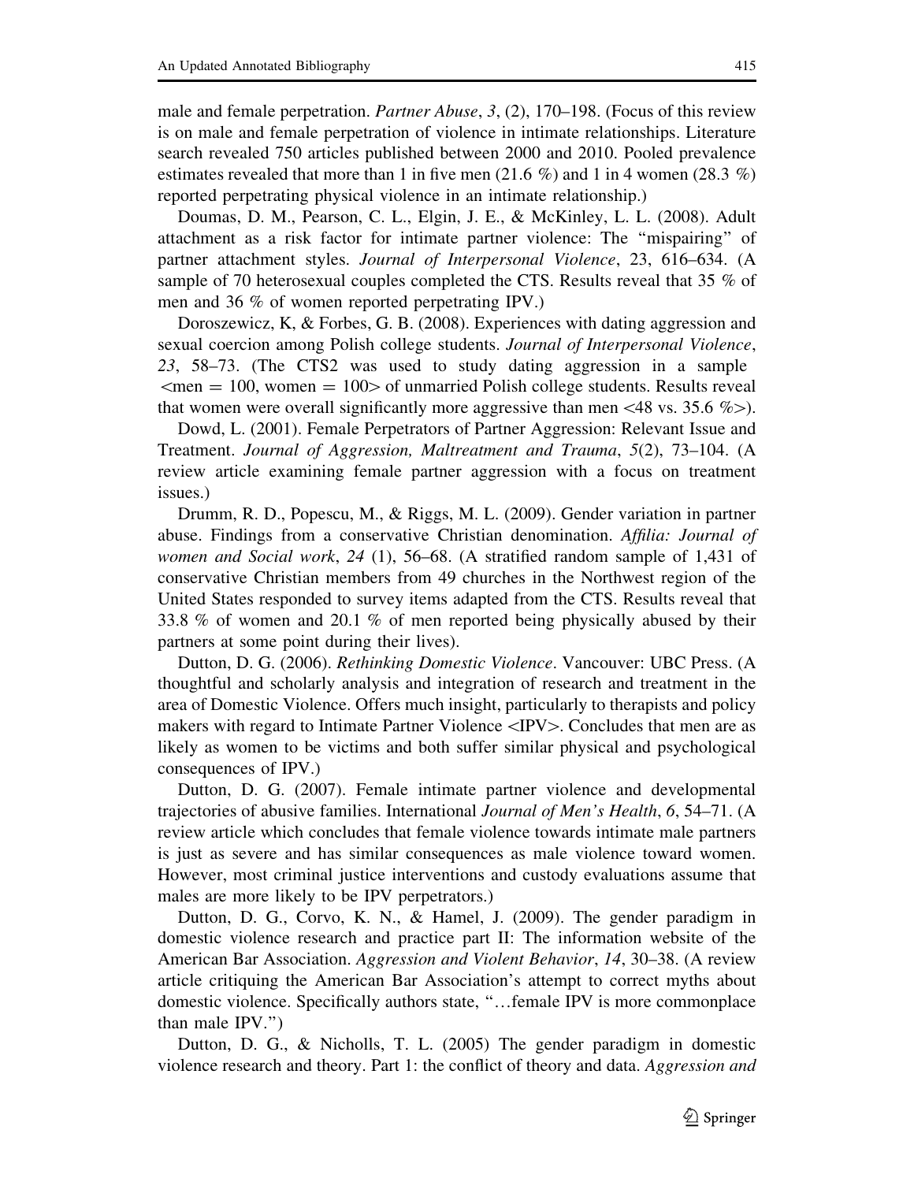male and female perpetration. *Partner Abuse*, *3*, (2), 170–198. (Focus of this review is on male and female perpetration of violence in intimate relationships. Literature search revealed 750 articles published between 2000 and 2010. Pooled prevalence estimates revealed that more than 1 in five men (21.6 %) and 1 in 4 women (28.3 %) reported perpetrating physical violence in an intimate relationship.)

Doumas, D. M., Pearson, C. L., Elgin, J. E., & McKinley, L. L. (2008). Adult attachment as a risk factor for intimate partner violence: The "mispairing" of partner attachment styles. *Journal of Interpersonal Violence*, 23, 616–634. (A sample of 70 heterosexual couples completed the CTS. Results reveal that 35 % of men and 36 % of women reported perpetrating IPV.)

Doroszewicz, K, & Forbes, G. B. (2008). Experiences with dating aggression and sexual coercion among Polish college students. *Journal of Interpersonal Violence*, *23*, 58–73. (The CTS2 was used to study dating aggression in a sample <men = 100, women = 100> of unmarried Polish college students. Results reveal that women were overall significantly more aggressive than men <48 vs. 35.6 %>).

Dowd, L. (2001). Female Perpetrators of Partner Aggression: Relevant Issue and Treatment. *Journal of Aggression, Maltreatment and Trauma*, *5*(2), 73–104. (A review article examining female partner aggression with a focus on treatment issues.)

Drumm, R. D., Popescu, M., & Riggs, M. L. (2009). Gender variation in partner abuse. Findings from a conservative Christian denomination. *Affilia: Journal of women and Social work*, *24* (1), 56–68. (A stratified random sample of 1,431 of conservative Christian members from 49 churches in the Northwest region of the United States responded to survey items adapted from the CTS. Results reveal that 33.8 % of women and 20.1 % of men reported being physically abused by their partners at some point during their lives).

Dutton, D. G. (2006). *Rethinking Domestic Violence*. Vancouver: UBC Press. (A thoughtful and scholarly analysis and integration of research and treatment in the area of Domestic Violence. Offers much insight, particularly to therapists and policy makers with regard to Intimate Partner Violence <IPV>. Concludes that men are as likely as women to be victims and both suffer similar physical and psychological consequences of IPV.)

Dutton, D. G. (2007). Female intimate partner violence and developmental trajectories of abusive families. International *Journal of Men's Health*, *6*, 54–71. (A review article which concludes that female violence towards intimate male partners is just as severe and has similar consequences as male violence toward women. However, most criminal justice interventions and custody evaluations assume that males are more likely to be IPV perpetrators.)

Dutton, D. G., Corvo, K. N., & Hamel, J. (2009). The gender paradigm in domestic violence research and practice part II: The information website of the American Bar Association. *Aggression and Violent Behavior*, *14*, 30–38. (A review article critiquing the American Bar Association's attempt to correct myths about domestic violence. Specifically authors state, "…female IPV is more commonplace than male IPV.")

Dutton, D. G., & Nicholls, T. L. (2005) The gender paradigm in domestic violence research and theory. Part 1: the conflict of theory and data. *Aggression and*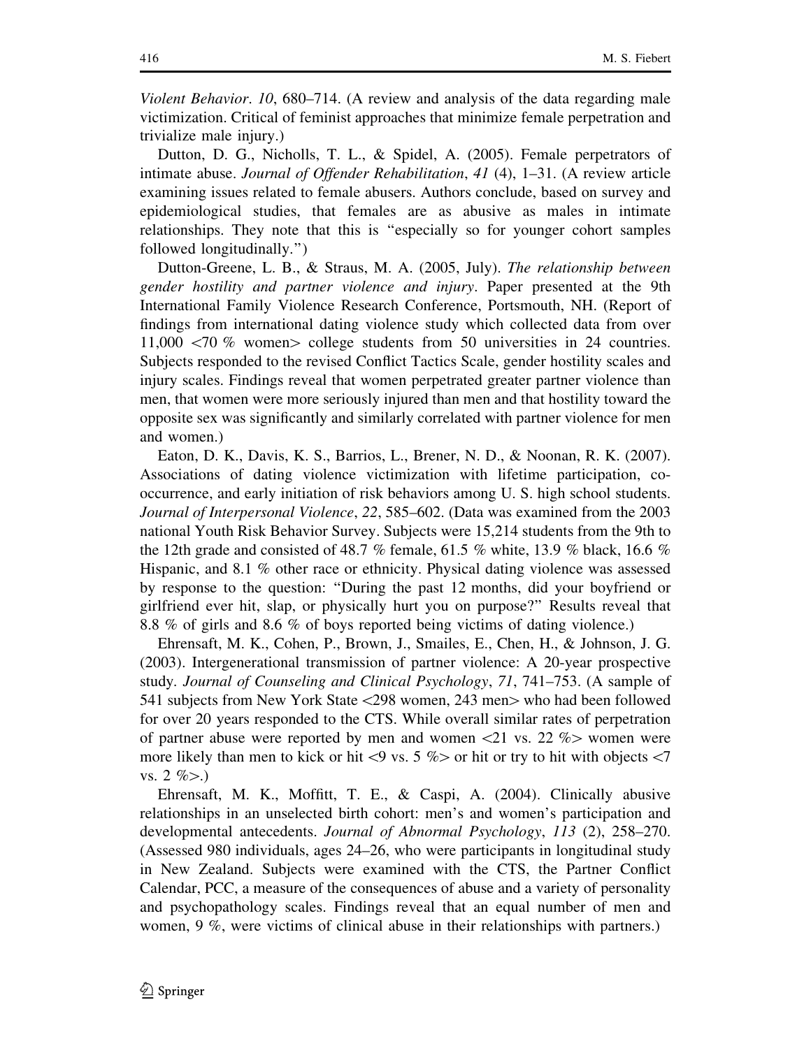*Violent Behavior*. *10*, 680–714. (A review and analysis of the data regarding male victimization. Critical of feminist approaches that minimize female perpetration and trivialize male injury.)

Dutton, D. G., Nicholls, T. L., & Spidel, A. (2005). Female perpetrators of intimate abuse. *Journal of Offender Rehabilitation*, *41* (4), 1–31. (A review article examining issues related to female abusers. Authors conclude, based on survey and epidemiological studies, that females are as abusive as males in intimate relationships. They note that this is "especially so for younger cohort samples followed longitudinally.")

Dutton-Greene, L. B., & Straus, M. A. (2005, July). *The relationship between gender hostility and partner violence and injury*. Paper presented at the 9th International Family Violence Research Conference, Portsmouth, NH. (Report of findings from international dating violence study which collected data from over 11,000 <70 % women> college students from 50 universities in 24 countries. Subjects responded to the revised Conflict Tactics Scale, gender hostility scales and injury scales. Findings reveal that women perpetrated greater partner violence than men, that women were more seriously injured than men and that hostility toward the opposite sex was significantly and similarly correlated with partner violence for men and women.)

Eaton, D. K., Davis, K. S., Barrios, L., Brener, N. D., & Noonan, R. K. (2007). Associations of dating violence victimization with lifetime participation, co-occurrence, and early initiation of risk behaviors among U. S. high school students. *Journal of Interpersonal Violence*, *22*, 585–602. (Data was examined from the 2003 national Youth Risk Behavior Survey. Subjects were 15,214 students from the 9th to the 12th grade and consisted of 48.7 % female, 61.5 % white, 13.9 % black, 16.6 % Hispanic, and 8.1 % other race or ethnicity. Physical dating violence was assessed by response to the question: "During the past 12 months, did your boyfriend or girlfriend ever hit, slap, or physically hurt you on purpose?" Results reveal that 8.8 % of girls and 8.6 % of boys reported being victims of dating violence.)

Ehrensaft, M. K., Cohen, P., Brown, J., Smailes, E., Chen, H., & Johnson, J. G. (2003). Intergenerational transmission of partner violence: A 20-year prospective study. *Journal of Counseling and Clinical Psychology*, *71*, 741–753. (A sample of 541 subjects from New York State <298 women, 243 men> who had been followed for over 20 years responded to the CTS. While overall similar rates of perpetration of partner abuse were reported by men and women <21 vs. 22 %> women were more likely than men to kick or hit <9 vs. 5 %> or hit or try to hit with objects <7 vs. 2 %>.)

Ehrensaft, M. K., Moffitt, T. E., & Caspi, A. (2004). Clinically abusive relationships in an unselected birth cohort: men's and women's participation and developmental antecedents. *Journal of Abnormal Psychology*, *113* (2), 258–270. (Assessed 980 individuals, ages 24–26, who were participants in longitudinal study in New Zealand. Subjects were examined with the CTS, the Partner Conflict Calendar, PCC, a measure of the consequences of abuse and a variety of personality and psychopathology scales. Findings reveal that an equal number of men and women, 9 %, were victims of clinical abuse in their relationships with partners.)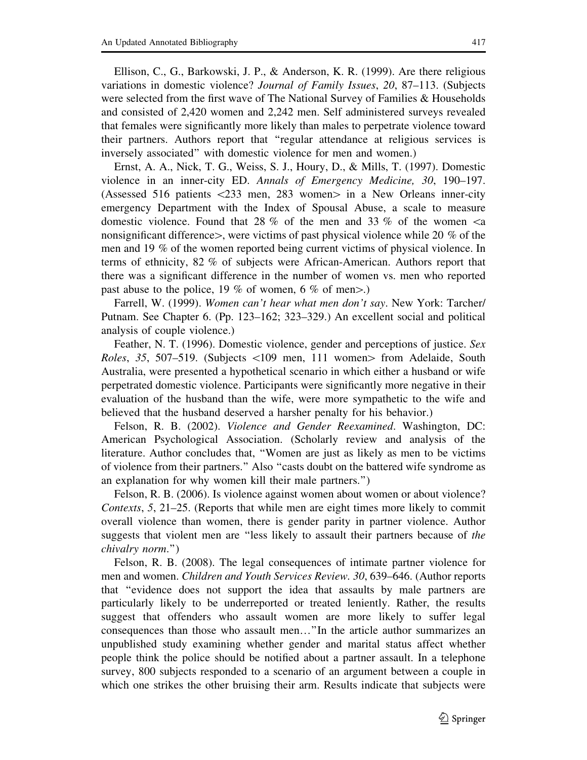Ellison, C., G., Barkowski, J. P., & Anderson, K. R. (1999). Are there religious variations in domestic violence? *Journal of Family Issues*, *20*, 87–113. (Subjects were selected from the first wave of The National Survey of Families & Households and consisted of 2,420 women and 2,242 men. Self administered surveys revealed that females were significantly more likely than males to perpetrate violence toward their partners. Authors report that "regular attendance at religious services is inversely associated" with domestic violence for men and women.)

Ernst, A. A., Nick, T. G., Weiss, S. J., Houry, D., & Mills, T. (1997). Domestic violence in an inner-city ED. *Annals of Emergency Medicine, 30*, 190–197. (Assessed 516 patients <233 men, 283 women> in a New Orleans inner-city emergency Department with the Index of Spousal Abuse, a scale to measure domestic violence. Found that 28 % of the men and 33 % of the women <a nonsignificant difference>, were victims of past physical violence while 20 % of the men and 19 % of the women reported being current victims of physical violence. In terms of ethnicity, 82 % of subjects were African-American. Authors report that there was a significant difference in the number of women vs. men who reported past abuse to the police, 19 % of women, 6 % of men>.)

Farrell, W. (1999). *Women can't hear what men don't say*. New York: Tarcher/Putnam. See Chapter 6. (Pp. 123–162; 323–329.) An excellent social and political analysis of couple violence.)

Feather, N. T. (1996). Domestic violence, gender and perceptions of justice. *Sex Roles*, *35*, 507–519. (Subjects <109 men, 111 women> from Adelaide, South Australia, were presented a hypothetical scenario in which either a husband or wife perpetrated domestic violence. Participants were significantly more negative in their evaluation of the husband than the wife, were more sympathetic to the wife and believed that the husband deserved a harsher penalty for his behavior.)

Felson, R. B. (2002). *Violence and Gender Reexamined*. Washington, DC: American Psychological Association. (Scholarly review and analysis of the literature. Author concludes that, "Women are just as likely as men to be victims of violence from their partners." Also "casts doubt on the battered wife syndrome as an explanation for why women kill their male partners.")

Felson, R. B. (2006). Is violence against women about women or about violence? *Contexts*, *5*, 21–25. (Reports that while men are eight times more likely to commit overall violence than women, there is gender parity in partner violence. Author suggests that violent men are "less likely to assault their partners because of *the chivalry norm*.")

Felson, R. B. (2008). The legal consequences of intimate partner violence for men and women. *Children and Youth Services Review*. *30*, 639–646. (Author reports that "evidence does not support the idea that assaults by male partners are particularly likely to be underreported or treated leniently. Rather, the results suggest that offenders who assault women are more likely to suffer legal consequences than those who assault men…"In the article author summarizes an unpublished study examining whether gender and marital status affect whether people think the police should be notified about a partner assault. In a telephone survey, 800 subjects responded to a scenario of an argument between a couple in which one strikes the other bruising their arm. Results indicate that subjects were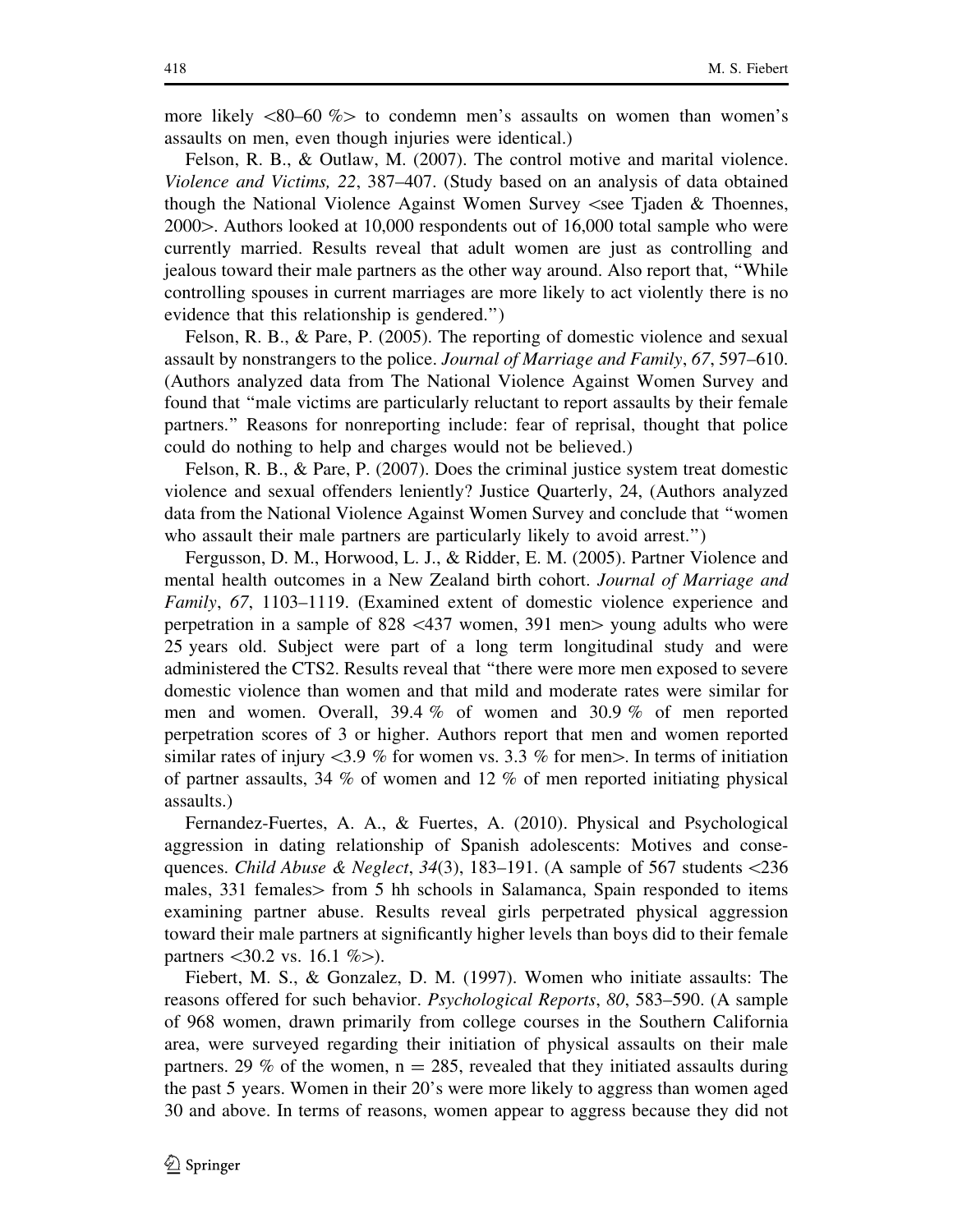more likely <80–60 %> to condemn men's assaults on women than women's assaults on men, even though injuries were identical.)

Felson, R. B., & Outlaw, M. (2007). The control motive and marital violence. *Violence and Victims, 22*, 387–407. (Study based on an analysis of data obtained though the National Violence Against Women Survey <see Tjaden & Thoennes, 2000>. Authors looked at 10,000 respondents out of 16,000 total sample who were currently married. Results reveal that adult women are just as controlling and jealous toward their male partners as the other way around. Also report that, "While controlling spouses in current marriages are more likely to act violently there is no evidence that this relationship is gendered.")

Felson, R. B., & Pare, P. (2005). The reporting of domestic violence and sexual assault by nonstrangers to the police. *Journal of Marriage and Family*, *67*, 597–610. (Authors analyzed data from The National Violence Against Women Survey and found that "male victims are particularly reluctant to report assaults by their female partners." Reasons for nonreporting include: fear of reprisal, thought that police could do nothing to help and charges would not be believed.)

Felson, R. B., & Pare, P. (2007). Does the criminal justice system treat domestic violence and sexual offenders leniently? Justice Quarterly, 24, (Authors analyzed data from the National Violence Against Women Survey and conclude that "women who assault their male partners are particularly likely to avoid arrest.")

Fergusson, D. M., Horwood, L. J., & Ridder, E. M. (2005). Partner Violence and mental health outcomes in a New Zealand birth cohort. *Journal of Marriage and Family*, *67*, 1103–1119. (Examined extent of domestic violence experience and perpetration in a sample of 828 <437 women, 391 men> young adults who were 25 years old. Subject were part of a long term longitudinal study and were administered the CTS2. Results reveal that "there were more men exposed to severe domestic violence than women and that mild and moderate rates were similar for men and women. Overall, 39.4 % of women and 30.9 % of men reported perpetration scores of 3 or higher. Authors report that men and women reported similar rates of injury <3.9 % for women vs. 3.3 % for men>. In terms of initiation of partner assaults, 34 % of women and 12 % of men reported initiating physical assaults.)

Fernandez-Fuertes, A. A., & Fuertes, A. (2010). Physical and Psychological aggression in dating relationship of Spanish adolescents: Motives and consequences. *Child Abuse & Neglect*, *34*(3), 183–191. (A sample of 567 students <236 males, 331 females> from 5 hh schools in Salamanca, Spain responded to items examining partner abuse. Results reveal girls perpetrated physical aggression toward their male partners at significantly higher levels than boys did to their female partners <30.2 vs. 16.1 %>).

Fiebert, M. S., & Gonzalez, D. M. (1997). Women who initiate assaults: The reasons offered for such behavior. *Psychological Reports*, *80*, 583–590. (A sample of 968 women, drawn primarily from college courses in the Southern California area, were surveyed regarding their initiation of physical assaults on their male partners. 29 % of the women, n = 285, revealed that they initiated assaults during the past 5 years. Women in their 20's were more likely to aggress than women aged 30 and above. In terms of reasons, women appear to aggress because they did not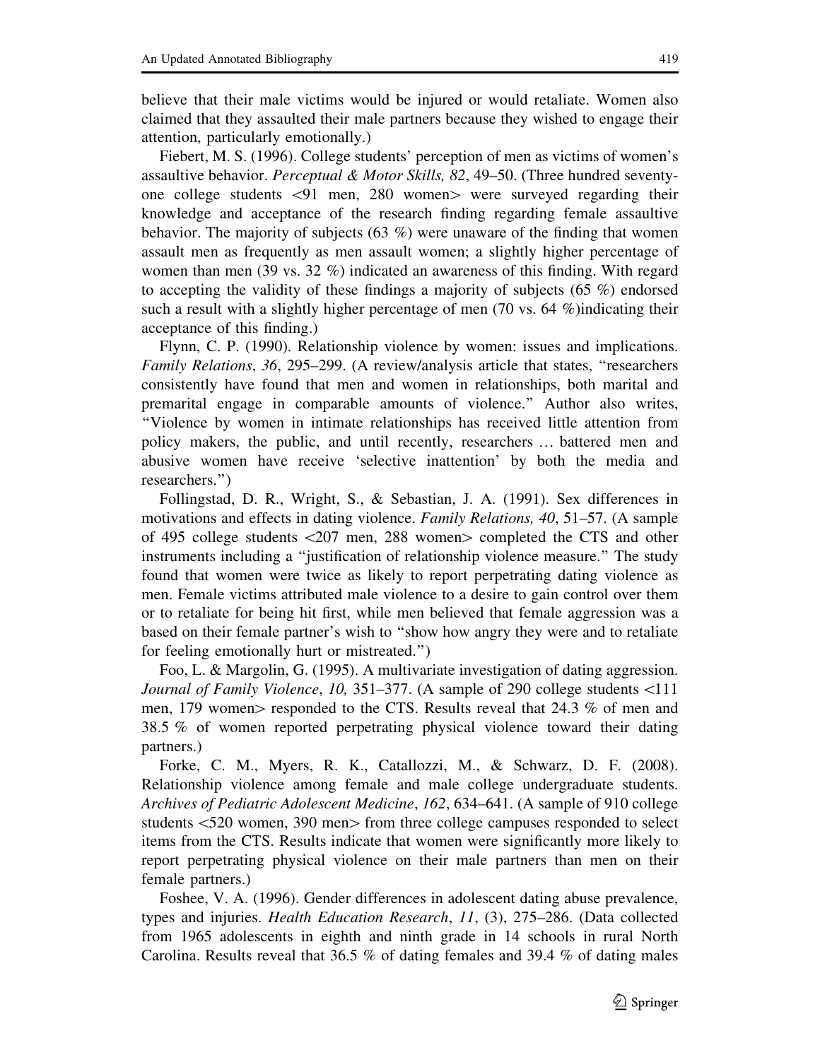believe that their male victims would be injured or would retaliate. Women also claimed that they assaulted their male partners because they wished to engage their attention, particularly emotionally.)

Fiebert, M. S. (1996). College students' perception of men as victims of women's assaultive behavior. *Perceptual & Motor Skills, 82*, 49–50. (Three hundred seventy-one college students <91 men, 280 women> were surveyed regarding their knowledge and acceptance of the research finding regarding female assaultive behavior. The majority of subjects (63 %) were unaware of the finding that women assault men as frequently as men assault women; a slightly higher percentage of women than men (39 vs. 32 %) indicated an awareness of this finding. With regard to accepting the validity of these findings a majority of subjects (65 %) endorsed such a result with a slightly higher percentage of men (70 vs. 64 %)indicating their acceptance of this finding.)

Flynn, C. P. (1990). Relationship violence by women: issues and implications. *Family Relations*, *36*, 295–299. (A review/analysis article that states, "researchers consistently have found that men and women in relationships, both marital and premarital engage in comparable amounts of violence." Author also writes, "Violence by women in intimate relationships has received little attention from policy makers, the public, and until recently, researchers … battered men and abusive women have receive 'selective inattention' by both the media and researchers.")

Follingstad, D. R., Wright, S., & Sebastian, J. A. (1991). Sex differences in motivations and effects in dating violence. *Family Relations, 40*, 51–57. (A sample of 495 college students <207 men, 288 women> completed the CTS and other instruments including a "justification of relationship violence measure." The study found that women were twice as likely to report perpetrating dating violence as men. Female victims attributed male violence to a desire to gain control over them or to retaliate for being hit first, while men believed that female aggression was a based on their female partner's wish to "show how angry they were and to retaliate for feeling emotionally hurt or mistreated.")

Foo, L. & Margolin, G. (1995). A multivariate investigation of dating aggression. *Journal of Family Violence*, *10,* 351–377. (A sample of 290 college students <111 men, 179 women> responded to the CTS. Results reveal that 24.3 % of men and 38.5 % of women reported perpetrating physical violence toward their dating partners.)

Forke, C. M., Myers, R. K., Catallozzi, M., & Schwarz, D. F. (2008). Relationship violence among female and male college undergraduate students. *Archives of Pediatric Adolescent Medicine*, *162*, 634–641. (A sample of 910 college students <520 women, 390 men> from three college campuses responded to select items from the CTS. Results indicate that women were significantly more likely to report perpetrating physical violence on their male partners than men on their female partners.)

Foshee, V. A. (1996). Gender differences in adolescent dating abuse prevalence, types and injuries. *Health Education Research*, *11*, (3), 275–286. (Data collected from 1965 adolescents in eighth and ninth grade in 14 schools in rural North Carolina. Results reveal that 36.5 % of dating females and 39.4 % of dating males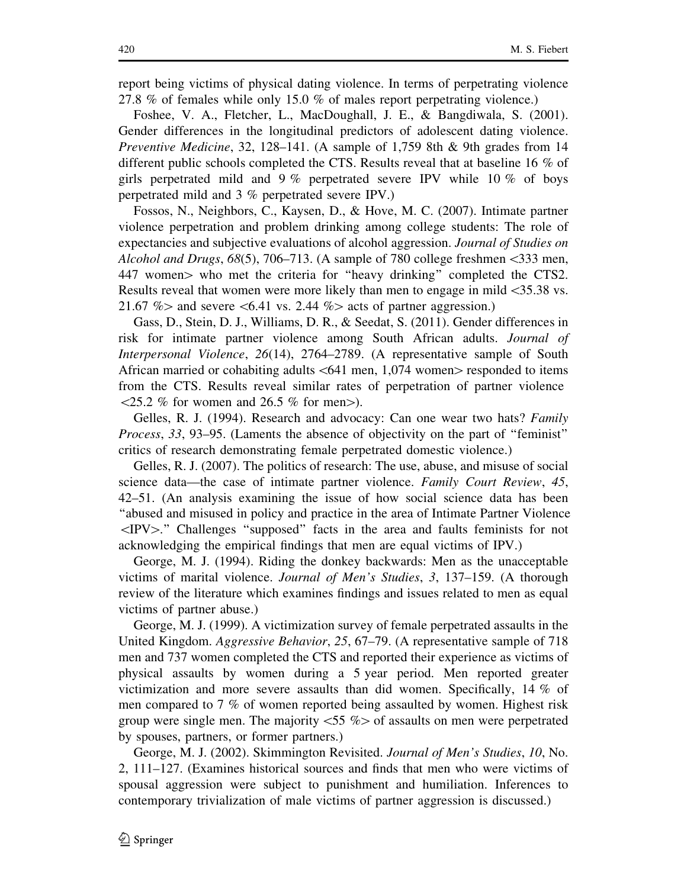report being victims of physical dating violence. In terms of perpetrating violence 27.8 % of females while only 15.0 % of males report perpetrating violence.)

Foshee, V. A., Fletcher, L., MacDoughall, J. E., & Bangdiwala, S. (2001). Gender differences in the longitudinal predictors of adolescent dating violence. *Preventive Medicine*, 32, 128–141. (A sample of 1,759 8th & 9th grades from 14 different public schools completed the CTS. Results reveal that at baseline 16 % of girls perpetrated mild and 9 % perpetrated severe IPV while 10 % of boys perpetrated mild and 3 % perpetrated severe IPV.)

Fossos, N., Neighbors, C., Kaysen, D., & Hove, M. C. (2007). Intimate partner violence perpetration and problem drinking among college students: The role of expectancies and subjective evaluations of alcohol aggression. *Journal of Studies on Alcohol and Drugs*, *68*(5), 706–713. (A sample of 780 college freshmen <333 men, 447 women> who met the criteria for "heavy drinking" completed the CTS2. Results reveal that women were more likely than men to engage in mild <35.38 vs. 21.67 %> and severe <6.41 vs. 2.44 %> acts of partner aggression.)

Gass, D., Stein, D. J., Williams, D. R., & Seedat, S. (2011). Gender differences in risk for intimate partner violence among South African adults. *Journal of Interpersonal Violence*, *26*(14), 2764–2789. (A representative sample of South African married or cohabiting adults <641 men, 1,074 women> responded to items from the CTS. Results reveal similar rates of perpetration of partner violence <25.2 % for women and 26.5 % for men>).

Gelles, R. J. (1994). Research and advocacy: Can one wear two hats? *Family Process*, *33*, 93–95. (Laments the absence of objectivity on the part of "feminist" critics of research demonstrating female perpetrated domestic violence.)

Gelles, R. J. (2007). The politics of research: The use, abuse, and misuse of social science data—the case of intimate partner violence. *Family Court Review*, *45*, 42–51. (An analysis examining the issue of how social science data has been "abused and misused in policy and practice in the area of Intimate Partner Violence <IPV>." Challenges "supposed" facts in the area and faults feminists for not acknowledging the empirical findings that men are equal victims of IPV.)

George, M. J. (1994). Riding the donkey backwards: Men as the unacceptable victims of marital violence. *Journal of Men's Studies*, *3*, 137–159. (A thorough review of the literature which examines findings and issues related to men as equal victims of partner abuse.)

George, M. J. (1999). A victimization survey of female perpetrated assaults in the United Kingdom. *Aggressive Behavior*, *25*, 67–79. (A representative sample of 718 men and 737 women completed the CTS and reported their experience as victims of physical assaults by women during a 5 year period. Men reported greater victimization and more severe assaults than did women. Specifically, 14 % of men compared to 7 % of women reported being assaulted by women. Highest risk group were single men. The majority <55 %> of assaults on men were perpetrated by spouses, partners, or former partners.)

George, M. J. (2002). Skimmington Revisited. *Journal of Men's Studies*, *10*, No. 2, 111–127. (Examines historical sources and finds that men who were victims of spousal aggression were subject to punishment and humiliation. Inferences to contemporary trivialization of male victims of partner aggression is discussed.)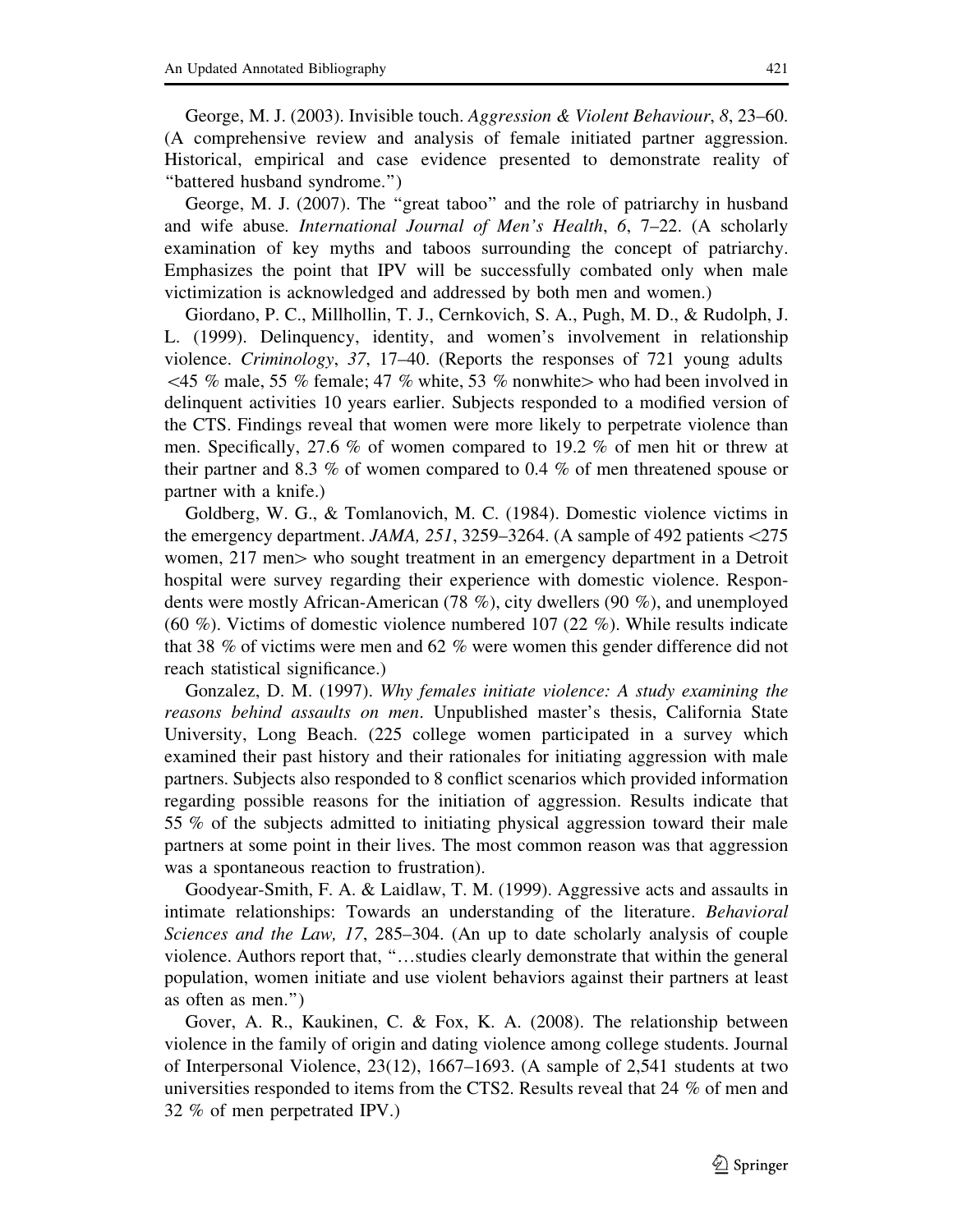George, M. J. (2003). Invisible touch. *Aggression & Violent Behaviour*, *8*, 23–60. (A comprehensive review and analysis of female initiated partner aggression. Historical, empirical and case evidence presented to demonstrate reality of "battered husband syndrome.")

George, M. J. (2007). The "great taboo" and the role of patriarchy in husband and wife abuse. *International Journal of Men's Health*, *6*, 7–22. (A scholarly examination of key myths and taboos surrounding the concept of patriarchy. Emphasizes the point that IPV will be successfully combated only when male victimization is acknowledged and addressed by both men and women.)

Giordano, P. C., Millhollin, T. J., Cernkovich, S. A., Pugh, M. D., & Rudolph, J. L. (1999). Delinquency, identity, and women's involvement in relationship violence. *Criminology*, *37*, 17–40. (Reports the responses of 721 young adults <45 % male, 55 % female; 47 % white, 53 % nonwhite> who had been involved in delinquent activities 10 years earlier. Subjects responded to a modified version of the CTS. Findings reveal that women were more likely to perpetrate violence than men. Specifically, 27.6 % of women compared to 19.2 % of men hit or threw at their partner and 8.3 % of women compared to 0.4 % of men threatened spouse or partner with a knife.)

Goldberg, W. G., & Tomlanovich, M. C. (1984). Domestic violence victims in the emergency department. *JAMA, 251*, 3259–3264. (A sample of 492 patients <275 women, 217 men> who sought treatment in an emergency department in a Detroit hospital were survey regarding their experience with domestic violence. Respondents were mostly African-American (78 %), city dwellers (90 %), and unemployed (60 %). Victims of domestic violence numbered 107 (22 %). While results indicate that 38 % of victims were men and 62 % were women this gender difference did not reach statistical significance.)

Gonzalez, D. M. (1997). *Why females initiate violence: A study examining the reasons behind assaults on men*. Unpublished master's thesis, California State University, Long Beach. (225 college women participated in a survey which examined their past history and their rationales for initiating aggression with male partners. Subjects also responded to 8 conflict scenarios which provided information regarding possible reasons for the initiation of aggression. Results indicate that 55 % of the subjects admitted to initiating physical aggression toward their male partners at some point in their lives. The most common reason was that aggression was a spontaneous reaction to frustration).

Goodyear-Smith, F. A. & Laidlaw, T. M. (1999). Aggressive acts and assaults in intimate relationships: Towards an understanding of the literature. *Behavioral Sciences and the Law, 17*, 285–304. (An up to date scholarly analysis of couple violence. Authors report that, "…studies clearly demonstrate that within the general population, women initiate and use violent behaviors against their partners at least as often as men.")

Gover, A. R., Kaukinen, C. & Fox, K. A. (2008). The relationship between violence in the family of origin and dating violence among college students. Journal of Interpersonal Violence, 23(12), 1667–1693. (A sample of 2,541 students at two universities responded to items from the CTS2. Results reveal that 24 % of men and 32 % of men perpetrated IPV.)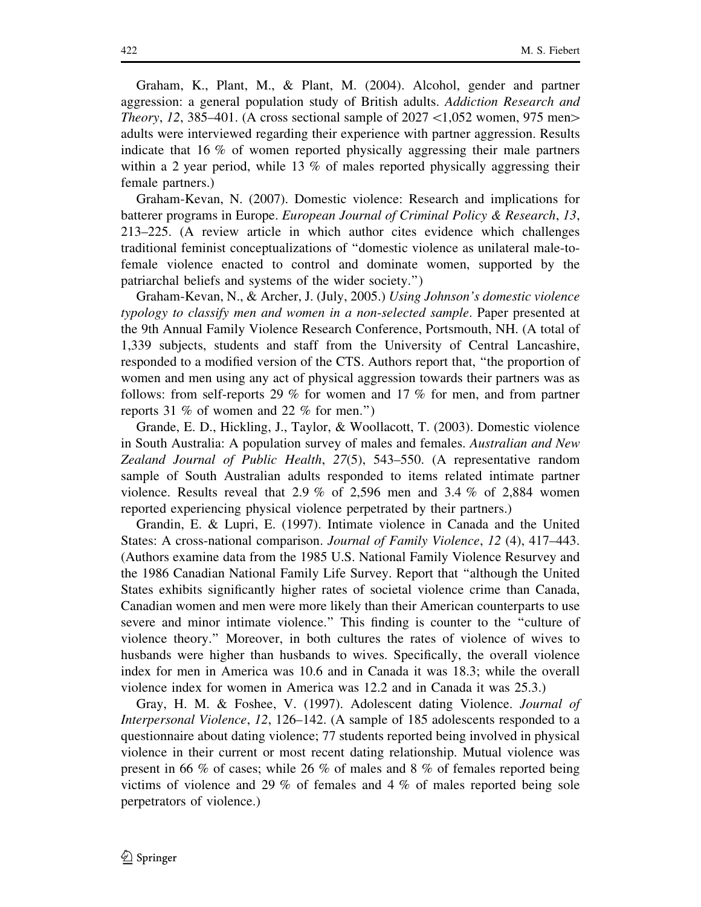Graham, K., Plant, M., & Plant, M. (2004). Alcohol, gender and partner aggression: a general population study of British adults. *Addiction Research and Theory*, *12*, 385–401. (A cross sectional sample of 2027 <1,052 women, 975 men> adults were interviewed regarding their experience with partner aggression. Results indicate that 16 % of women reported physically aggressing their male partners within a 2 year period, while 13 % of males reported physically aggressing their female partners.)

Graham-Kevan, N. (2007). Domestic violence: Research and implications for batterer programs in Europe. *European Journal of Criminal Policy & Research*, *13*, 213–225. (A review article in which author cites evidence which challenges traditional feminist conceptualizations of "domestic violence as unilateral male-to-female violence enacted to control and dominate women, supported by the patriarchal beliefs and systems of the wider society.")

Graham-Kevan, N., & Archer, J. (July, 2005.) *Using Johnson's domestic violence typology to classify men and women in a non-selected sample*. Paper presented at the 9th Annual Family Violence Research Conference, Portsmouth, NH. (A total of 1,339 subjects, students and staff from the University of Central Lancashire, responded to a modified version of the CTS. Authors report that, "the proportion of women and men using any act of physical aggression towards their partners was as follows: from self-reports 29 % for women and 17 % for men, and from partner reports 31 % of women and 22 % for men.")

Grande, E. D., Hickling, J., Taylor, & Woollacott, T. (2003). Domestic violence in South Australia: A population survey of males and females. *Australian and New Zealand Journal of Public Health*, *27*(5), 543–550. (A representative random sample of South Australian adults responded to items related intimate partner violence. Results reveal that 2.9 % of 2,596 men and 3.4 % of 2,884 women reported experiencing physical violence perpetrated by their partners.)

Grandin, E. & Lupri, E. (1997). Intimate violence in Canada and the United States: A cross-national comparison. *Journal of Family Violence*, *12* (4), 417–443. (Authors examine data from the 1985 U.S. National Family Violence Resurvey and the 1986 Canadian National Family Life Survey. Report that "although the United States exhibits significantly higher rates of societal violence crime than Canada, Canadian women and men were more likely than their American counterparts to use severe and minor intimate violence." This finding is counter to the "culture of violence theory." Moreover, in both cultures the rates of violence of wives to husbands were higher than husbands to wives. Specifically, the overall violence index for men in America was 10.6 and in Canada it was 18.3; while the overall violence index for women in America was 12.2 and in Canada it was 25.3.)

Gray, H. M. & Foshee, V. (1997). Adolescent dating Violence. *Journal of Interpersonal Violence*, *12*, 126–142. (A sample of 185 adolescents responded to a questionnaire about dating violence; 77 students reported being involved in physical violence in their current or most recent dating relationship. Mutual violence was present in 66 % of cases; while 26 % of males and 8 % of females reported being victims of violence and 29 % of females and 4 % of males reported being sole perpetrators of violence.)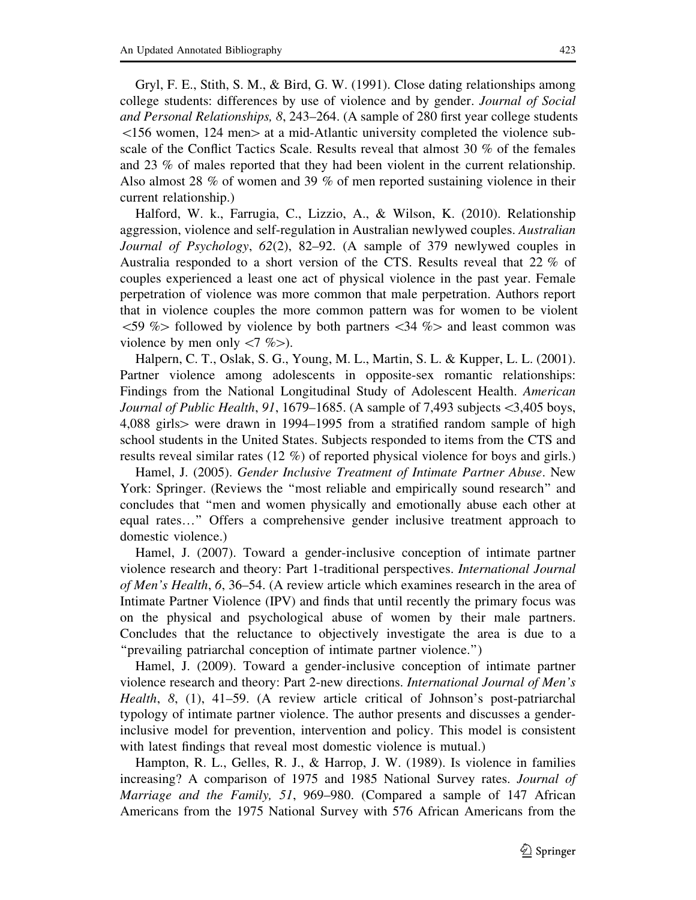Gryl, F. E., Stith, S. M., & Bird, G. W. (1991). Close dating relationships among college students: differences by use of violence and by gender. *Journal of Social and Personal Relationships, 8*, 243–264. (A sample of 280 first year college students <156 women, 124 men> at a mid-Atlantic university completed the violence subscale of the Conflict Tactics Scale. Results reveal that almost 30 % of the females and 23 % of males reported that they had been violent in the current relationship. Also almost 28 % of women and 39 % of men reported sustaining violence in their current relationship.)

Halford, W. k., Farrugia, C., Lizzio, A., & Wilson, K. (2010). Relationship aggression, violence and self-regulation in Australian newlywed couples. *Australian Journal of Psychology*, *62*(2), 82–92. (A sample of 379 newlywed couples in Australia responded to a short version of the CTS. Results reveal that 22 % of couples experienced a least one act of physical violence in the past year. Female perpetration of violence was more common that male perpetration. Authors report that in violence couples the more common pattern was for women to be violent <59 %> followed by violence by both partners <34 %> and least common was violence by men only <7 %>).

Halpern, C. T., Oslak, S. G., Young, M. L., Martin, S. L. & Kupper, L. L. (2001). Partner violence among adolescents in opposite-sex romantic relationships: Findings from the National Longitudinal Study of Adolescent Health. *American Journal of Public Health*, *91*, 1679–1685. (A sample of 7,493 subjects <3,405 boys, 4,088 girls> were drawn in 1994–1995 from a stratified random sample of high school students in the United States. Subjects responded to items from the CTS and results reveal similar rates (12 %) of reported physical violence for boys and girls.)

Hamel, J. (2005). *Gender Inclusive Treatment of Intimate Partner Abuse*. New York: Springer. (Reviews the "most reliable and empirically sound research" and concludes that "men and women physically and emotionally abuse each other at equal rates…" Offers a comprehensive gender inclusive treatment approach to domestic violence.)

Hamel, J. (2007). Toward a gender-inclusive conception of intimate partner violence research and theory: Part 1-traditional perspectives. *International Journal of Men's Health*, *6*, 36–54. (A review article which examines research in the area of Intimate Partner Violence (IPV) and finds that until recently the primary focus was on the physical and psychological abuse of women by their male partners. Concludes that the reluctance to objectively investigate the area is due to a "prevailing patriarchal conception of intimate partner violence.")

Hamel, J. (2009). Toward a gender-inclusive conception of intimate partner violence research and theory: Part 2-new directions. *International Journal of Men's Health*, *8*, (1), 41–59. (A review article critical of Johnson's post-patriarchal typology of intimate partner violence. The author presents and discusses a gender-inclusive model for prevention, intervention and policy. This model is consistent with latest findings that reveal most domestic violence is mutual.)

Hampton, R. L., Gelles, R. J., & Harrop, J. W. (1989). Is violence in families increasing? A comparison of 1975 and 1985 National Survey rates. *Journal of Marriage and the Family, 51*, 969–980. (Compared a sample of 147 African Americans from the 1975 National Survey with 576 African Americans from the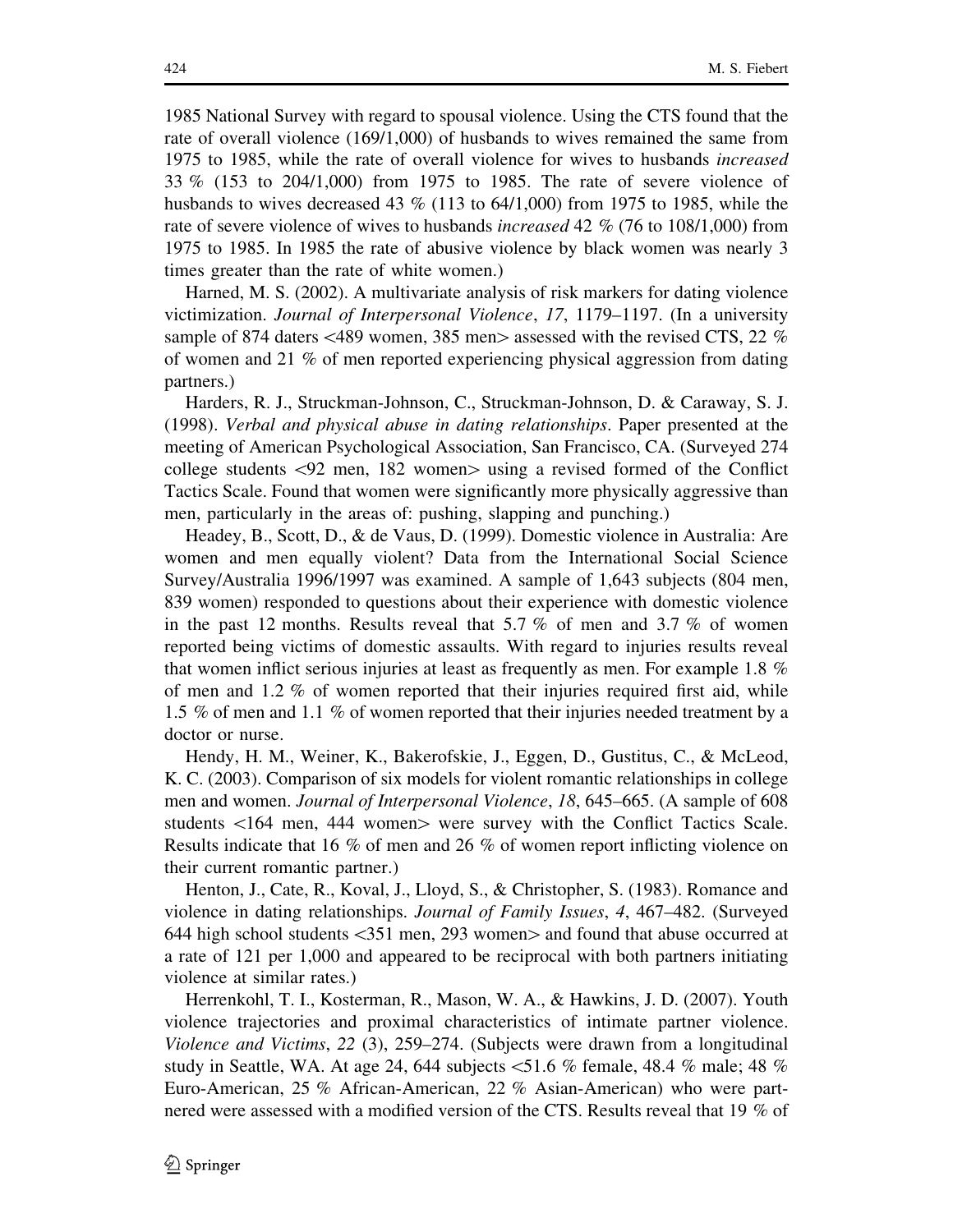1985 National Survey with regard to spousal violence. Using the CTS found that the rate of overall violence (169/1,000) of husbands to wives remained the same from 1975 to 1985, while the rate of overall violence for wives to husbands *increased* 33 % (153 to 204/1,000) from 1975 to 1985. The rate of severe violence of husbands to wives decreased 43 % (113 to 64/1,000) from 1975 to 1985, while the rate of severe violence of wives to husbands *increased* 42 % (76 to 108/1,000) from 1975 to 1985. In 1985 the rate of abusive violence by black women was nearly 3 times greater than the rate of white women.)

Harned, M. S. (2002). A multivariate analysis of risk markers for dating violence victimization. *Journal of Interpersonal Violence*, *17*, 1179–1197. (In a university sample of 874 daters <489 women, 385 men> assessed with the revised CTS, 22 % of women and 21 % of men reported experiencing physical aggression from dating partners.)

Harders, R. J., Struckman-Johnson, C., Struckman-Johnson, D. & Caraway, S. J. (1998). *Verbal and physical abuse in dating relationships*. Paper presented at the meeting of American Psychological Association, San Francisco, CA. (Surveyed 274 college students <92 men, 182 women> using a revised formed of the Conflict Tactics Scale. Found that women were significantly more physically aggressive than men, particularly in the areas of: pushing, slapping and punching.)

Headey, B., Scott, D., & de Vaus, D. (1999). Domestic violence in Australia: Are women and men equally violent? Data from the International Social Science Survey/Australia 1996/1997 was examined. A sample of 1,643 subjects (804 men, 839 women) responded to questions about their experience with domestic violence in the past 12 months. Results reveal that 5.7 % of men and 3.7 % of women reported being victims of domestic assaults. With regard to injuries results reveal that women inflict serious injuries at least as frequently as men. For example 1.8 % of men and 1.2 % of women reported that their injuries required first aid, while 1.5 % of men and 1.1 % of women reported that their injuries needed treatment by a doctor or nurse.

Hendy, H. M., Weiner, K., Bakerofskie, J., Eggen, D., Gustitus, C., & McLeod, K. C. (2003). Comparison of six models for violent romantic relationships in college men and women. *Journal of Interpersonal Violence*, *18*, 645–665. (A sample of 608 students <164 men, 444 women> were survey with the Conflict Tactics Scale. Results indicate that 16 % of men and 26 % of women report inflicting violence on their current romantic partner.)

Henton, J., Cate, R., Koval, J., Lloyd, S., & Christopher, S. (1983). Romance and violence in dating relationships. *Journal of Family Issues*, *4*, 467–482. (Surveyed 644 high school students <351 men, 293 women> and found that abuse occurred at a rate of 121 per 1,000 and appeared to be reciprocal with both partners initiating violence at similar rates.)

Herrenkohl, T. I., Kosterman, R., Mason, W. A., & Hawkins, J. D. (2007). Youth violence trajectories and proximal characteristics of intimate partner violence. *Violence and Victims*, *22* (3), 259–274. (Subjects were drawn from a longitudinal study in Seattle, WA. At age 24, 644 subjects <51.6 % female, 48.4 % male; 48 % Euro-American, 25 % African-American, 22 % Asian-American) who were partnered were assessed with a modified version of the CTS. Results reveal that 19 % of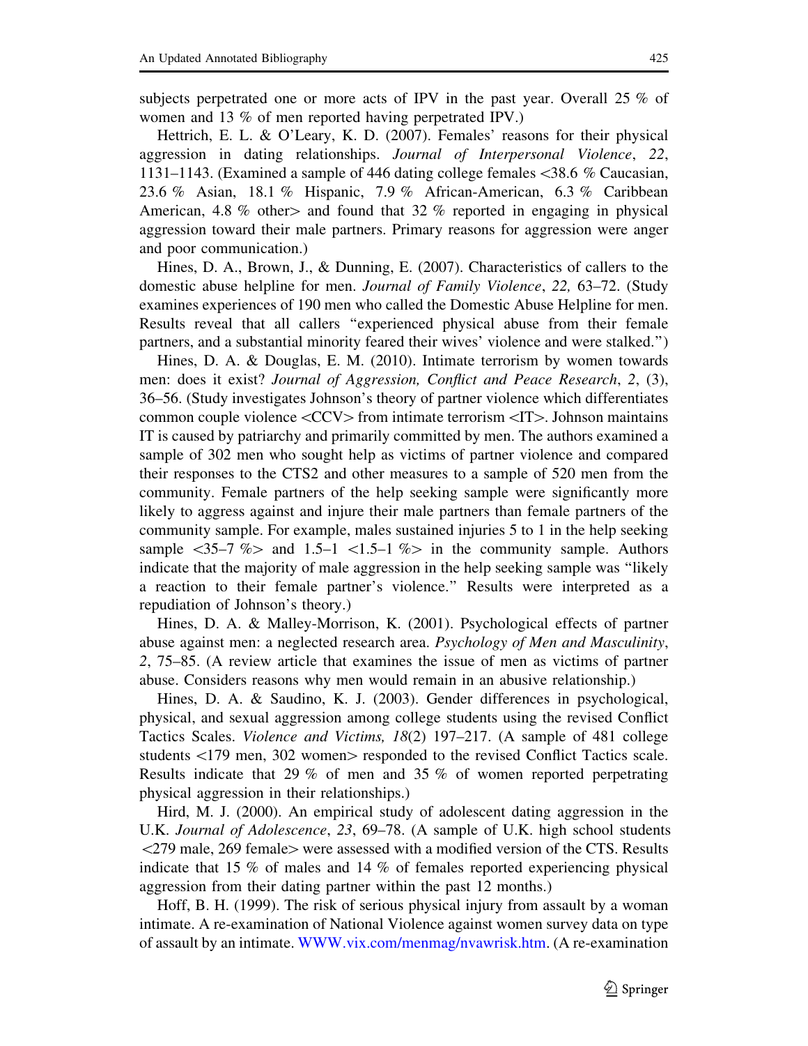subjects perpetrated one or more acts of IPV in the past year. Overall 25 % of women and 13 % of men reported having perpetrated IPV.)

Hettrich, E. L. & O'Leary, K. D. (2007). Females' reasons for their physical aggression in dating relationships. *Journal of Interpersonal Violence*, *22*, 1131–1143. (Examined a sample of 446 dating college females <38.6 % Caucasian, 23.6 % Asian, 18.1 % Hispanic, 7.9 % African-American, 6.3 % Caribbean American, 4.8 % other> and found that 32 % reported in engaging in physical aggression toward their male partners. Primary reasons for aggression were anger and poor communication.)

Hines, D. A., Brown, J., & Dunning, E. (2007). Characteristics of callers to the domestic abuse helpline for men. *Journal of Family Violence*, *22,* 63–72. (Study examines experiences of 190 men who called the Domestic Abuse Helpline for men. Results reveal that all callers "experienced physical abuse from their female partners, and a substantial minority feared their wives' violence and were stalked.")

Hines, D. A. & Douglas, E. M. (2010). Intimate terrorism by women towards men: does it exist? *Journal of Aggression, Conflict and Peace Research*, *2*, (3), 36–56. (Study investigates Johnson's theory of partner violence which differentiates common couple violence <CCV> from intimate terrorism <IT>. Johnson maintains IT is caused by patriarchy and primarily committed by men. The authors examined a sample of 302 men who sought help as victims of partner violence and compared their responses to the CTS2 and other measures to a sample of 520 men from the community. Female partners of the help seeking sample were significantly more likely to aggress against and injure their male partners than female partners of the community sample. For example, males sustained injuries 5 to 1 in the help seeking sample <35–7 %> and 1.5–1 <1.5–1 %> in the community sample. Authors indicate that the majority of male aggression in the help seeking sample was "likely a reaction to their female partner's violence." Results were interpreted as a repudiation of Johnson's theory.)

Hines, D. A. & Malley-Morrison, K. (2001). Psychological effects of partner abuse against men: a neglected research area. *Psychology of Men and Masculinity*, *2*, 75–85. (A review article that examines the issue of men as victims of partner abuse. Considers reasons why men would remain in an abusive relationship.)

Hines, D. A. & Saudino, K. J. (2003). Gender differences in psychological, physical, and sexual aggression among college students using the revised Conflict Tactics Scales. *Violence and Victims, 18*(2) 197–217. (A sample of 481 college students <179 men, 302 women> responded to the revised Conflict Tactics scale. Results indicate that 29 % of men and 35 % of women reported perpetrating physical aggression in their relationships.)

Hird, M. J. (2000). An empirical study of adolescent dating aggression in the U.K. *Journal of Adolescence*, *23*, 69–78. (A sample of U.K. high school students <279 male, 269 female> were assessed with a modified version of the CTS. Results indicate that 15 % of males and 14 % of females reported experiencing physical aggression from their dating partner within the past 12 months.)

Hoff, B. H. (1999). The risk of serious physical injury from assault by a woman intimate. A re-examination of National Violence against women survey data on type of assault by an intimate. WWW.vix.com/menmag/nvawrisk.htm. (A re-examination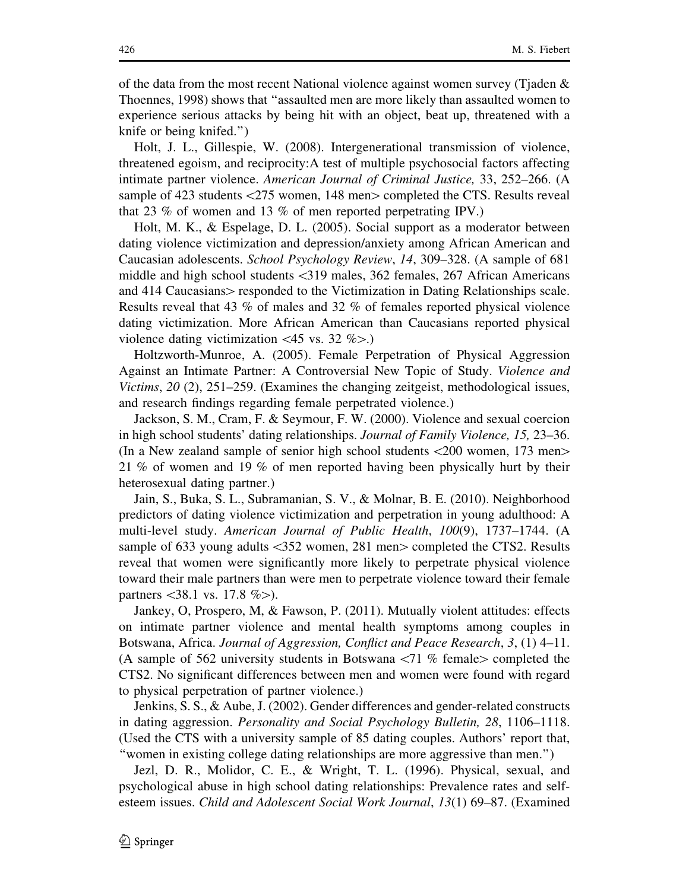of the data from the most recent National violence against women survey (Tjaden & Thoennes, 1998) shows that "assaulted men are more likely than assaulted women to experience serious attacks by being hit with an object, beat up, threatened with a knife or being knifed.")

Holt, J. L., Gillespie, W. (2008). Intergenerational transmission of violence, threatened egoism, and reciprocity:A test of multiple psychosocial factors affecting intimate partner violence. *American Journal of Criminal Justice,* 33, 252–266. (A sample of 423 students <275 women, 148 men> completed the CTS. Results reveal that 23 % of women and 13 % of men reported perpetrating IPV.)

Holt, M. K., & Espelage, D. L. (2005). Social support as a moderator between dating violence victimization and depression/anxiety among African American and Caucasian adolescents. *School Psychology Review*, *14*, 309–328. (A sample of 681 middle and high school students <319 males, 362 females, 267 African Americans and 414 Caucasians> responded to the Victimization in Dating Relationships scale. Results reveal that 43 % of males and 32 % of females reported physical violence dating victimization. More African American than Caucasians reported physical violence dating victimization <45 vs. 32 %>.)

Holtzworth-Munroe, A. (2005). Female Perpetration of Physical Aggression Against an Intimate Partner: A Controversial New Topic of Study. *Violence and Victims*, *20* (2), 251–259. (Examines the changing zeitgeist, methodological issues, and research findings regarding female perpetrated violence.)

Jackson, S. M., Cram, F. & Seymour, F. W. (2000). Violence and sexual coercion in high school students' dating relationships. *Journal of Family Violence, 15,* 23–36. (In a New zealand sample of senior high school students <200 women, 173 men> 21 % of women and 19 % of men reported having been physically hurt by their heterosexual dating partner.)

Jain, S., Buka, S. L., Subramanian, S. V., & Molnar, B. E. (2010). Neighborhood predictors of dating violence victimization and perpetration in young adulthood: A multi-level study. *American Journal of Public Health*, *100*(9), 1737–1744. (A sample of 633 young adults <352 women, 281 men> completed the CTS2. Results reveal that women were significantly more likely to perpetrate physical violence toward their male partners than were men to perpetrate violence toward their female partners <38.1 vs. 17.8 %>).

Jankey, O, Prospero, M, & Fawson, P. (2011). Mutually violent attitudes: effects on intimate partner violence and mental health symptoms among couples in Botswana, Africa. *Journal of Aggression, Conflict and Peace Research*, *3*, (1) 4–11. (A sample of 562 university students in Botswana <71 % female> completed the CTS2. No significant differences between men and women were found with regard to physical perpetration of partner violence.)

Jenkins, S. S., & Aube, J. (2002). Gender differences and gender-related constructs in dating aggression. *Personality and Social Psychology Bulletin, 28*, 1106–1118. (Used the CTS with a university sample of 85 dating couples. Authors' report that, "women in existing college dating relationships are more aggressive than men.")

Jezl, D. R., Molidor, C. E., & Wright, T. L. (1996). Physical, sexual, and psychological abuse in high school dating relationships: Prevalence rates and self-esteem issues. *Child and Adolescent Social Work Journal*, *13*(1) 69–87. (Examined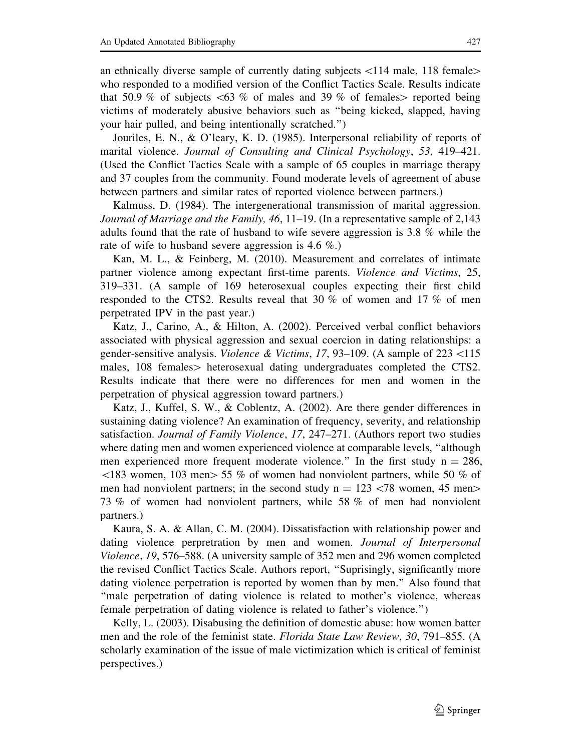an ethnically diverse sample of currently dating subjects <114 male, 118 female> who responded to a modified version of the Conflict Tactics Scale. Results indicate that 50.9 % of subjects <63 % of males and 39 % of females> reported being victims of moderately abusive behaviors such as "being kicked, slapped, having your hair pulled, and being intentionally scratched.")

Jouriles, E. N., & O'leary, K. D. (1985). Interpersonal reliability of reports of marital violence. *Journal of Consulting and Clinical Psychology*, *53*, 419–421. (Used the Conflict Tactics Scale with a sample of 65 couples in marriage therapy and 37 couples from the community. Found moderate levels of agreement of abuse between partners and similar rates of reported violence between partners.)

Kalmuss, D. (1984). The intergenerational transmission of marital aggression. *Journal of Marriage and the Family, 46*, 11–19. (In a representative sample of 2,143 adults found that the rate of husband to wife severe aggression is 3.8 % while the rate of wife to husband severe aggression is 4.6 %.)

Kan, M. L., & Feinberg, M. (2010). Measurement and correlates of intimate partner violence among expectant first-time parents. *Violence and Victims*, 25, 319–331. (A sample of 169 heterosexual couples expecting their first child responded to the CTS2. Results reveal that 30 % of women and 17 % of men perpetrated IPV in the past year.)

Katz, J., Carino, A., & Hilton, A. (2002). Perceived verbal conflict behaviors associated with physical aggression and sexual coercion in dating relationships: a gender-sensitive analysis. *Violence & Victims*, *17*, 93–109. (A sample of 223 <115 males, 108 females> heterosexual dating undergraduates completed the CTS2. Results indicate that there were no differences for men and women in the perpetration of physical aggression toward partners.)

Katz, J., Kuffel, S. W., & Coblentz, A. (2002). Are there gender differences in sustaining dating violence? An examination of frequency, severity, and relationship satisfaction. *Journal of Family Violence*, *17*, 247–271. (Authors report two studies where dating men and women experienced violence at comparable levels, "although men experienced more frequent moderate violence." In the first study n = 286, <183 women, 103 men> 55 % of women had nonviolent partners, while 50 % of men had nonviolent partners; in the second study n = 123 <78 women, 45 men> 73 % of women had nonviolent partners, while 58 % of men had nonviolent partners.)

Kaura, S. A. & Allan, C. M. (2004). Dissatisfaction with relationship power and dating violence perpretration by men and women. *Journal of Interpersonal Violence*, *19*, 576–588. (A university sample of 352 men and 296 women completed the revised Conflict Tactics Scale. Authors report, "Suprisingly, significantly more dating violence perpetration is reported by women than by men." Also found that "male perpetration of dating violence is related to mother's violence, whereas female perpetration of dating violence is related to father's violence.")

Kelly, L. (2003). Disabusing the definition of domestic abuse: how women batter men and the role of the feminist state. *Florida State Law Review*, *30*, 791–855. (A scholarly examination of the issue of male victimization which is critical of feminist perspectives.)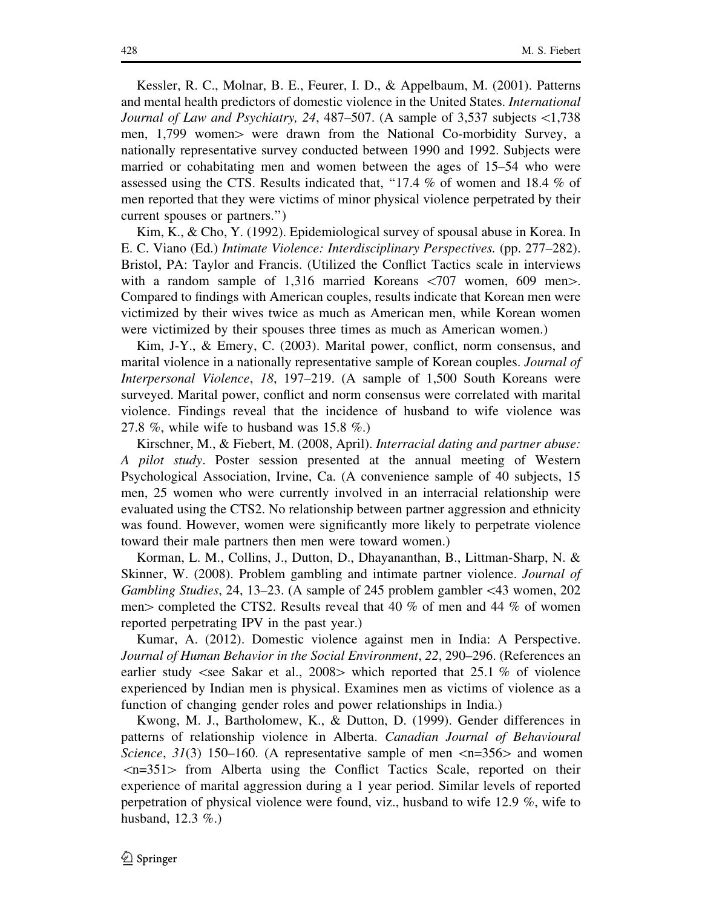Kessler, R. C., Molnar, B. E., Feurer, I. D., & Appelbaum, M. (2001). Patterns and mental health predictors of domestic violence in the United States. *International Journal of Law and Psychiatry, 24*, 487–507. (A sample of 3,537 subjects <1,738 men, 1,799 women> were drawn from the National Co-morbidity Survey, a nationally representative survey conducted between 1990 and 1992. Subjects were married or cohabitating men and women between the ages of 15–54 who were assessed using the CTS. Results indicated that, "17.4 % of women and 18.4 % of men reported that they were victims of minor physical violence perpetrated by their current spouses or partners.")

Kim, K., & Cho, Y. (1992). Epidemiological survey of spousal abuse in Korea. In E. C. Viano (Ed.) *Intimate Violence: Interdisciplinary Perspectives.* (pp. 277–282). Bristol, PA: Taylor and Francis. (Utilized the Conflict Tactics scale in interviews with a random sample of 1,316 married Koreans <707 women, 609 men>. Compared to findings with American couples, results indicate that Korean men were victimized by their wives twice as much as American men, while Korean women were victimized by their spouses three times as much as American women.)

Kim, J-Y., & Emery, C. (2003). Marital power, conflict, norm consensus, and marital violence in a nationally representative sample of Korean couples. *Journal of Interpersonal Violence*, *18*, 197–219. (A sample of 1,500 South Koreans were surveyed. Marital power, conflict and norm consensus were correlated with marital violence. Findings reveal that the incidence of husband to wife violence was 27.8 %, while wife to husband was 15.8 %.)

Kirschner, M., & Fiebert, M. (2008, April). *Interracial dating and partner abuse: A pilot study*. Poster session presented at the annual meeting of Western Psychological Association, Irvine, Ca. (A convenience sample of 40 subjects, 15 men, 25 women who were currently involved in an interracial relationship were evaluated using the CTS2. No relationship between partner aggression and ethnicity was found. However, women were significantly more likely to perpetrate violence toward their male partners then men were toward women.)

Korman, L. M., Collins, J., Dutton, D., Dhayananthan, B., Littman-Sharp, N. & Skinner, W. (2008). Problem gambling and intimate partner violence. *Journal of Gambling Studies*, 24, 13–23. (A sample of 245 problem gambler <43 women, 202 men> completed the CTS2. Results reveal that 40 % of men and 44 % of women reported perpetrating IPV in the past year.)

Kumar, A. (2012). Domestic violence against men in India: A Perspective. *Journal of Human Behavior in the Social Environment*, *22*, 290–296. (References an earlier study <see Sakar et al., 2008> which reported that 25.1 % of violence experienced by Indian men is physical. Examines men as victims of violence as a function of changing gender roles and power relationships in India.)

Kwong, M. J., Bartholomew, K., & Dutton, D. (1999). Gender differences in patterns of relationship violence in Alberta. *Canadian Journal of Behavioural Science*, *31*(3) 150–160. (A representative sample of men <n=356> and women <n=351> from Alberta using the Conflict Tactics Scale, reported on their experience of marital aggression during a 1 year period. Similar levels of reported perpetration of physical violence were found, viz., husband to wife 12.9 %, wife to husband, 12.3 %.)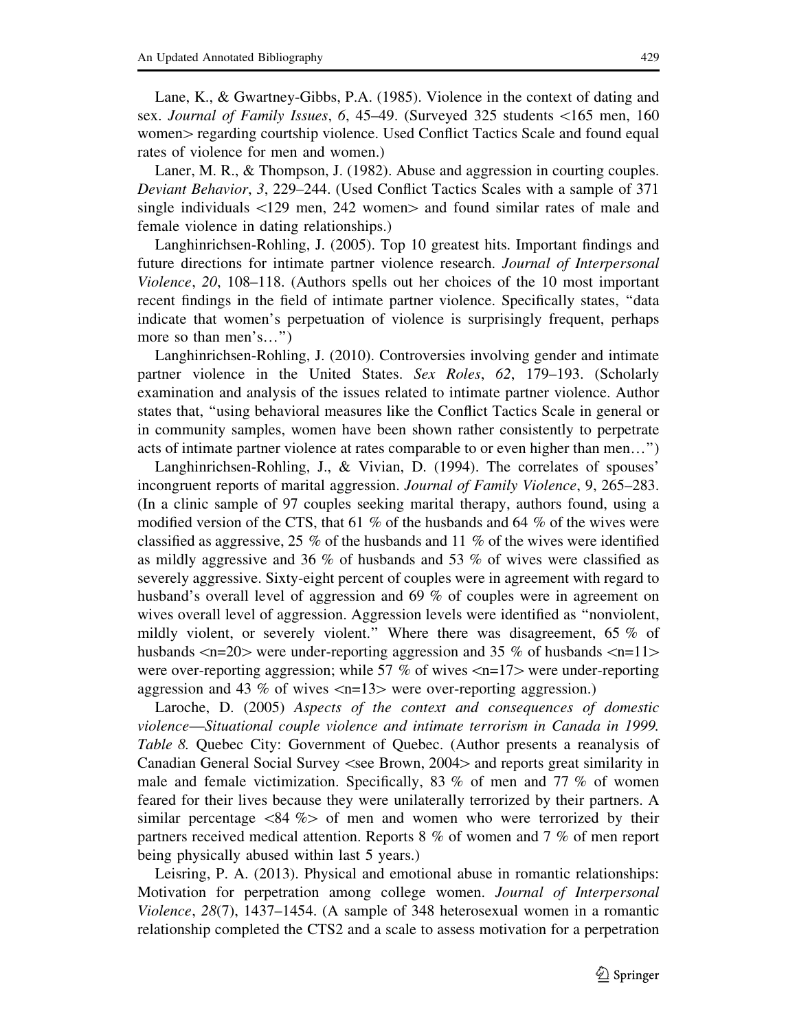Lane, K., & Gwartney-Gibbs, P.A. (1985). Violence in the context of dating and sex. *Journal of Family Issues*, *6*, 45–49. (Surveyed 325 students <165 men, 160 women> regarding courtship violence. Used Conflict Tactics Scale and found equal rates of violence for men and women.)

Laner, M. R., & Thompson, J. (1982). Abuse and aggression in courting couples. *Deviant Behavior*, *3*, 229–244. (Used Conflict Tactics Scales with a sample of 371 single individuals <129 men, 242 women> and found similar rates of male and female violence in dating relationships.)

Langhinrichsen-Rohling, J. (2005). Top 10 greatest hits. Important findings and future directions for intimate partner violence research. *Journal of Interpersonal Violence*, *20*, 108–118. (Authors spells out her choices of the 10 most important recent findings in the field of intimate partner violence. Specifically states, "data indicate that women's perpetuation of violence is surprisingly frequent, perhaps more so than men's…")

Langhinrichsen-Rohling, J. (2010). Controversies involving gender and intimate partner violence in the United States. *Sex Roles*, *62*, 179–193. (Scholarly examination and analysis of the issues related to intimate partner violence. Author states that, "using behavioral measures like the Conflict Tactics Scale in general or in community samples, women have been shown rather consistently to perpetrate acts of intimate partner violence at rates comparable to or even higher than men…")

Langhinrichsen-Rohling, J., & Vivian, D. (1994). The correlates of spouses' incongruent reports of marital aggression. *Journal of Family Violence*, 9, 265–283. (In a clinic sample of 97 couples seeking marital therapy, authors found, using a modified version of the CTS, that 61 % of the husbands and 64 % of the wives were classified as aggressive, 25 % of the husbands and 11 % of the wives were identified as mildly aggressive and 36 % of husbands and 53 % of wives were classified as severely aggressive. Sixty-eight percent of couples were in agreement with regard to husband's overall level of aggression and 69 % of couples were in agreement on wives overall level of aggression. Aggression levels were identified as "nonviolent, mildly violent, or severely violent." Where there was disagreement, 65 % of husbands <n=20> were under-reporting aggression and 35 % of husbands <n=11> were over-reporting aggression; while 57 % of wives <n=17> were under-reporting aggression and 43 % of wives <n=13> were over-reporting aggression.)

Laroche, D. (2005) *Aspects of the context and consequences of domestic violence—Situational couple violence and intimate terrorism in Canada in 1999. Table 8.* Quebec City: Government of Quebec. (Author presents a reanalysis of Canadian General Social Survey <see Brown, 2004> and reports great similarity in male and female victimization. Specifically, 83 % of men and 77 % of women feared for their lives because they were unilaterally terrorized by their partners. A similar percentage <84 %> of men and women who were terrorized by their partners received medical attention. Reports 8 % of women and 7 % of men report being physically abused within last 5 years.)

Leisring, P. A. (2013). Physical and emotional abuse in romantic relationships: Motivation for perpetration among college women. *Journal of Interpersonal Violence*, *28*(7), 1437–1454. (A sample of 348 heterosexual women in a romantic relationship completed the CTS2 and a scale to assess motivation for a perpetration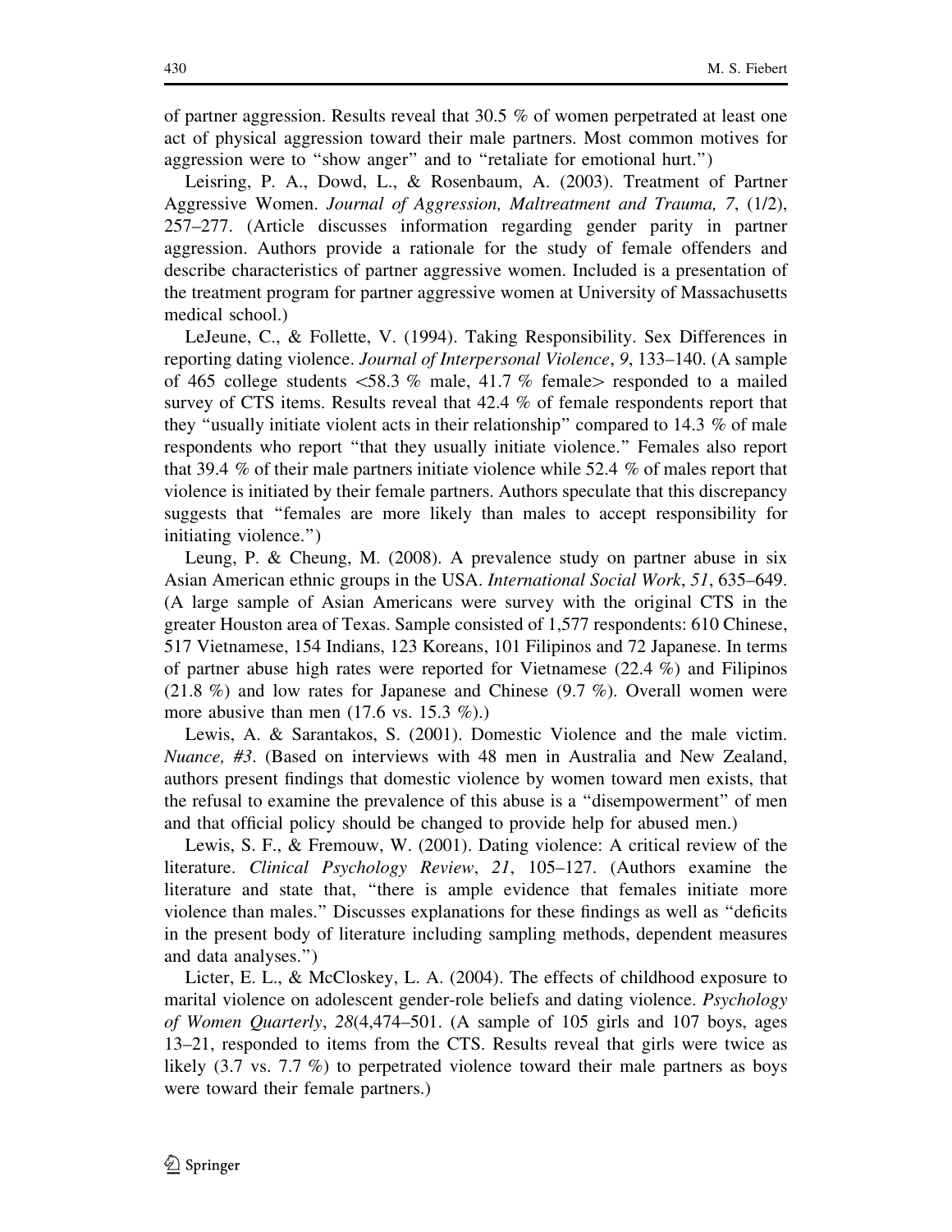of partner aggression. Results reveal that 30.5 % of women perpetrated at least one act of physical aggression toward their male partners. Most common motives for aggression were to "show anger" and to "retaliate for emotional hurt.")

Leisring, P. A., Dowd, L., & Rosenbaum, A. (2003). Treatment of Partner Aggressive Women. *Journal of Aggression, Maltreatment and Trauma, 7*, (1/2), 257–277. (Article discusses information regarding gender parity in partner aggression. Authors provide a rationale for the study of female offenders and describe characteristics of partner aggressive women. Included is a presentation of the treatment program for partner aggressive women at University of Massachusetts medical school.)

LeJeune, C., & Follette, V. (1994). Taking Responsibility. Sex Differences in reporting dating violence. *Journal of Interpersonal Violence*, *9*, 133–140. (A sample of 465 college students <58.3 % male, 41.7 % female> responded to a mailed survey of CTS items. Results reveal that 42.4 % of female respondents report that they "usually initiate violent acts in their relationship" compared to 14.3 % of male respondents who report "that they usually initiate violence." Females also report that 39.4 % of their male partners initiate violence while 52.4 % of males report that violence is initiated by their female partners. Authors speculate that this discrepancy suggests that "females are more likely than males to accept responsibility for initiating violence.")

Leung, P. & Cheung, M. (2008). A prevalence study on partner abuse in six Asian American ethnic groups in the USA. *International Social Work*, *51*, 635–649. (A large sample of Asian Americans were survey with the original CTS in the greater Houston area of Texas. Sample consisted of 1,577 respondents: 610 Chinese, 517 Vietnamese, 154 Indians, 123 Koreans, 101 Filipinos and 72 Japanese. In terms of partner abuse high rates were reported for Vietnamese (22.4 %) and Filipinos (21.8 %) and low rates for Japanese and Chinese (9.7 %). Overall women were more abusive than men (17.6 vs. 15.3 %).)

Lewis, A. & Sarantakos, S. (2001). Domestic Violence and the male victim. *Nuance, #3*. (Based on interviews with 48 men in Australia and New Zealand, authors present findings that domestic violence by women toward men exists, that the refusal to examine the prevalence of this abuse is a "disempowerment" of men and that official policy should be changed to provide help for abused men.)

Lewis, S. F., & Fremouw, W. (2001). Dating violence: A critical review of the literature. *Clinical Psychology Review*, *21*, 105–127. (Authors examine the literature and state that, "there is ample evidence that females initiate more violence than males." Discusses explanations for these findings as well as "deficits in the present body of literature including sampling methods, dependent measures and data analyses.")

Licter, E. L., & McCloskey, L. A. (2004). The effects of childhood exposure to marital violence on adolescent gender-role beliefs and dating violence. *Psychology of Women Quarterly*, *28*(4,474–501. (A sample of 105 girls and 107 boys, ages 13–21, responded to items from the CTS. Results reveal that girls were twice as likely (3.7 vs. 7.7 %) to perpetrated violence toward their male partners as boys were toward their female partners.)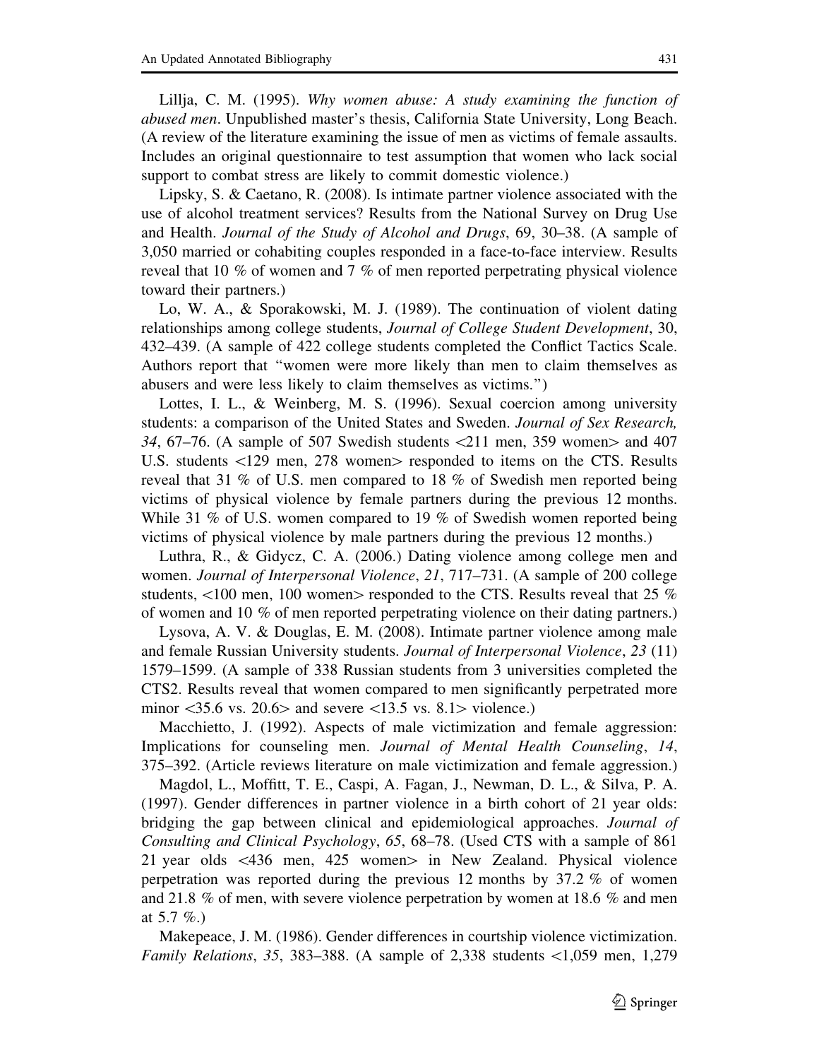Lillja, C. M. (1995). *Why women abuse: A study examining the function of abused men*. Unpublished master's thesis, California State University, Long Beach. (A review of the literature examining the issue of men as victims of female assaults. Includes an original questionnaire to test assumption that women who lack social support to combat stress are likely to commit domestic violence.)

Lipsky, S. & Caetano, R. (2008). Is intimate partner violence associated with the use of alcohol treatment services? Results from the National Survey on Drug Use and Health. *Journal of the Study of Alcohol and Drugs*, 69, 30–38. (A sample of 3,050 married or cohabiting couples responded in a face-to-face interview. Results reveal that 10 % of women and 7 % of men reported perpetrating physical violence toward their partners.)

Lo, W. A., & Sporakowski, M. J. (1989). The continuation of violent dating relationships among college students, *Journal of College Student Development*, 30, 432–439. (A sample of 422 college students completed the Conflict Tactics Scale. Authors report that "women were more likely than men to claim themselves as abusers and were less likely to claim themselves as victims.")

Lottes, I. L., & Weinberg, M. S. (1996). Sexual coercion among university students: a comparison of the United States and Sweden. *Journal of Sex Research, 34*, 67–76. (A sample of 507 Swedish students <211 men, 359 women> and 407 U.S. students <129 men, 278 women> responded to items on the CTS. Results reveal that 31 % of U.S. men compared to 18 % of Swedish men reported being victims of physical violence by female partners during the previous 12 months. While 31 % of U.S. women compared to 19 % of Swedish women reported being victims of physical violence by male partners during the previous 12 months.)

Luthra, R., & Gidycz, C. A. (2006.) Dating violence among college men and women. *Journal of Interpersonal Violence*, *21*, 717–731. (A sample of 200 college students, <100 men, 100 women> responded to the CTS. Results reveal that 25 % of women and 10 % of men reported perpetrating violence on their dating partners.)

Lysova, A. V. & Douglas, E. M. (2008). Intimate partner violence among male and female Russian University students. *Journal of Interpersonal Violence*, *23* (11) 1579–1599. (A sample of 338 Russian students from 3 universities completed the CTS2. Results reveal that women compared to men significantly perpetrated more minor <35.6 vs. 20.6> and severe <13.5 vs. 8.1> violence.)

Macchietto, J. (1992). Aspects of male victimization and female aggression: Implications for counseling men. *Journal of Mental Health Counseling*, *14*, 375–392. (Article reviews literature on male victimization and female aggression.)

Magdol, L., Moffitt, T. E., Caspi, A. Fagan, J., Newman, D. L., & Silva, P. A. (1997). Gender differences in partner violence in a birth cohort of 21 year olds: bridging the gap between clinical and epidemiological approaches. *Journal of Consulting and Clinical Psychology*, *65*, 68–78. (Used CTS with a sample of 861 21 year olds <436 men, 425 women> in New Zealand. Physical violence perpetration was reported during the previous 12 months by 37.2 % of women and 21.8 % of men, with severe violence perpetration by women at 18.6 % and men at 5.7 %.)

Makepeace, J. M. (1986). Gender differences in courtship violence victimization. *Family Relations*, *35*, 383–388. (A sample of 2,338 students <1,059 men, 1,279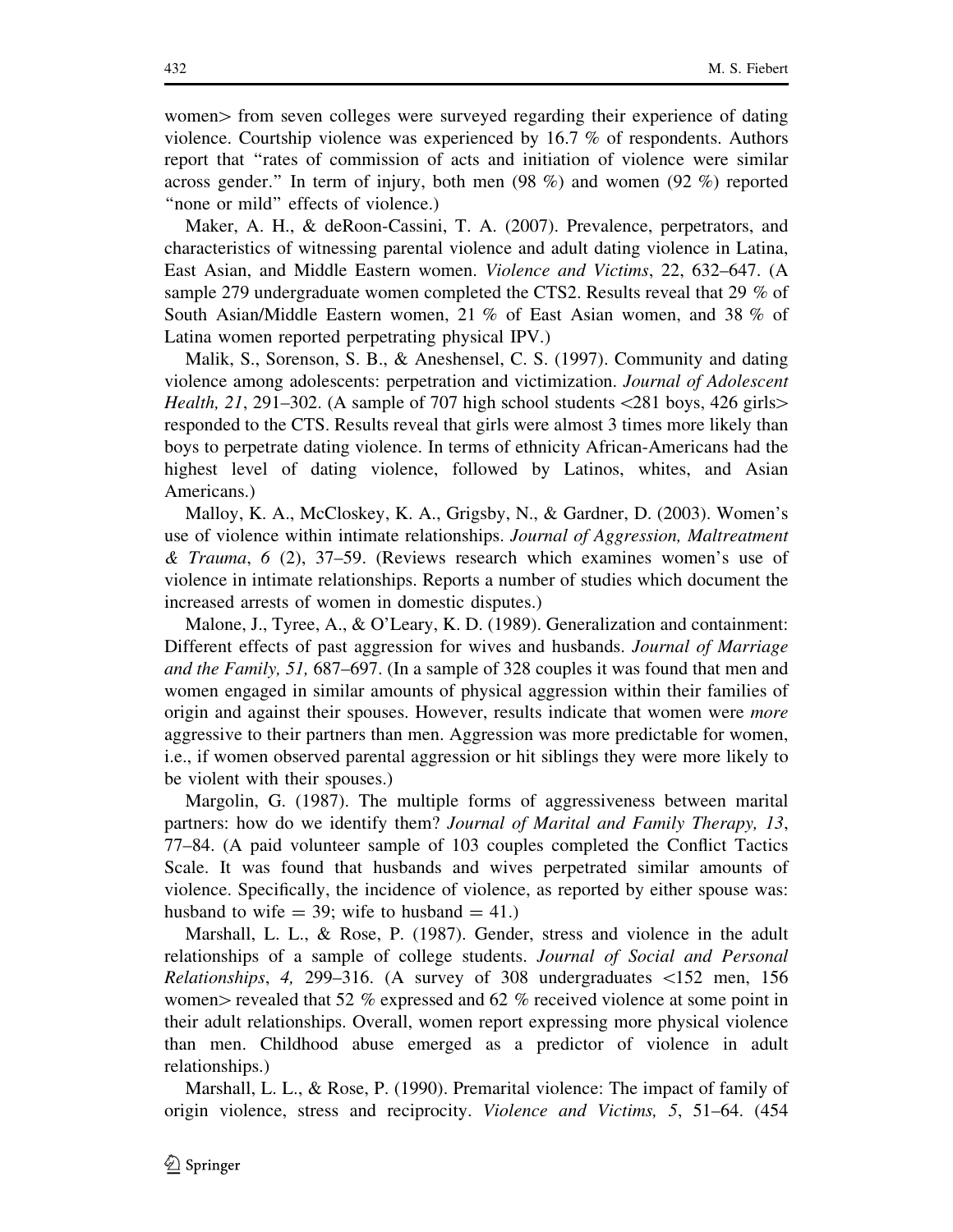women> from seven colleges were surveyed regarding their experience of dating violence. Courtship violence was experienced by 16.7 % of respondents. Authors report that "rates of commission of acts and initiation of violence were similar across gender." In term of injury, both men (98 %) and women (92 %) reported "none or mild" effects of violence.)

Maker, A. H., & deRoon-Cassini, T. A. (2007). Prevalence, perpetrators, and characteristics of witnessing parental violence and adult dating violence in Latina, East Asian, and Middle Eastern women. *Violence and Victims*, 22, 632–647. (A sample 279 undergraduate women completed the CTS2. Results reveal that 29 % of South Asian/Middle Eastern women, 21 % of East Asian women, and 38 % of Latina women reported perpetrating physical IPV.)

Malik, S., Sorenson, S. B., & Aneshensel, C. S. (1997). Community and dating violence among adolescents: perpetration and victimization. *Journal of Adolescent Health, 21*, 291–302. (A sample of 707 high school students <281 boys, 426 girls> responded to the CTS. Results reveal that girls were almost 3 times more likely than boys to perpetrate dating violence. In terms of ethnicity African-Americans had the highest level of dating violence, followed by Latinos, whites, and Asian Americans.)

Malloy, K. A., McCloskey, K. A., Grigsby, N., & Gardner, D. (2003). Women's use of violence within intimate relationships. *Journal of Aggression, Maltreatment & Trauma*, *6* (2), 37–59. (Reviews research which examines women's use of violence in intimate relationships. Reports a number of studies which document the increased arrests of women in domestic disputes.)

Malone, J., Tyree, A., & O'Leary, K. D. (1989). Generalization and containment: Different effects of past aggression for wives and husbands. *Journal of Marriage and the Family, 51,* 687–697. (In a sample of 328 couples it was found that men and women engaged in similar amounts of physical aggression within their families of origin and against their spouses. However, results indicate that women were *more* aggressive to their partners than men. Aggression was more predictable for women, i.e., if women observed parental aggression or hit siblings they were more likely to be violent with their spouses.)

Margolin, G. (1987). The multiple forms of aggressiveness between marital partners: how do we identify them? *Journal of Marital and Family Therapy, 13*, 77–84. (A paid volunteer sample of 103 couples completed the Conflict Tactics Scale. It was found that husbands and wives perpetrated similar amounts of violence. Specifically, the incidence of violence, as reported by either spouse was: husband to wife = 39; wife to husband = 41.)

Marshall, L. L., & Rose, P. (1987). Gender, stress and violence in the adult relationships of a sample of college students. *Journal of Social and Personal Relationships*, *4,* 299–316. (A survey of 308 undergraduates <152 men, 156 women> revealed that 52 % expressed and 62 % received violence at some point in their adult relationships. Overall, women report expressing more physical violence than men. Childhood abuse emerged as a predictor of violence in adult relationships.)

Marshall, L. L., & Rose, P. (1990). Premarital violence: The impact of family of origin violence, stress and reciprocity. *Violence and Victims, 5*, 51–64. (454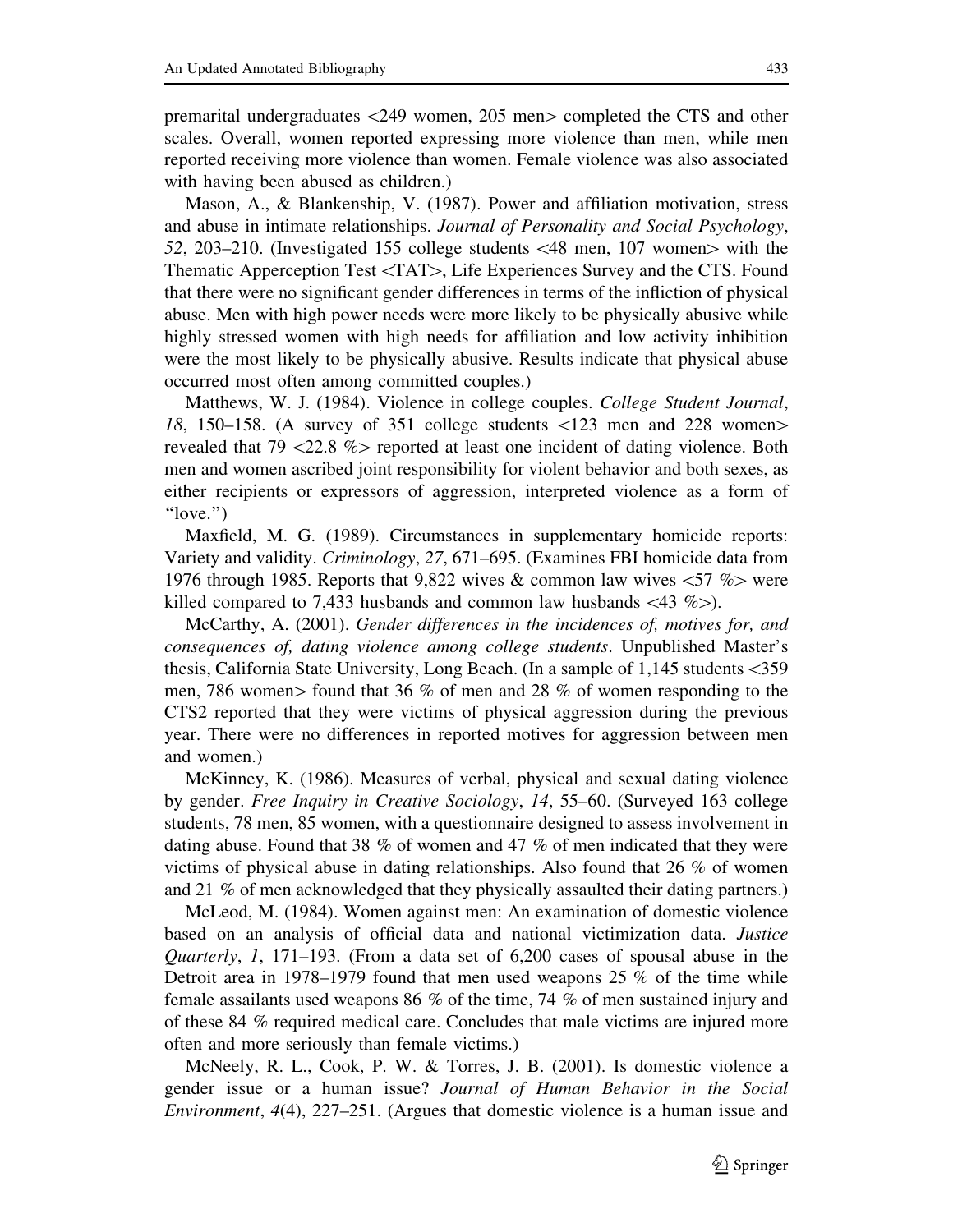premarital undergraduates <249 women, 205 men> completed the CTS and other scales. Overall, women reported expressing more violence than men, while men reported receiving more violence than women. Female violence was also associated with having been abused as children.)

Mason, A., & Blankenship, V. (1987). Power and affiliation motivation, stress and abuse in intimate relationships. *Journal of Personality and Social Psychology*, *52*, 203–210. (Investigated 155 college students <48 men, 107 women> with the Thematic Apperception Test <TAT>, Life Experiences Survey and the CTS. Found that there were no significant gender differences in terms of the infliction of physical abuse. Men with high power needs were more likely to be physically abusive while highly stressed women with high needs for affiliation and low activity inhibition were the most likely to be physically abusive. Results indicate that physical abuse occurred most often among committed couples.)

Matthews, W. J. (1984). Violence in college couples. *College Student Journal*, *18*, 150–158. (A survey of 351 college students <123 men and 228 women> revealed that 79 <22.8 %> reported at least one incident of dating violence. Both men and women ascribed joint responsibility for violent behavior and both sexes, as either recipients or expressors of aggression, interpreted violence as a form of "love.")

Maxfield, M. G. (1989). Circumstances in supplementary homicide reports: Variety and validity. *Criminology*, *27*, 671–695. (Examines FBI homicide data from 1976 through 1985. Reports that 9,822 wives & common law wives <57 %> were killed compared to 7,433 husbands and common law husbands <43 %>).

McCarthy, A. (2001). *Gender differences in the incidences of, motives for, and consequences of, dating violence among college students*. Unpublished Master's thesis, California State University, Long Beach. (In a sample of 1,145 students <359 men, 786 women> found that 36 % of men and 28 % of women responding to the CTS2 reported that they were victims of physical aggression during the previous year. There were no differences in reported motives for aggression between men and women.)

McKinney, K. (1986). Measures of verbal, physical and sexual dating violence by gender. *Free Inquiry in Creative Sociology*, *14*, 55–60. (Surveyed 163 college students, 78 men, 85 women, with a questionnaire designed to assess involvement in dating abuse. Found that 38 % of women and 47 % of men indicated that they were victims of physical abuse in dating relationships. Also found that 26 % of women and 21 % of men acknowledged that they physically assaulted their dating partners.)

McLeod, M. (1984). Women against men: An examination of domestic violence based on an analysis of official data and national victimization data. *Justice Quarterly*, *1*, 171–193. (From a data set of 6,200 cases of spousal abuse in the Detroit area in 1978–1979 found that men used weapons 25 % of the time while female assailants used weapons 86 % of the time, 74 % of men sustained injury and of these 84 % required medical care. Concludes that male victims are injured more often and more seriously than female victims.)

McNeely, R. L., Cook, P. W. & Torres, J. B. (2001). Is domestic violence a gender issue or a human issue? *Journal of Human Behavior in the Social Environment*, *4*(4), 227–251. (Argues that domestic violence is a human issue and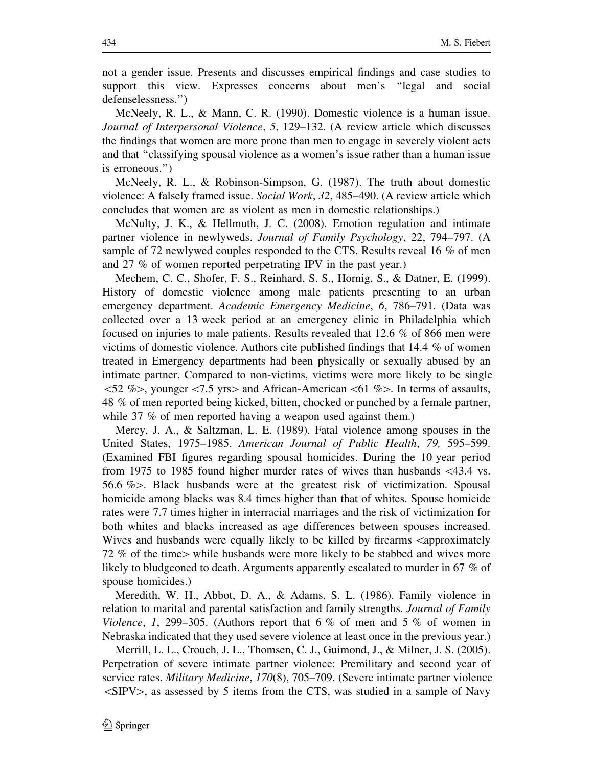not a gender issue. Presents and discusses empirical findings and case studies to support this view. Expresses concerns about men's "legal and social defenselessness.")

McNeely, R. L., & Mann, C. R. (1990). Domestic violence is a human issue. *Journal of Interpersonal Violence*, *5*, 129–132. (A review article which discusses the findings that women are more prone than men to engage in severely violent acts and that "classifying spousal violence as a women's issue rather than a human issue is erroneous.")

McNeely, R. L., & Robinson-Simpson, G. (1987). The truth about domestic violence: A falsely framed issue. *Social Work*, *32*, 485–490. (A review article which concludes that women are as violent as men in domestic relationships.)

McNulty, J. K., & Hellmuth, J. C. (2008). Emotion regulation and intimate partner violence in newlyweds. *Journal of Family Psychology*, 22, 794–797. (A sample of 72 newlywed couples responded to the CTS. Results reveal 16 % of men and 27 % of women reported perpetrating IPV in the past year.)

Mechem, C. C., Shofer, F. S., Reinhard, S. S., Hornig, S., & Datner, E. (1999). History of domestic violence among male patients presenting to an urban emergency department. *Academic Emergency Medicine*, *6*, 786–791. (Data was collected over a 13 week period at an emergency clinic in Philadelphia which focused on injuries to male patients. Results revealed that 12.6 % of 866 men were victims of domestic violence. Authors cite published findings that 14.4 % of women treated in Emergency departments had been physically or sexually abused by an intimate partner. Compared to non-victims, victims were more likely to be single <52 %>, younger <7.5 yrs> and African-American <61 %>. In terms of assaults, 48 % of men reported being kicked, bitten, chocked or punched by a female partner, while 37 % of men reported having a weapon used against them.)

Mercy, J. A., & Saltzman, L. E. (1989). Fatal violence among spouses in the United States, 1975–1985. *American Journal of Public Health*, *79,* 595–599. (Examined FBI figures regarding spousal homicides. During the 10 year period from 1975 to 1985 found higher murder rates of wives than husbands <43.4 vs. 56.6 %>. Black husbands were at the greatest risk of victimization. Spousal homicide among blacks was 8.4 times higher than that of whites. Spouse homicide rates were 7.7 times higher in interracial marriages and the risk of victimization for both whites and blacks increased as age differences between spouses increased. Wives and husbands were equally likely to be killed by firearms <approximately 72 % of the time> while husbands were more likely to be stabbed and wives more likely to bludgeoned to death. Arguments apparently escalated to murder in 67 % of spouse homicides.)

Meredith, W. H., Abbot, D. A., & Adams, S. L. (1986). Family violence in relation to marital and parental satisfaction and family strengths. *Journal of Family Violence*, *1*, 299–305. (Authors report that 6 % of men and 5 % of women in Nebraska indicated that they used severe violence at least once in the previous year.)

Merrill, L. L., Crouch, J. L., Thomsen, C. J., Guimond, J., & Milner, J. S. (2005). Perpetration of severe intimate partner violence: Premilitary and second year of service rates. *Military Medicine*, *170*(8), 705–709. (Severe intimate partner violence <SIPV>, as assessed by 5 items from the CTS, was studied in a sample of Navy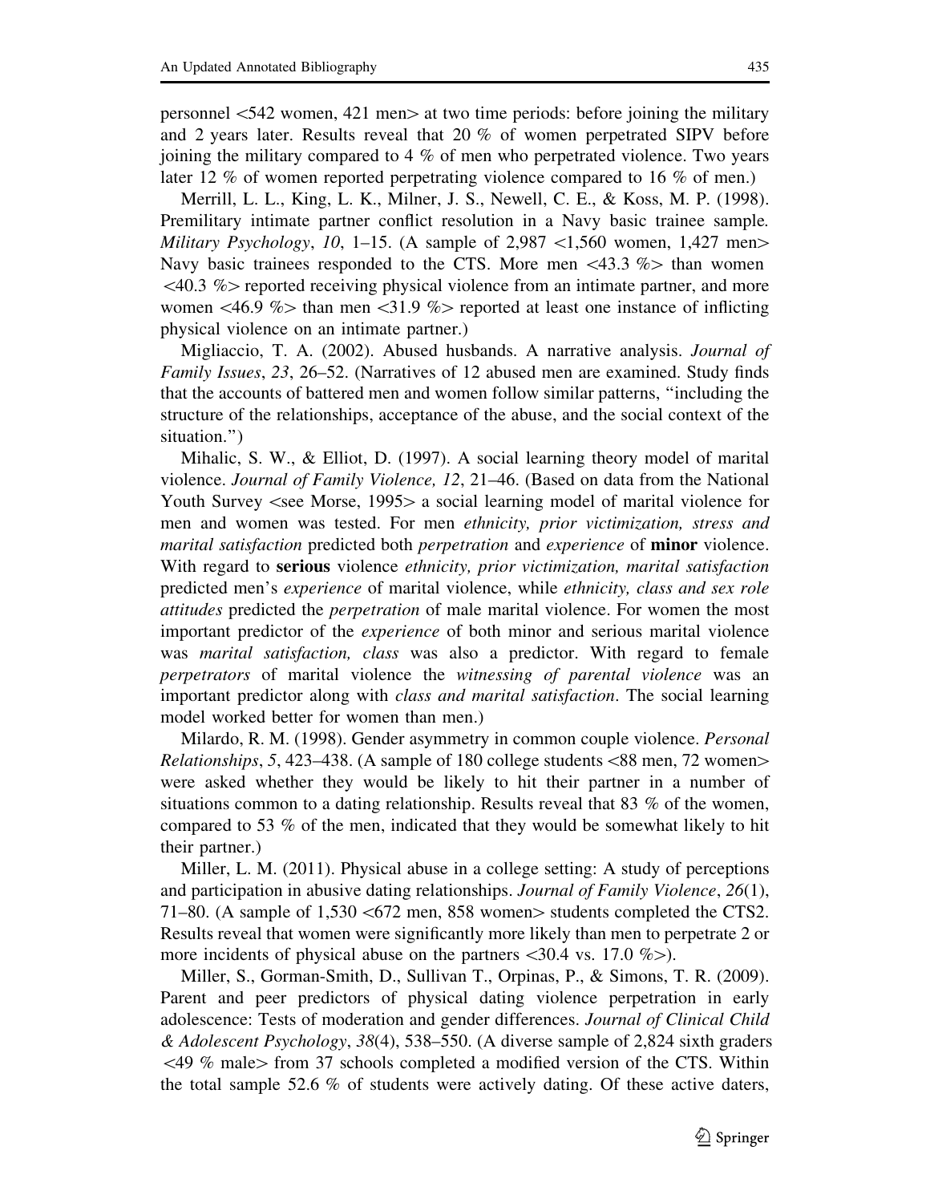personnel <542 women, 421 men> at two time periods: before joining the military and 2 years later. Results reveal that 20 % of women perpetrated SIPV before joining the military compared to 4 % of men who perpetrated violence. Two years later 12 % of women reported perpetrating violence compared to 16 % of men.)

Merrill, L. L., King, L. K., Milner, J. S., Newell, C. E., & Koss, M. P. (1998). Premilitary intimate partner conflict resolution in a Navy basic trainee sample. *Military Psychology*, *10*, 1–15. (A sample of 2,987 <1,560 women, 1,427 men> Navy basic trainees responded to the CTS. More men <43.3 %> than women <40.3 %> reported receiving physical violence from an intimate partner, and more women <46.9 %> than men <31.9 %> reported at least one instance of inflicting physical violence on an intimate partner.)

Migliaccio, T. A. (2002). Abused husbands. A narrative analysis. *Journal of Family Issues*, *23*, 26–52. (Narratives of 12 abused men are examined. Study finds that the accounts of battered men and women follow similar patterns, "including the structure of the relationships, acceptance of the abuse, and the social context of the situation.")

Mihalic, S. W., & Elliot, D. (1997). A social learning theory model of marital violence. *Journal of Family Violence, 12*, 21–46. (Based on data from the National Youth Survey <see Morse, 1995> a social learning model of marital violence for men and women was tested. For men *ethnicity, prior victimization, stress and marital satisfaction* predicted both *perpetration* and *experience* of **minor** violence. With regard to **serious** violence *ethnicity, prior victimization, marital satisfaction* predicted men's *experience* of marital violence, while *ethnicity, class and sex role attitudes* predicted the *perpetration* of male marital violence. For women the most important predictor of the *experience* of both minor and serious marital violence was *marital satisfaction, class* was also a predictor. With regard to female *perpetrators* of marital violence the *witnessing of parental violence* was an important predictor along with *class and marital satisfaction*. The social learning model worked better for women than men.)

Milardo, R. M. (1998). Gender asymmetry in common couple violence. *Personal Relationships*, *5*, 423–438. (A sample of 180 college students <88 men, 72 women> were asked whether they would be likely to hit their partner in a number of situations common to a dating relationship. Results reveal that 83 % of the women, compared to 53 % of the men, indicated that they would be somewhat likely to hit their partner.)

Miller, L. M. (2011). Physical abuse in a college setting: A study of perceptions and participation in abusive dating relationships. *Journal of Family Violence*, *26*(1), 71–80. (A sample of 1,530 <672 men, 858 women> students completed the CTS2. Results reveal that women were significantly more likely than men to perpetrate 2 or more incidents of physical abuse on the partners <30.4 vs. 17.0 %>).

Miller, S., Gorman-Smith, D., Sullivan T., Orpinas, P., & Simons, T. R. (2009). Parent and peer predictors of physical dating violence perpetration in early adolescence: Tests of moderation and gender differences. *Journal of Clinical Child & Adolescent Psychology*, *38*(4), 538–550. (A diverse sample of 2,824 sixth graders <49 % male> from 37 schools completed a modified version of the CTS. Within the total sample 52.6 % of students were actively dating. Of these active daters,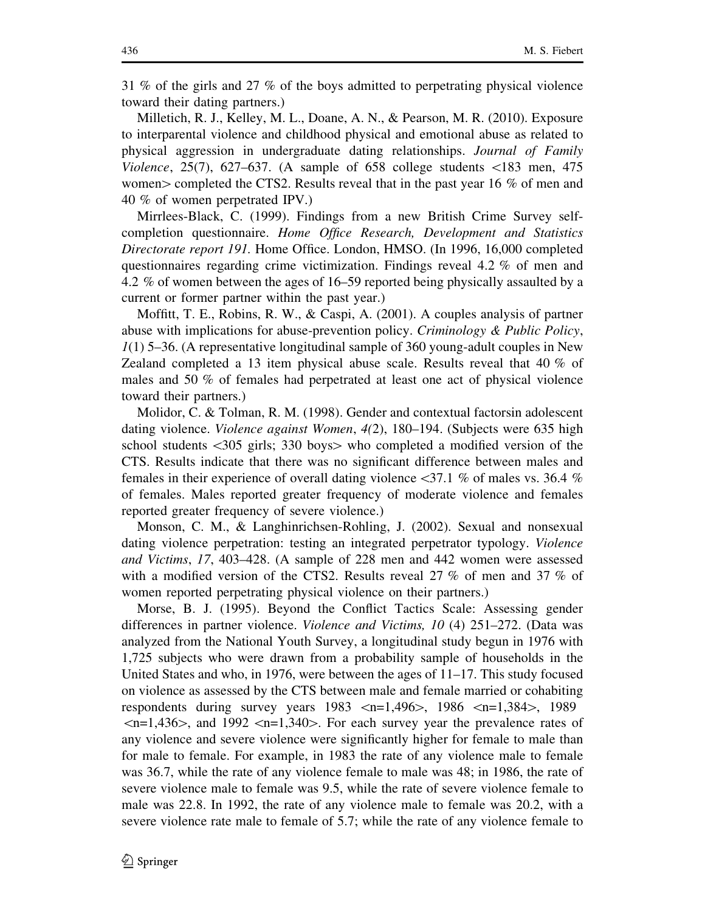31 % of the girls and 27 % of the boys admitted to perpetrating physical violence toward their dating partners.)

Milletich, R. J., Kelley, M. L., Doane, A. N., & Pearson, M. R. (2010). Exposure to interparental violence and childhood physical and emotional abuse as related to physical aggression in undergraduate dating relationships. *Journal of Family Violence*, 25(7), 627–637. (A sample of 658 college students <183 men, 475 women> completed the CTS2. Results reveal that in the past year 16 % of men and 40 % of women perpetrated IPV.)

Mirrlees-Black, C. (1999). Findings from a new British Crime Survey self-completion questionnaire. *Home Office Research, Development and Statistics Directorate report 191*. Home Office. London, HMSO. (In 1996, 16,000 completed questionnaires regarding crime victimization. Findings reveal 4.2 % of men and 4.2 % of women between the ages of 16–59 reported being physically assaulted by a current or former partner within the past year.)

Moffitt, T. E., Robins, R. W., & Caspi, A. (2001). A couples analysis of partner abuse with implications for abuse-prevention policy. *Criminology & Public Policy*, *1*(1) 5–36. (A representative longitudinal sample of 360 young-adult couples in New Zealand completed a 13 item physical abuse scale. Results reveal that 40 % of males and 50 % of females had perpetrated at least one act of physical violence toward their partners.)

Molidor, C. & Tolman, R. M. (1998). Gender and contextual factorsin adolescent dating violence. *Violence against Women*, *4(*2), 180–194. (Subjects were 635 high school students <305 girls; 330 boys> who completed a modified version of the CTS. Results indicate that there was no significant difference between males and females in their experience of overall dating violence <37.1 % of males vs. 36.4 % of females. Males reported greater frequency of moderate violence and females reported greater frequency of severe violence.)

Monson, C. M., & Langhinrichsen-Rohling, J. (2002). Sexual and nonsexual dating violence perpetration: testing an integrated perpetrator typology. *Violence and Victims*, *17*, 403–428. (A sample of 228 men and 442 women were assessed with a modified version of the CTS2. Results reveal 27 % of men and 37 % of women reported perpetrating physical violence on their partners.)

Morse, B. J. (1995). Beyond the Conflict Tactics Scale: Assessing gender differences in partner violence. *Violence and Victims, 10* (4) 251–272. (Data was analyzed from the National Youth Survey, a longitudinal study begun in 1976 with 1,725 subjects who were drawn from a probability sample of households in the United States and who, in 1976, were between the ages of 11–17. This study focused on violence as assessed by the CTS between male and female married or cohabiting respondents during survey years 1983 <n=1,496>, 1986 <n=1,384>, 1989 <n=1,436>, and 1992 <n=1,340>. For each survey year the prevalence rates of any violence and severe violence were significantly higher for female to male than for male to female. For example, in 1983 the rate of any violence male to female was 36.7, while the rate of any violence female to male was 48; in 1986, the rate of severe violence male to female was 9.5, while the rate of severe violence female to male was 22.8. In 1992, the rate of any violence male to female was 20.2, with a severe violence rate male to female of 5.7; while the rate of any violence female to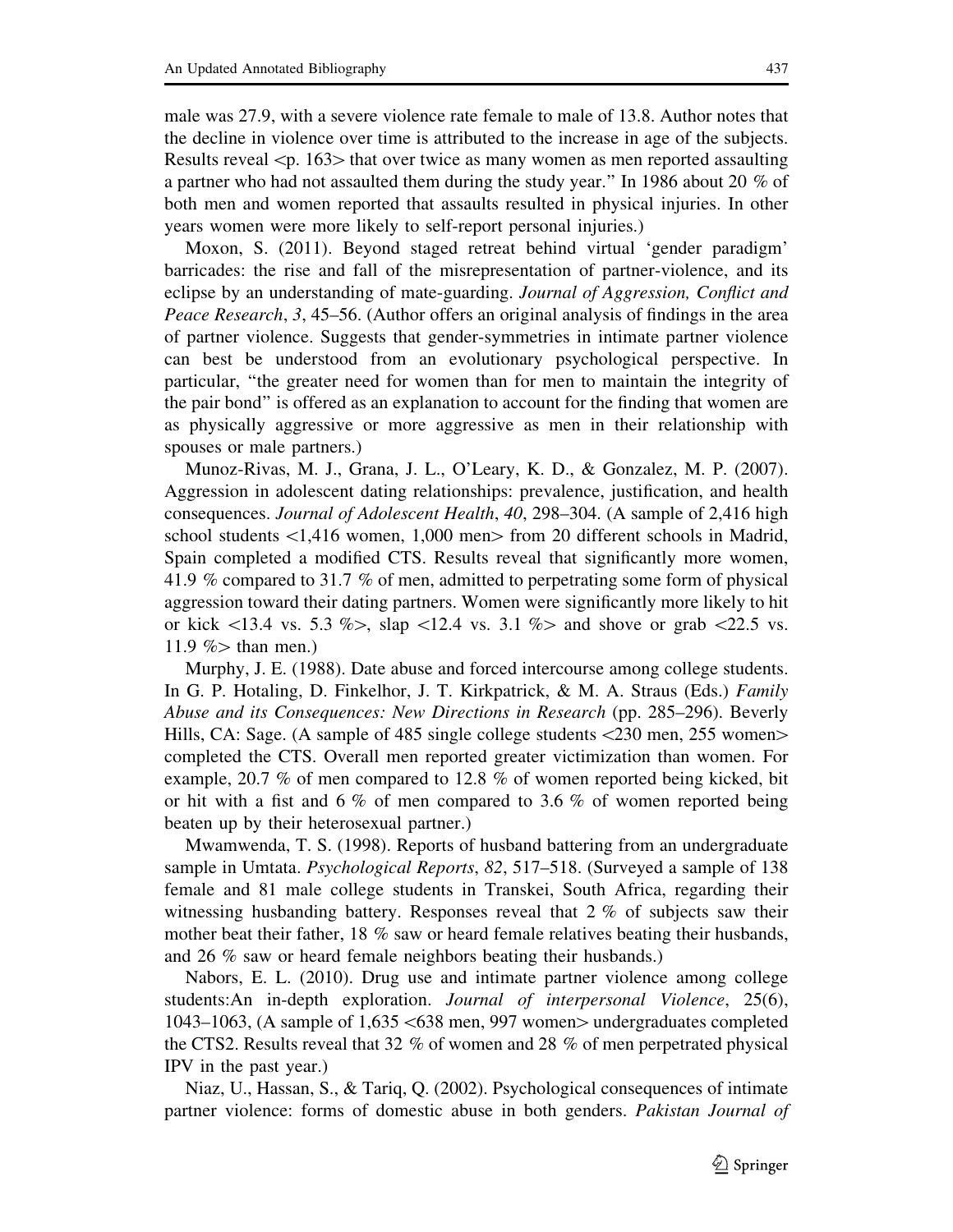male was 27.9, with a severe violence rate female to male of 13.8. Author notes that the decline in violence over time is attributed to the increase in age of the subjects. Results reveal <p. 163> that over twice as many women as men reported assaulting a partner who had not assaulted them during the study year." In 1986 about 20 % of both men and women reported that assaults resulted in physical injuries. In other years women were more likely to self-report personal injuries.)

Moxon, S. (2011). Beyond staged retreat behind virtual 'gender paradigm' barricades: the rise and fall of the misrepresentation of partner-violence, and its eclipse by an understanding of mate-guarding. *Journal of Aggression, Conflict and Peace Research*, *3*, 45–56. (Author offers an original analysis of findings in the area of partner violence. Suggests that gender-symmetries in intimate partner violence can best be understood from an evolutionary psychological perspective. In particular, "the greater need for women than for men to maintain the integrity of the pair bond" is offered as an explanation to account for the finding that women are as physically aggressive or more aggressive as men in their relationship with spouses or male partners.)

Munoz-Rivas, M. J., Grana, J. L., O'Leary, K. D., & Gonzalez, M. P. (2007). Aggression in adolescent dating relationships: prevalence, justification, and health consequences. *Journal of Adolescent Health*, *40*, 298–304. (A sample of 2,416 high school students <1,416 women, 1,000 men> from 20 different schools in Madrid, Spain completed a modified CTS. Results reveal that significantly more women, 41.9 % compared to 31.7 % of men, admitted to perpetrating some form of physical aggression toward their dating partners. Women were significantly more likely to hit or kick <13.4 vs. 5.3 %>, slap <12.4 vs. 3.1 %> and shove or grab <22.5 vs. 11.9 %> than men.)

Murphy, J. E. (1988). Date abuse and forced intercourse among college students. In G. P. Hotaling, D. Finkelhor, J. T. Kirkpatrick, & M. A. Straus (Eds.) *Family Abuse and its Consequences: New Directions in Research* (pp. 285–296). Beverly Hills, CA: Sage. (A sample of 485 single college students <230 men, 255 women> completed the CTS. Overall men reported greater victimization than women. For example, 20.7 % of men compared to 12.8 % of women reported being kicked, bit or hit with a fist and 6 % of men compared to 3.6 % of women reported being beaten up by their heterosexual partner.)

Mwamwenda, T. S. (1998). Reports of husband battering from an undergraduate sample in Umtata. *Psychological Reports*, *82*, 517–518. (Surveyed a sample of 138 female and 81 male college students in Transkei, South Africa, regarding their witnessing husbanding battery. Responses reveal that 2 % of subjects saw their mother beat their father, 18 % saw or heard female relatives beating their husbands, and 26 % saw or heard female neighbors beating their husbands.)

Nabors, E. L. (2010). Drug use and intimate partner violence among college students:An in-depth exploration. *Journal of interpersonal Violence*, 25(6), 1043–1063, (A sample of 1,635 <638 men, 997 women> undergraduates completed the CTS2. Results reveal that 32 % of women and 28 % of men perpetrated physical IPV in the past year.)

Niaz, U., Hassan, S., & Tariq, Q. (2002). Psychological consequences of intimate partner violence: forms of domestic abuse in both genders. *Pakistan Journal of*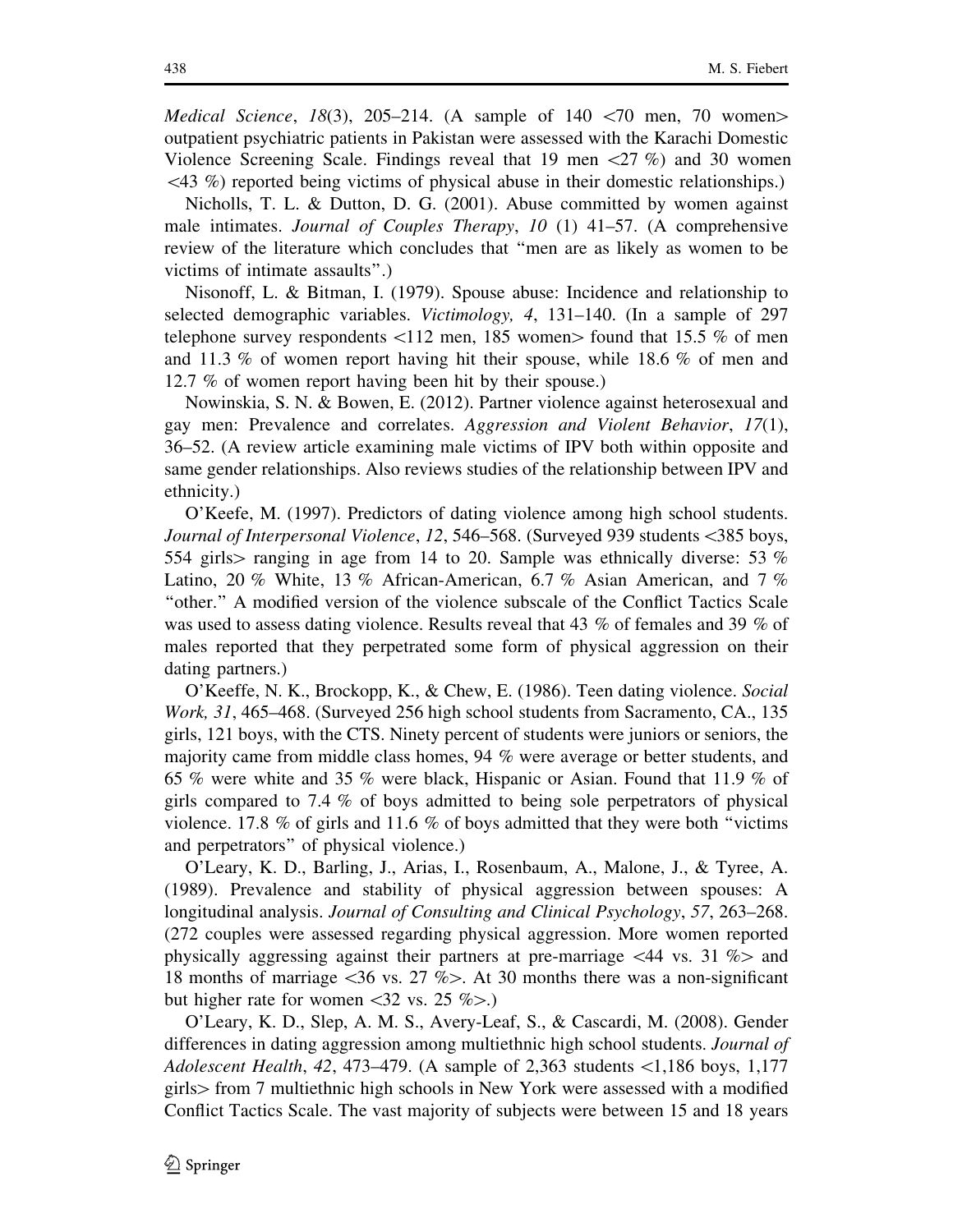*Medical Science*, *18*(3), 205–214. (A sample of 140 <70 men, 70 women> outpatient psychiatric patients in Pakistan were assessed with the Karachi Domestic Violence Screening Scale. Findings reveal that 19 men <27 %) and 30 women <43 %) reported being victims of physical abuse in their domestic relationships.)

Nicholls, T. L. & Dutton, D. G. (2001). Abuse committed by women against male intimates. *Journal of Couples Therapy*, *10* (1) 41–57. (A comprehensive review of the literature which concludes that "men are as likely as women to be victims of intimate assaults".)

Nisonoff, L. & Bitman, I. (1979). Spouse abuse: Incidence and relationship to selected demographic variables. *Victimology, 4*, 131–140. (In a sample of 297 telephone survey respondents <112 men, 185 women> found that 15.5 % of men and 11.3 % of women report having hit their spouse, while 18.6 % of men and 12.7 % of women report having been hit by their spouse.)

Nowinskia, S. N. & Bowen, E. (2012). Partner violence against heterosexual and gay men: Prevalence and correlates. *Aggression and Violent Behavior*, *17*(1), 36–52. (A review article examining male victims of IPV both within opposite and same gender relationships. Also reviews studies of the relationship between IPV and ethnicity.)

O'Keefe, M. (1997). Predictors of dating violence among high school students. *Journal of Interpersonal Violence*, *12*, 546–568. (Surveyed 939 students <385 boys, 554 girls> ranging in age from 14 to 20. Sample was ethnically diverse: 53 % Latino, 20 % White, 13 % African-American, 6.7 % Asian American, and 7 % "other." A modified version of the violence subscale of the Conflict Tactics Scale was used to assess dating violence. Results reveal that 43 % of females and 39 % of males reported that they perpetrated some form of physical aggression on their dating partners.)

O'Keeffe, N. K., Brockopp, K., & Chew, E. (1986). Teen dating violence. *Social Work, 31*, 465–468. (Surveyed 256 high school students from Sacramento, CA., 135 girls, 121 boys, with the CTS. Ninety percent of students were juniors or seniors, the majority came from middle class homes, 94 % were average or better students, and 65 % were white and 35 % were black, Hispanic or Asian. Found that 11.9 % of girls compared to 7.4 % of boys admitted to being sole perpetrators of physical violence. 17.8 % of girls and 11.6 % of boys admitted that they were both "victims and perpetrators" of physical violence.)

O'Leary, K. D., Barling, J., Arias, I., Rosenbaum, A., Malone, J., & Tyree, A. (1989). Prevalence and stability of physical aggression between spouses: A longitudinal analysis. *Journal of Consulting and Clinical Psychology*, *57*, 263–268. (272 couples were assessed regarding physical aggression. More women reported physically aggressing against their partners at pre-marriage <44 vs. 31 %> and 18 months of marriage <36 vs. 27 %>. At 30 months there was a non-significant but higher rate for women <32 vs. 25 %>.)

O'Leary, K. D., Slep, A. M. S., Avery-Leaf, S., & Cascardi, M. (2008). Gender differences in dating aggression among multiethnic high school students. *Journal of Adolescent Health*, *42*, 473–479. (A sample of 2,363 students <1,186 boys, 1,177 girls> from 7 multiethnic high schools in New York were assessed with a modified Conflict Tactics Scale. The vast majority of subjects were between 15 and 18 years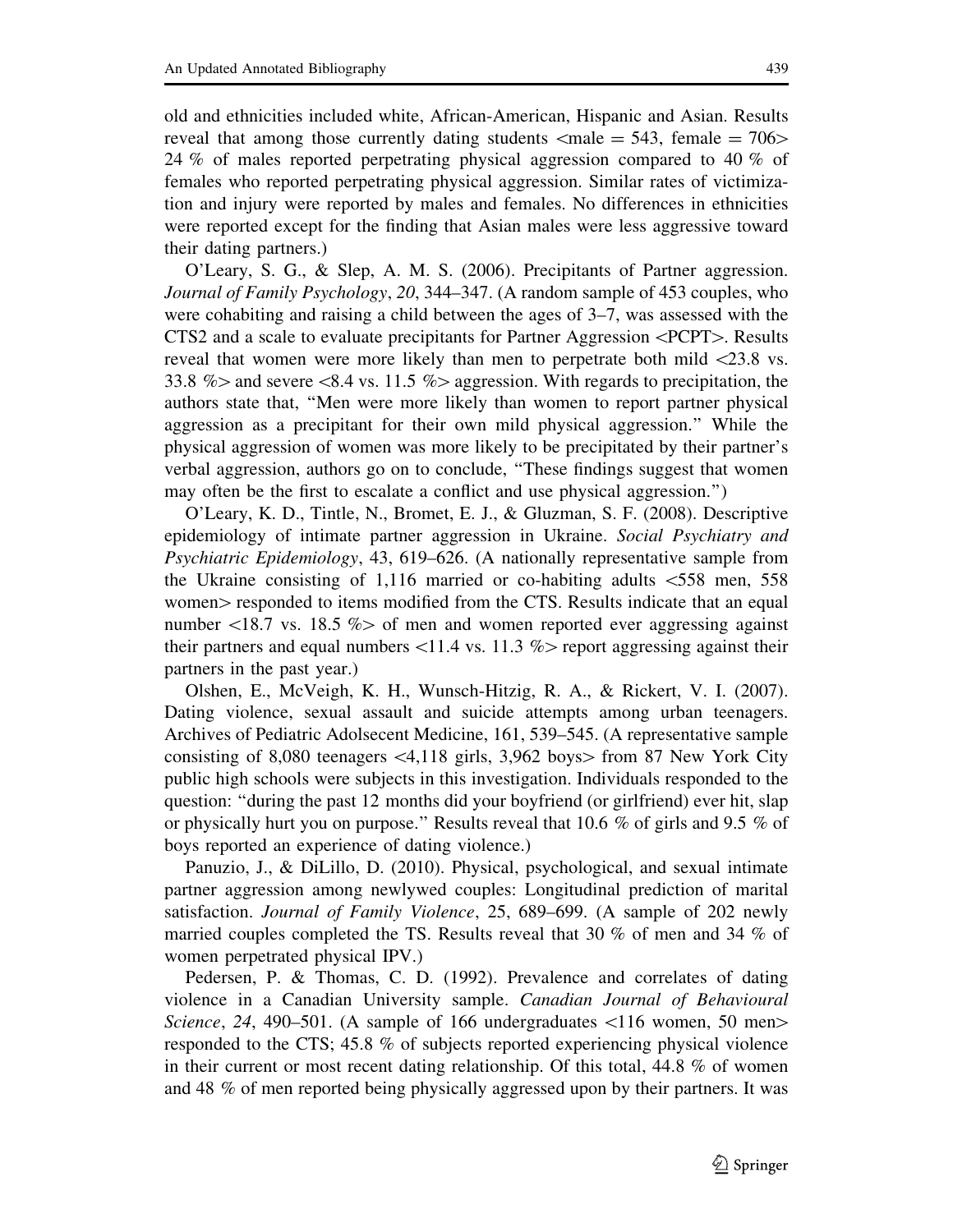old and ethnicities included white, African-American, Hispanic and Asian. Results reveal that among those currently dating students <male = 543, female = 706> 24 % of males reported perpetrating physical aggression compared to 40 % of females who reported perpetrating physical aggression. Similar rates of victimization and injury were reported by males and females. No differences in ethnicities were reported except for the finding that Asian males were less aggressive toward their dating partners.)

O'Leary, S. G., & Slep, A. M. S. (2006). Precipitants of Partner aggression. *Journal of Family Psychology*, *20*, 344–347. (A random sample of 453 couples, who were cohabiting and raising a child between the ages of 3–7, was assessed with the CTS2 and a scale to evaluate precipitants for Partner Aggression <PCPT>. Results reveal that women were more likely than men to perpetrate both mild <23.8 vs. 33.8 %> and severe <8.4 vs. 11.5 %> aggression. With regards to precipitation, the authors state that, "Men were more likely than women to report partner physical aggression as a precipitant for their own mild physical aggression." While the physical aggression of women was more likely to be precipitated by their partner's verbal aggression, authors go on to conclude, "These findings suggest that women may often be the first to escalate a conflict and use physical aggression.")

O'Leary, K. D., Tintle, N., Bromet, E. J., & Gluzman, S. F. (2008). Descriptive epidemiology of intimate partner aggression in Ukraine. *Social Psychiatry and Psychiatric Epidemiology*, 43, 619–626. (A nationally representative sample from the Ukraine consisting of 1,116 married or co-habiting adults <558 men, 558 women> responded to items modified from the CTS. Results indicate that an equal number <18.7 vs. 18.5 %> of men and women reported ever aggressing against their partners and equal numbers <11.4 vs. 11.3 %> report aggressing against their partners in the past year.)

Olshen, E., McVeigh, K. H., Wunsch-Hitzig, R. A., & Rickert, V. I. (2007). Dating violence, sexual assault and suicide attempts among urban teenagers. Archives of Pediatric Adolsecent Medicine, 161, 539–545. (A representative sample consisting of 8,080 teenagers <4,118 girls, 3,962 boys> from 87 New York City public high schools were subjects in this investigation. Individuals responded to the question: "during the past 12 months did your boyfriend (or girlfriend) ever hit, slap or physically hurt you on purpose." Results reveal that 10.6 % of girls and 9.5 % of boys reported an experience of dating violence.)

Panuzio, J., & DiLillo, D. (2010). Physical, psychological, and sexual intimate partner aggression among newlywed couples: Longitudinal prediction of marital satisfaction. *Journal of Family Violence*, 25, 689–699. (A sample of 202 newly married couples completed the TS. Results reveal that 30 % of men and 34 % of women perpetrated physical IPV.)

Pedersen, P. & Thomas, C. D. (1992). Prevalence and correlates of dating violence in a Canadian University sample. *Canadian Journal of Behavioural Science*, *24*, 490–501. (A sample of 166 undergraduates <116 women, 50 men> responded to the CTS; 45.8 % of subjects reported experiencing physical violence in their current or most recent dating relationship. Of this total, 44.8 % of women and 48 % of men reported being physically aggressed upon by their partners. It was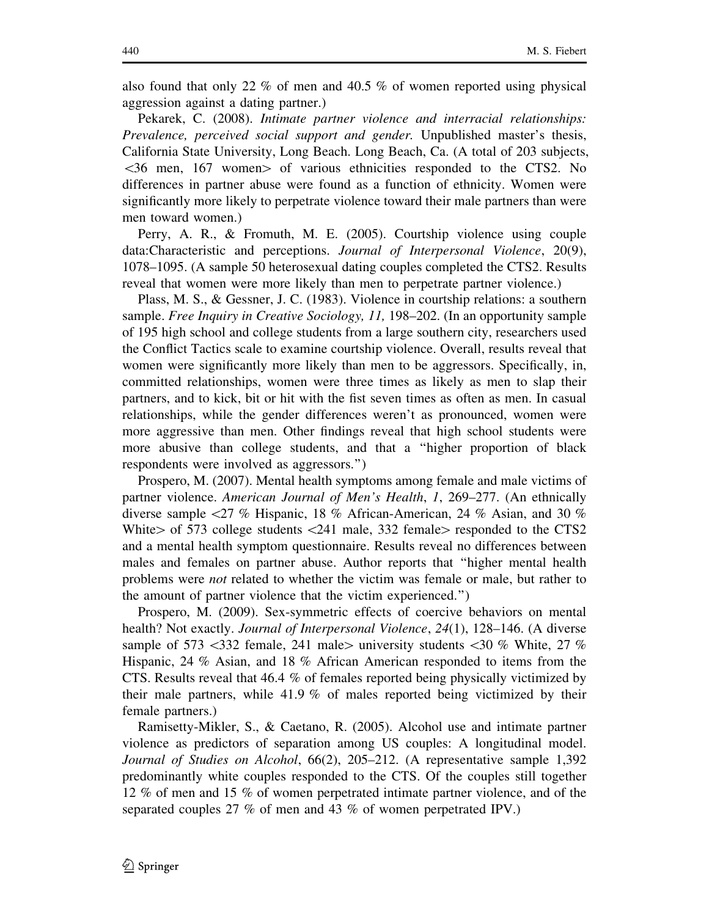also found that only 22 % of men and 40.5 % of women reported using physical aggression against a dating partner.)

Pekarek, C. (2008). *Intimate partner violence and interracial relationships: Prevalence, perceived social support and gender.* Unpublished master's thesis, California State University, Long Beach. Long Beach, Ca. (A total of 203 subjects, <36 men, 167 women> of various ethnicities responded to the CTS2. No differences in partner abuse were found as a function of ethnicity. Women were significantly more likely to perpetrate violence toward their male partners than were men toward women.)

Perry, A. R., & Fromuth, M. E. (2005). Courtship violence using couple data:Characteristic and perceptions. *Journal of Interpersonal Violence*, 20(9), 1078–1095. (A sample 50 heterosexual dating couples completed the CTS2. Results reveal that women were more likely than men to perpetrate partner violence.)

Plass, M. S., & Gessner, J. C. (1983). Violence in courtship relations: a southern sample. *Free Inquiry in Creative Sociology, 11,* 198–202. (In an opportunity sample of 195 high school and college students from a large southern city, researchers used the Conflict Tactics scale to examine courtship violence. Overall, results reveal that women were significantly more likely than men to be aggressors. Specifically, in, committed relationships, women were three times as likely as men to slap their partners, and to kick, bit or hit with the fist seven times as often as men. In casual relationships, while the gender differences weren't as pronounced, women were more aggressive than men. Other findings reveal that high school students were more abusive than college students, and that a "higher proportion of black respondents were involved as aggressors.")

Prospero, M. (2007). Mental health symptoms among female and male victims of partner violence. *American Journal of Men's Health*, *1*, 269–277. (An ethnically diverse sample <27 % Hispanic, 18 % African-American, 24 % Asian, and 30 % White> of 573 college students <241 male, 332 female> responded to the CTS2 and a mental health symptom questionnaire. Results reveal no differences between males and females on partner abuse. Author reports that "higher mental health problems were *not* related to whether the victim was female or male, but rather to the amount of partner violence that the victim experienced.")

Prospero, M. (2009). Sex-symmetric effects of coercive behaviors on mental health? Not exactly. *Journal of Interpersonal Violence*, *24*(1), 128–146. (A diverse sample of 573 <332 female, 241 male> university students <30 % White, 27 % Hispanic, 24 % Asian, and 18 % African American responded to items from the CTS. Results reveal that 46.4 % of females reported being physically victimized by their male partners, while 41.9 % of males reported being victimized by their female partners.)

Ramisetty-Mikler, S., & Caetano, R. (2005). Alcohol use and intimate partner violence as predictors of separation among US couples: A longitudinal model. *Journal of Studies on Alcohol*, 66(2), 205–212. (A representative sample 1,392 predominantly white couples responded to the CTS. Of the couples still together 12 % of men and 15 % of women perpetrated intimate partner violence, and of the separated couples 27 % of men and 43 % of women perpetrated IPV.)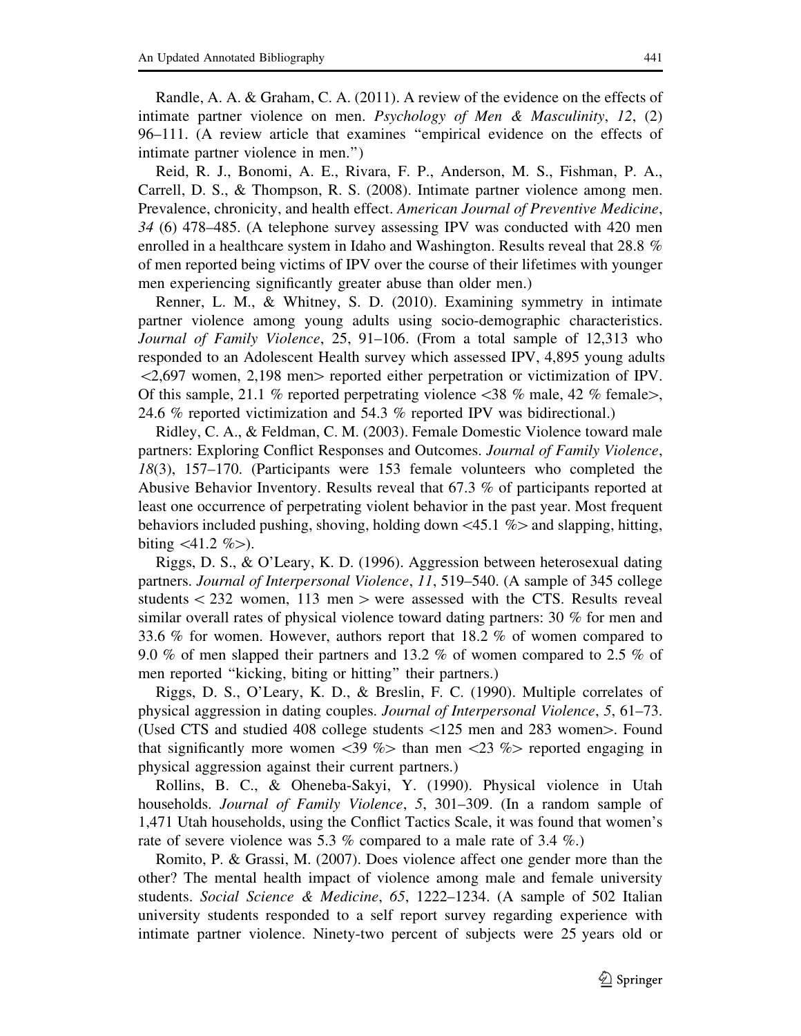Randle, A. A. & Graham, C. A. (2011). A review of the evidence on the effects of intimate partner violence on men. *Psychology of Men & Masculinity*, *12*, (2) 96–111. (A review article that examines "empirical evidence on the effects of intimate partner violence in men.")

Reid, R. J., Bonomi, A. E., Rivara, F. P., Anderson, M. S., Fishman, P. A., Carrell, D. S., & Thompson, R. S. (2008). Intimate partner violence among men. Prevalence, chronicity, and health effect. *American Journal of Preventive Medicine*, *34* (6) 478–485. (A telephone survey assessing IPV was conducted with 420 men enrolled in a healthcare system in Idaho and Washington. Results reveal that 28.8 % of men reported being victims of IPV over the course of their lifetimes with younger men experiencing significantly greater abuse than older men.)

Renner, L. M., & Whitney, S. D. (2010). Examining symmetry in intimate partner violence among young adults using socio-demographic characteristics. *Journal of Family Violence*, 25, 91–106. (From a total sample of 12,313 who responded to an Adolescent Health survey which assessed IPV, 4,895 young adults <2,697 women, 2,198 men> reported either perpetration or victimization of IPV. Of this sample, 21.1 % reported perpetrating violence <38 % male, 42 % female>, 24.6 % reported victimization and 54.3 % reported IPV was bidirectional.)

Ridley, C. A., & Feldman, C. M. (2003). Female Domestic Violence toward male partners: Exploring Conflict Responses and Outcomes. *Journal of Family Violence*, *18*(3), 157–170. (Participants were 153 female volunteers who completed the Abusive Behavior Inventory. Results reveal that 67.3 % of participants reported at least one occurrence of perpetrating violent behavior in the past year. Most frequent behaviors included pushing, shoving, holding down <45.1 %> and slapping, hitting, biting <41.2 %>).

Riggs, D. S., & O'Leary, K. D. (1996). Aggression between heterosexual dating partners. *Journal of Interpersonal Violence*, *11*, 519–540. (A sample of 345 college students < 232 women, 113 men > were assessed with the CTS. Results reveal similar overall rates of physical violence toward dating partners: 30 % for men and 33.6 % for women. However, authors report that 18.2 % of women compared to 9.0 % of men slapped their partners and 13.2 % of women compared to 2.5 % of men reported "kicking, biting or hitting" their partners.)

Riggs, D. S., O'Leary, K. D., & Breslin, F. C. (1990). Multiple correlates of physical aggression in dating couples. *Journal of Interpersonal Violence*, *5*, 61–73. (Used CTS and studied 408 college students <125 men and 283 women>. Found that significantly more women <39 %> than men <23 %> reported engaging in physical aggression against their current partners.)

Rollins, B. C., & Oheneba-Sakyi, Y. (1990). Physical violence in Utah households. *Journal of Family Violence*, *5*, 301–309. (In a random sample of 1,471 Utah households, using the Conflict Tactics Scale, it was found that women's rate of severe violence was 5.3 % compared to a male rate of 3.4 %.)

Romito, P. & Grassi, M. (2007). Does violence affect one gender more than the other? The mental health impact of violence among male and female university students. *Social Science & Medicine*, *65*, 1222–1234. (A sample of 502 Italian university students responded to a self report survey regarding experience with intimate partner violence. Ninety-two percent of subjects were 25 years old or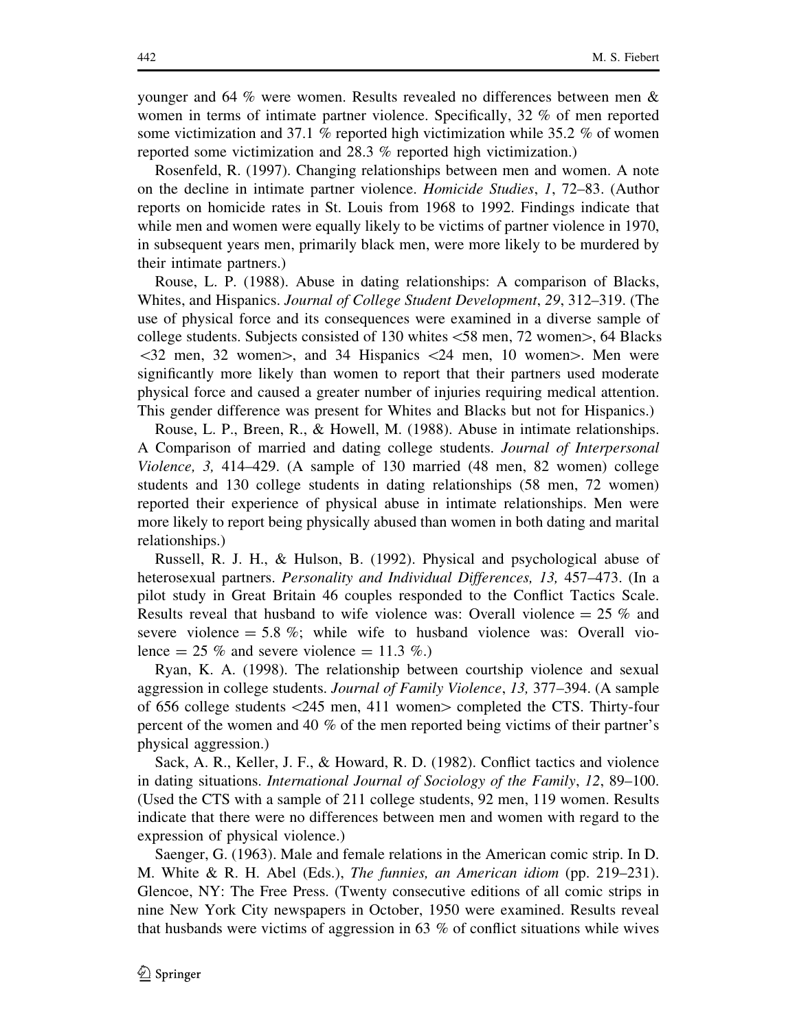younger and 64 % were women. Results revealed no differences between men & women in terms of intimate partner violence. Specifically, 32 % of men reported some victimization and 37.1 % reported high victimization while 35.2 % of women reported some victimization and 28.3 % reported high victimization.)

Rosenfeld, R. (1997). Changing relationships between men and women. A note on the decline in intimate partner violence. *Homicide Studies*, *1*, 72–83. (Author reports on homicide rates in St. Louis from 1968 to 1992. Findings indicate that while men and women were equally likely to be victims of partner violence in 1970, in subsequent years men, primarily black men, were more likely to be murdered by their intimate partners.)

Rouse, L. P. (1988). Abuse in dating relationships: A comparison of Blacks, Whites, and Hispanics. *Journal of College Student Development*, *29*, 312–319. (The use of physical force and its consequences were examined in a diverse sample of college students. Subjects consisted of 130 whites <58 men, 72 women>, 64 Blacks <32 men, 32 women>, and 34 Hispanics <24 men, 10 women>. Men were significantly more likely than women to report that their partners used moderate physical force and caused a greater number of injuries requiring medical attention. This gender difference was present for Whites and Blacks but not for Hispanics.)

Rouse, L. P., Breen, R., & Howell, M. (1988). Abuse in intimate relationships. A Comparison of married and dating college students. *Journal of Interpersonal Violence, 3,* 414–429. (A sample of 130 married (48 men, 82 women) college students and 130 college students in dating relationships (58 men, 72 women) reported their experience of physical abuse in intimate relationships. Men were more likely to report being physically abused than women in both dating and marital relationships.)

Russell, R. J. H., & Hulson, B. (1992). Physical and psychological abuse of heterosexual partners. *Personality and Individual Differences, 13,* 457–473. (In a pilot study in Great Britain 46 couples responded to the Conflict Tactics Scale. Results reveal that husband to wife violence was: Overall violence = 25 % and severe violence = 5.8 %; while wife to husband violence was: Overall violence = 25 % and severe violence = 11.3 %.)

Ryan, K. A. (1998). The relationship between courtship violence and sexual aggression in college students. *Journal of Family Violence*, *13,* 377–394. (A sample of 656 college students <245 men, 411 women> completed the CTS. Thirty-four percent of the women and 40 % of the men reported being victims of their partner's physical aggression.)

Sack, A. R., Keller, J. F., & Howard, R. D. (1982). Conflict tactics and violence in dating situations. *International Journal of Sociology of the Family*, *12*, 89–100. (Used the CTS with a sample of 211 college students, 92 men, 119 women. Results indicate that there were no differences between men and women with regard to the expression of physical violence.)

Saenger, G. (1963). Male and female relations in the American comic strip. In D. M. White & R. H. Abel (Eds.), *The funnies, an American idiom* (pp. 219–231). Glencoe, NY: The Free Press. (Twenty consecutive editions of all comic strips in nine New York City newspapers in October, 1950 were examined. Results reveal that husbands were victims of aggression in 63 % of conflict situations while wives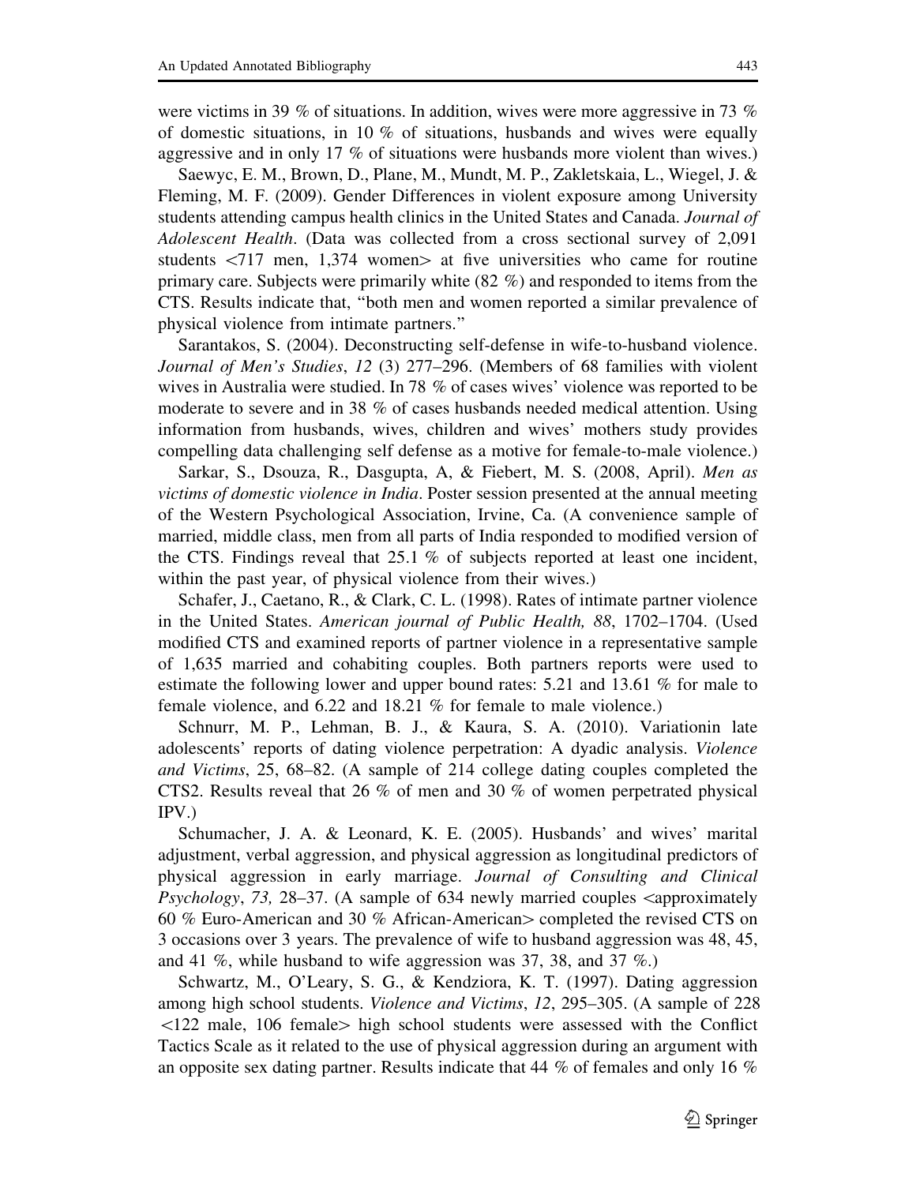were victims in 39 % of situations. In addition, wives were more aggressive in 73 % of domestic situations, in 10 % of situations, husbands and wives were equally aggressive and in only 17 % of situations were husbands more violent than wives.)

Saewyc, E. M., Brown, D., Plane, M., Mundt, M. P., Zakletskaia, L., Wiegel, J. & Fleming, M. F. (2009). Gender Differences in violent exposure among University students attending campus health clinics in the United States and Canada. *Journal of Adolescent Health*. (Data was collected from a cross sectional survey of 2,091 students <717 men, 1,374 women> at five universities who came for routine primary care. Subjects were primarily white (82 %) and responded to items from the CTS. Results indicate that, "both men and women reported a similar prevalence of physical violence from intimate partners."

Sarantakos, S. (2004). Deconstructing self-defense in wife-to-husband violence. *Journal of Men's Studies*, *12* (3) 277–296. (Members of 68 families with violent wives in Australia were studied. In 78 % of cases wives' violence was reported to be moderate to severe and in 38 % of cases husbands needed medical attention. Using information from husbands, wives, children and wives' mothers study provides compelling data challenging self defense as a motive for female-to-male violence.)

Sarkar, S., Dsouza, R., Dasgupta, A, & Fiebert, M. S. (2008, April). *Men as victims of domestic violence in India*. Poster session presented at the annual meeting of the Western Psychological Association, Irvine, Ca. (A convenience sample of married, middle class, men from all parts of India responded to modified version of the CTS. Findings reveal that 25.1 % of subjects reported at least one incident, within the past year, of physical violence from their wives.)

Schafer, J., Caetano, R., & Clark, C. L. (1998). Rates of intimate partner violence in the United States. *American journal of Public Health, 88*, 1702–1704. (Used modified CTS and examined reports of partner violence in a representative sample of 1,635 married and cohabiting couples. Both partners reports were used to estimate the following lower and upper bound rates: 5.21 and 13.61 % for male to female violence, and 6.22 and 18.21 % for female to male violence.)

Schnurr, M. P., Lehman, B. J., & Kaura, S. A. (2010). Variationin late adolescents' reports of dating violence perpetration: A dyadic analysis. *Violence and Victims*, 25, 68–82. (A sample of 214 college dating couples completed the CTS2. Results reveal that 26 % of men and 30 % of women perpetrated physical IPV.)

Schumacher, J. A. & Leonard, K. E. (2005). Husbands' and wives' marital adjustment, verbal aggression, and physical aggression as longitudinal predictors of physical aggression in early marriage. *Journal of Consulting and Clinical Psychology*, *73,* 28–37. (A sample of 634 newly married couples <approximately 60 % Euro-American and 30 % African-American> completed the revised CTS on 3 occasions over 3 years. The prevalence of wife to husband aggression was 48, 45, and 41 %, while husband to wife aggression was 37, 38, and 37 %.)

Schwartz, M., O'Leary, S. G., & Kendziora, K. T. (1997). Dating aggression among high school students. *Violence and Victims*, *12*, 295–305. (A sample of 228 <122 male, 106 female> high school students were assessed with the Conflict Tactics Scale as it related to the use of physical aggression during an argument with an opposite sex dating partner. Results indicate that 44 % of females and only 16 %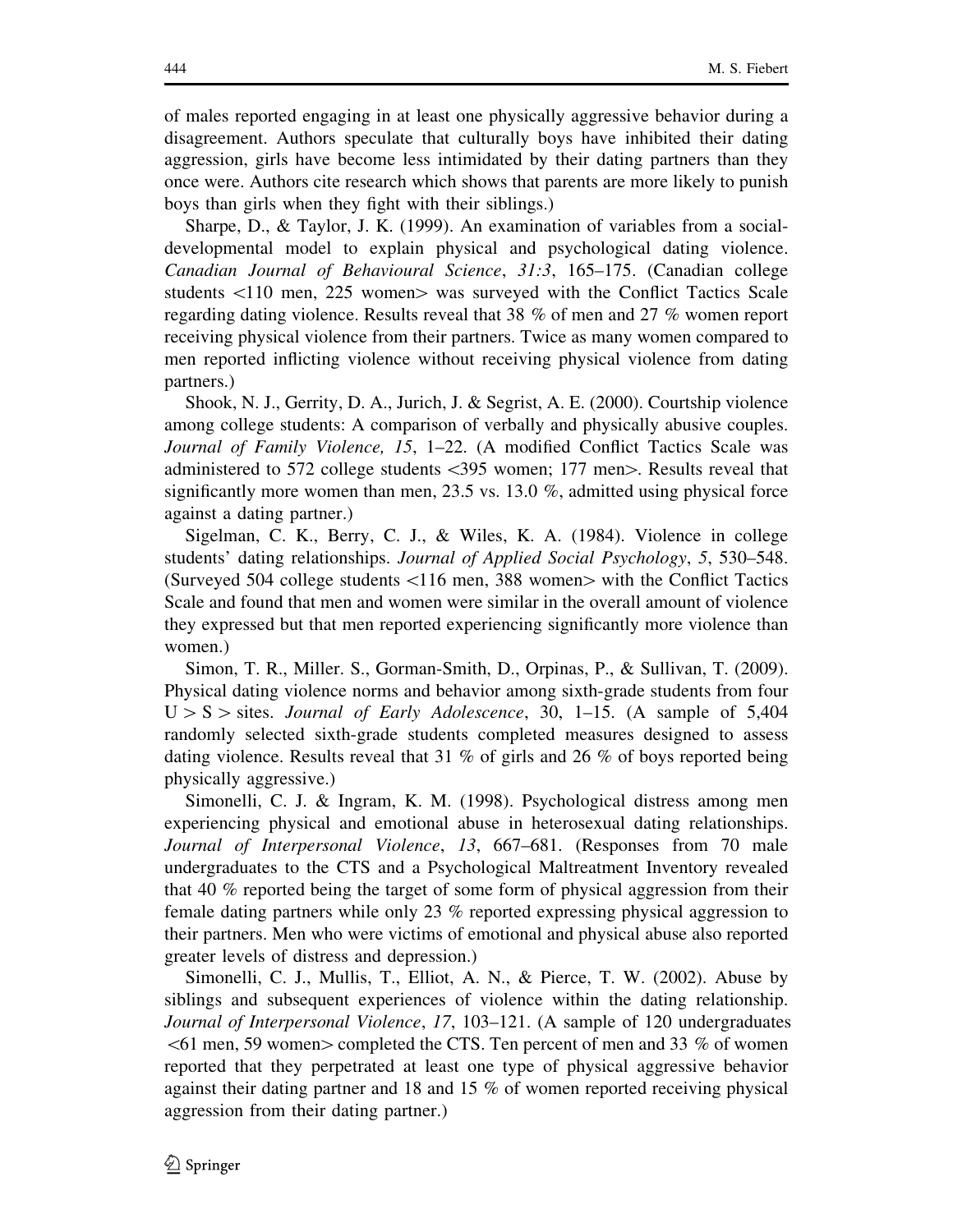of males reported engaging in at least one physically aggressive behavior during a disagreement. Authors speculate that culturally boys have inhibited their dating aggression, girls have become less intimidated by their dating partners than they once were. Authors cite research which shows that parents are more likely to punish boys than girls when they fight with their siblings.)

Sharpe, D., & Taylor, J. K. (1999). An examination of variables from a social-developmental model to explain physical and psychological dating violence. *Canadian Journal of Behavioural Science*, *31:3*, 165–175. (Canadian college students <110 men, 225 women> was surveyed with the Conflict Tactics Scale regarding dating violence. Results reveal that 38 % of men and 27 % women report receiving physical violence from their partners. Twice as many women compared to men reported inflicting violence without receiving physical violence from dating partners.)

Shook, N. J., Gerrity, D. A., Jurich, J. & Segrist, A. E. (2000). Courtship violence among college students: A comparison of verbally and physically abusive couples. *Journal of Family Violence, 15*, 1–22. (A modified Conflict Tactics Scale was administered to 572 college students <395 women; 177 men>. Results reveal that significantly more women than men, 23.5 vs. 13.0 %, admitted using physical force against a dating partner.)

Sigelman, C. K., Berry, C. J., & Wiles, K. A. (1984). Violence in college students' dating relationships. *Journal of Applied Social Psychology*, *5*, 530–548. (Surveyed 504 college students <116 men, 388 women> with the Conflict Tactics Scale and found that men and women were similar in the overall amount of violence they expressed but that men reported experiencing significantly more violence than women.)

Simon, T. R., Miller. S., Gorman-Smith, D., Orpinas, P., & Sullivan, T. (2009). Physical dating violence norms and behavior among sixth-grade students from four U > S > sites. *Journal of Early Adolescence*, 30, 1–15. (A sample of 5,404 randomly selected sixth-grade students completed measures designed to assess dating violence. Results reveal that 31 % of girls and 26 % of boys reported being physically aggressive.)

Simonelli, C. J. & Ingram, K. M. (1998). Psychological distress among men experiencing physical and emotional abuse in heterosexual dating relationships. *Journal of Interpersonal Violence*, *13*, 667–681. (Responses from 70 male undergraduates to the CTS and a Psychological Maltreatment Inventory revealed that 40 % reported being the target of some form of physical aggression from their female dating partners while only 23 % reported expressing physical aggression to their partners. Men who were victims of emotional and physical abuse also reported greater levels of distress and depression.)

Simonelli, C. J., Mullis, T., Elliot, A. N., & Pierce, T. W. (2002). Abuse by siblings and subsequent experiences of violence within the dating relationship. *Journal of Interpersonal Violence*, *17*, 103–121. (A sample of 120 undergraduates <61 men, 59 women> completed the CTS. Ten percent of men and 33 % of women reported that they perpetrated at least one type of physical aggressive behavior against their dating partner and 18 and 15 % of women reported receiving physical aggression from their dating partner.)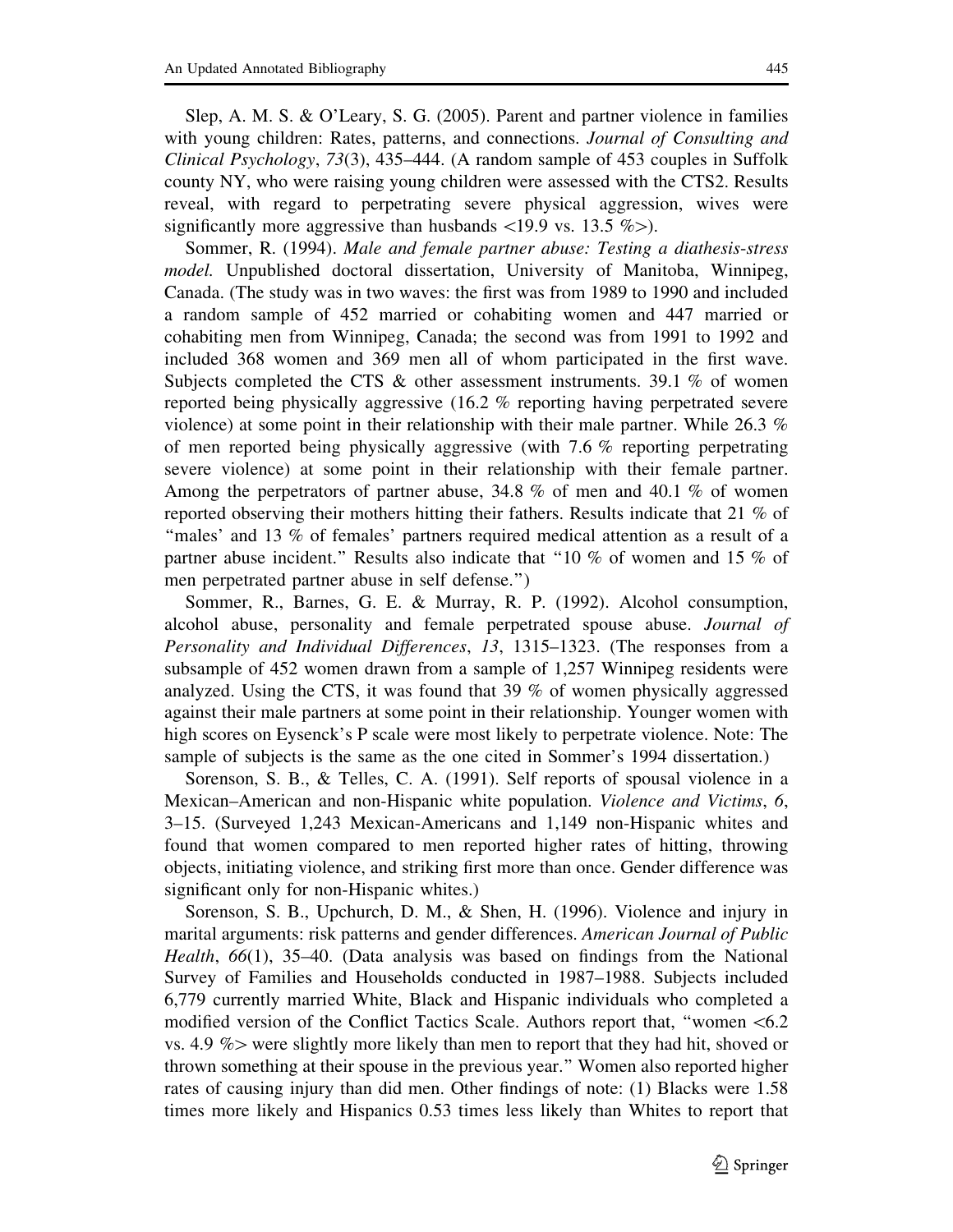Slep, A. M. S. & O'Leary, S. G. (2005). Parent and partner violence in families with young children: Rates, patterns, and connections. *Journal of Consulting and Clinical Psychology*, *73*(3), 435–444. (A random sample of 453 couples in Suffolk county NY, who were raising young children were assessed with the CTS2. Results reveal, with regard to perpetrating severe physical aggression, wives were significantly more aggressive than husbands <19.9 vs. 13.5 %>).

Sommer, R. (1994). *Male and female partner abuse: Testing a diathesis-stress model.* Unpublished doctoral dissertation, University of Manitoba, Winnipeg, Canada. (The study was in two waves: the first was from 1989 to 1990 and included a random sample of 452 married or cohabiting women and 447 married or cohabiting men from Winnipeg, Canada; the second was from 1991 to 1992 and included 368 women and 369 men all of whom participated in the first wave. Subjects completed the CTS & other assessment instruments. 39.1 % of women reported being physically aggressive (16.2 % reporting having perpetrated severe violence) at some point in their relationship with their male partner. While 26.3 % of men reported being physically aggressive (with 7.6 % reporting perpetrating severe violence) at some point in their relationship with their female partner. Among the perpetrators of partner abuse, 34.8 % of men and 40.1 % of women reported observing their mothers hitting their fathers. Results indicate that 21 % of "males' and 13 % of females' partners required medical attention as a result of a partner abuse incident." Results also indicate that "10 % of women and 15 % of men perpetrated partner abuse in self defense.")

Sommer, R., Barnes, G. E. & Murray, R. P. (1992). Alcohol consumption, alcohol abuse, personality and female perpetrated spouse abuse. *Journal of Personality and Individual Differences*, *13*, 1315–1323. (The responses from a subsample of 452 women drawn from a sample of 1,257 Winnipeg residents were analyzed. Using the CTS, it was found that 39 % of women physically aggressed against their male partners at some point in their relationship. Younger women with high scores on Eysenck's P scale were most likely to perpetrate violence. Note: The sample of subjects is the same as the one cited in Sommer's 1994 dissertation.)

Sorenson, S. B., & Telles, C. A. (1991). Self reports of spousal violence in a Mexican–American and non-Hispanic white population. *Violence and Victims*, *6*, 3–15. (Surveyed 1,243 Mexican-Americans and 1,149 non-Hispanic whites and found that women compared to men reported higher rates of hitting, throwing objects, initiating violence, and striking first more than once. Gender difference was significant only for non-Hispanic whites.)

Sorenson, S. B., Upchurch, D. M., & Shen, H. (1996). Violence and injury in marital arguments: risk patterns and gender differences. *American Journal of Public Health*, *66*(1), 35–40. (Data analysis was based on findings from the National Survey of Families and Households conducted in 1987–1988. Subjects included 6,779 currently married White, Black and Hispanic individuals who completed a modified version of the Conflict Tactics Scale. Authors report that, "women <6.2 vs. 4.9 %> were slightly more likely than men to report that they had hit, shoved or thrown something at their spouse in the previous year." Women also reported higher rates of causing injury than did men. Other findings of note: (1) Blacks were 1.58 times more likely and Hispanics 0.53 times less likely than Whites to report that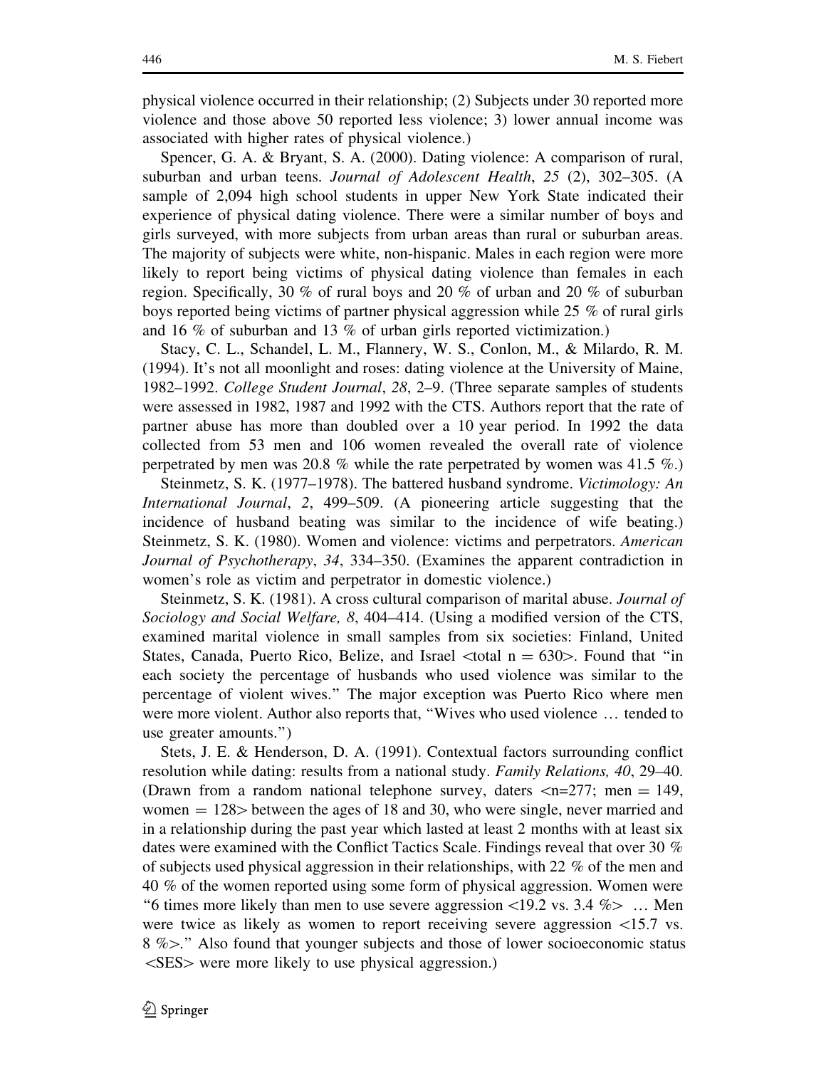physical violence occurred in their relationship; (2) Subjects under 30 reported more violence and those above 50 reported less violence; 3) lower annual income was associated with higher rates of physical violence.)

Spencer, G. A. & Bryant, S. A. (2000). Dating violence: A comparison of rural, suburban and urban teens. *Journal of Adolescent Health*, *25* (2), 302–305. (A sample of 2,094 high school students in upper New York State indicated their experience of physical dating violence. There were a similar number of boys and girls surveyed, with more subjects from urban areas than rural or suburban areas. The majority of subjects were white, non-hispanic. Males in each region were more likely to report being victims of physical dating violence than females in each region. Specifically, 30 % of rural boys and 20 % of urban and 20 % of suburban boys reported being victims of partner physical aggression while 25 % of rural girls and 16 % of suburban and 13 % of urban girls reported victimization.)

Stacy, C. L., Schandel, L. M., Flannery, W. S., Conlon, M., & Milardo, R. M. (1994). It's not all moonlight and roses: dating violence at the University of Maine, 1982–1992. *College Student Journal*, *28*, 2–9. (Three separate samples of students were assessed in 1982, 1987 and 1992 with the CTS. Authors report that the rate of partner abuse has more than doubled over a 10 year period. In 1992 the data collected from 53 men and 106 women revealed the overall rate of violence perpetrated by men was 20.8 % while the rate perpetrated by women was 41.5 %.)

Steinmetz, S. K. (1977–1978). The battered husband syndrome. *Victimology: An International Journal*, *2*, 499–509. (A pioneering article suggesting that the incidence of husband beating was similar to the incidence of wife beating.) Steinmetz, S. K. (1980). Women and violence: victims and perpetrators. *American Journal of Psychotherapy*, *34*, 334–350. (Examines the apparent contradiction in women's role as victim and perpetrator in domestic violence.)

Steinmetz, S. K. (1981). A cross cultural comparison of marital abuse. *Journal of Sociology and Social Welfare, 8*, 404–414. (Using a modified version of the CTS, examined marital violence in small samples from six societies: Finland, United States, Canada, Puerto Rico, Belize, and Israel <total n = 630>. Found that "in each society the percentage of husbands who used violence was similar to the percentage of violent wives." The major exception was Puerto Rico where men were more violent. Author also reports that, "Wives who used violence … tended to use greater amounts.")

Stets, J. E. & Henderson, D. A. (1991). Contextual factors surrounding conflict resolution while dating: results from a national study. *Family Relations, 40*, 29–40. (Drawn from a random national telephone survey, daters <n=277; men = 149, women = 128> between the ages of 18 and 30, who were single, never married and in a relationship during the past year which lasted at least 2 months with at least six dates were examined with the Conflict Tactics Scale. Findings reveal that over 30 % of subjects used physical aggression in their relationships, with 22 % of the men and 40 % of the women reported using some form of physical aggression. Women were "6 times more likely than men to use severe aggression <19.2 vs. 3.4 %> … Men were twice as likely as women to report receiving severe aggression <15.7 vs. 8 %>." Also found that younger subjects and those of lower socioeconomic status <SES> were more likely to use physical aggression.)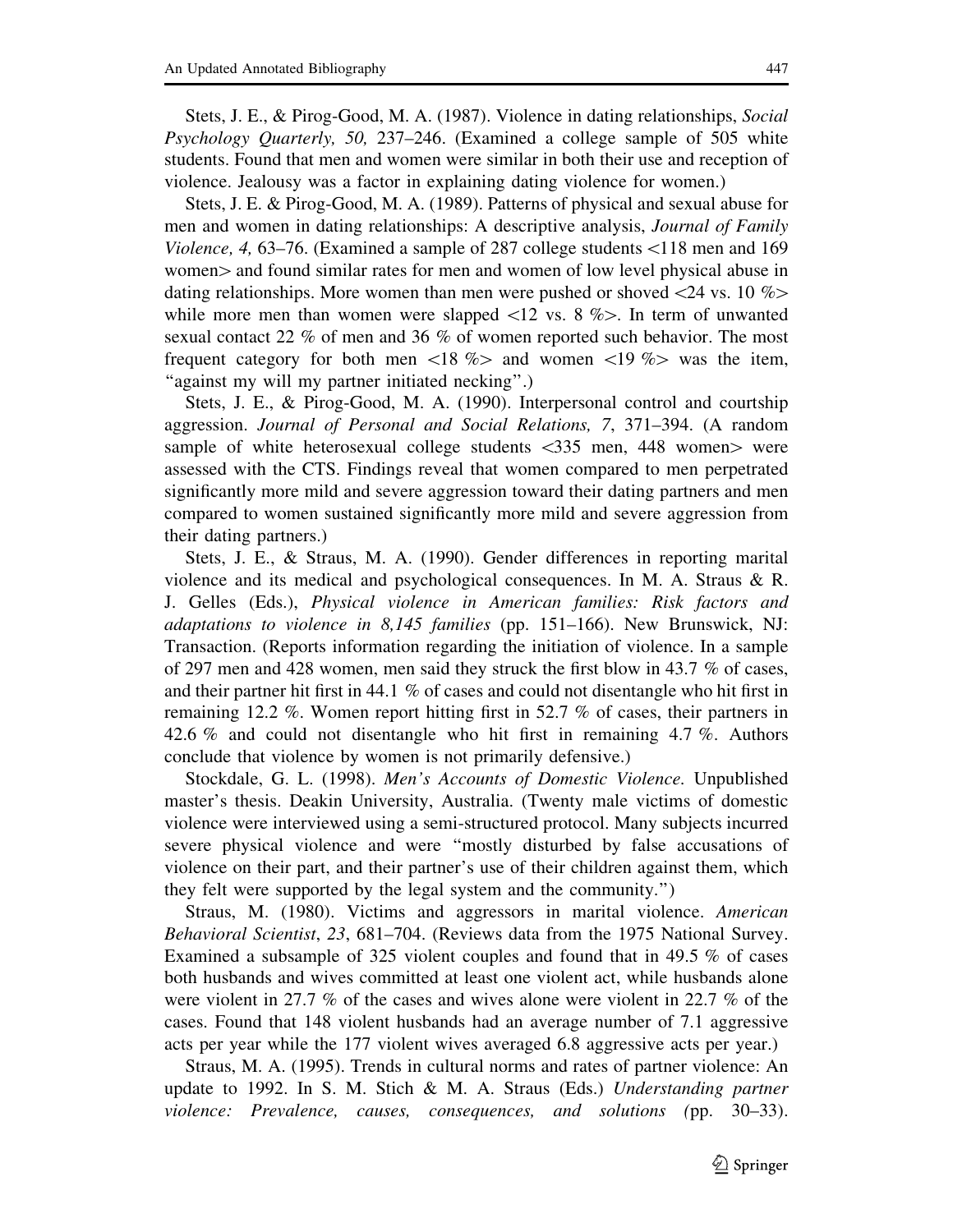Stets, J. E., & Pirog-Good, M. A. (1987). Violence in dating relationships, *Social Psychology Quarterly, 50,* 237–246. (Examined a college sample of 505 white students. Found that men and women were similar in both their use and reception of violence. Jealousy was a factor in explaining dating violence for women.)

Stets, J. E. & Pirog-Good, M. A. (1989). Patterns of physical and sexual abuse for men and women in dating relationships: A descriptive analysis, *Journal of Family Violence, 4,* 63–76. (Examined a sample of 287 college students <118 men and 169 women> and found similar rates for men and women of low level physical abuse in dating relationships. More women than men were pushed or shoved <24 vs. 10 %> while more men than women were slapped <12 vs. 8 %>. In term of unwanted sexual contact 22 % of men and 36 % of women reported such behavior. The most frequent category for both men <18 %> and women <19 %> was the item, "against my will my partner initiated necking".)

Stets, J. E., & Pirog-Good, M. A. (1990). Interpersonal control and courtship aggression. *Journal of Personal and Social Relations, 7*, 371–394. (A random sample of white heterosexual college students <335 men, 448 women> were assessed with the CTS. Findings reveal that women compared to men perpetrated significantly more mild and severe aggression toward their dating partners and men compared to women sustained significantly more mild and severe aggression from their dating partners.)

Stets, J. E., & Straus, M. A. (1990). Gender differences in reporting marital violence and its medical and psychological consequences. In M. A. Straus & R. J. Gelles (Eds.), *Physical violence in American families: Risk factors and adaptations to violence in 8,145 families* (pp. 151–166). New Brunswick, NJ: Transaction. (Reports information regarding the initiation of violence. In a sample of 297 men and 428 women, men said they struck the first blow in 43.7 % of cases, and their partner hit first in 44.1 % of cases and could not disentangle who hit first in remaining 12.2 %. Women report hitting first in 52.7 % of cases, their partners in 42.6 % and could not disentangle who hit first in remaining 4.7 %. Authors conclude that violence by women is not primarily defensive.)

Stockdale, G. L. (1998). *Men's Accounts of Domestic Violence.* Unpublished master's thesis. Deakin University, Australia. (Twenty male victims of domestic violence were interviewed using a semi-structured protocol. Many subjects incurred severe physical violence and were "mostly disturbed by false accusations of violence on their part, and their partner's use of their children against them, which they felt were supported by the legal system and the community.")

Straus, M. (1980). Victims and aggressors in marital violence. *American Behavioral Scientist*, *23*, 681–704. (Reviews data from the 1975 National Survey. Examined a subsample of 325 violent couples and found that in 49.5 % of cases both husbands and wives committed at least one violent act, while husbands alone were violent in 27.7 % of the cases and wives alone were violent in 22.7 % of the cases. Found that 148 violent husbands had an average number of 7.1 aggressive acts per year while the 177 violent wives averaged 6.8 aggressive acts per year.)

Straus, M. A. (1995). Trends in cultural norms and rates of partner violence: An update to 1992. In S. M. Stich & M. A. Straus (Eds.) *Understanding partner violence: Prevalence, causes, consequences, and solutions (*pp. 30–33).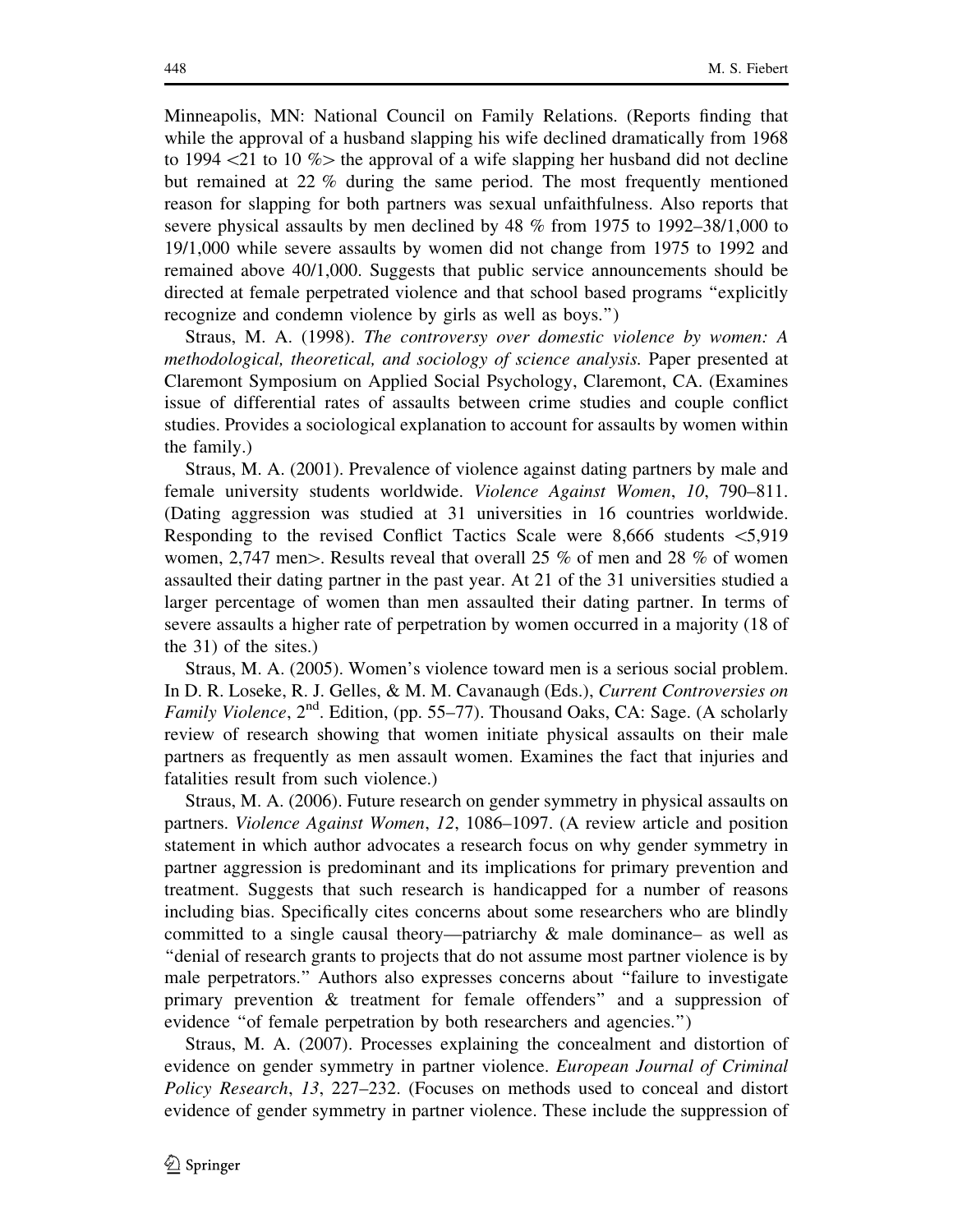Minneapolis, MN: National Council on Family Relations. (Reports finding that while the approval of a husband slapping his wife declined dramatically from 1968 to 1994 <21 to 10 %> the approval of a wife slapping her husband did not decline but remained at 22 % during the same period. The most frequently mentioned reason for slapping for both partners was sexual unfaithfulness. Also reports that severe physical assaults by men declined by 48 % from 1975 to 1992–38/1,000 to 19/1,000 while severe assaults by women did not change from 1975 to 1992 and remained above 40/1,000. Suggests that public service announcements should be directed at female perpetrated violence and that school based programs "explicitly recognize and condemn violence by girls as well as boys.")

Straus, M. A. (1998). *The controversy over domestic violence by women: A methodological, theoretical, and sociology of science analysis.* Paper presented at Claremont Symposium on Applied Social Psychology, Claremont, CA. (Examines issue of differential rates of assaults between crime studies and couple conflict studies. Provides a sociological explanation to account for assaults by women within the family.)

Straus, M. A. (2001). Prevalence of violence against dating partners by male and female university students worldwide. *Violence Against Women*, *10*, 790–811. (Dating aggression was studied at 31 universities in 16 countries worldwide. Responding to the revised Conflict Tactics Scale were 8,666 students <5,919 women, 2,747 men>. Results reveal that overall 25 % of men and 28 % of women assaulted their dating partner in the past year. At 21 of the 31 universities studied a larger percentage of women than men assaulted their dating partner. In terms of severe assaults a higher rate of perpetration by women occurred in a majority (18 of the 31) of the sites.)

Straus, M. A. (2005). Women's violence toward men is a serious social problem. In D. R. Loseke, R. J. Gelles, & M. M. Cavanaugh (Eds.), *Current Controversies on Family Violence*, 2nd. Edition, (pp. 55–77). Thousand Oaks, CA: Sage. (A scholarly review of research showing that women initiate physical assaults on their male partners as frequently as men assault women. Examines the fact that injuries and fatalities result from such violence.)

Straus, M. A. (2006). Future research on gender symmetry in physical assaults on partners. *Violence Against Women*, *12*, 1086–1097. (A review article and position statement in which author advocates a research focus on why gender symmetry in partner aggression is predominant and its implications for primary prevention and treatment. Suggests that such research is handicapped for a number of reasons including bias. Specifically cites concerns about some researchers who are blindly committed to a single causal theory—patriarchy & male dominance– as well as "denial of research grants to projects that do not assume most partner violence is by male perpetrators." Authors also expresses concerns about "failure to investigate primary prevention & treatment for female offenders" and a suppression of evidence "of female perpetration by both researchers and agencies.")

Straus, M. A. (2007). Processes explaining the concealment and distortion of evidence on gender symmetry in partner violence. *European Journal of Criminal Policy Research*, *13*, 227–232. (Focuses on methods used to conceal and distort evidence of gender symmetry in partner violence. These include the suppression of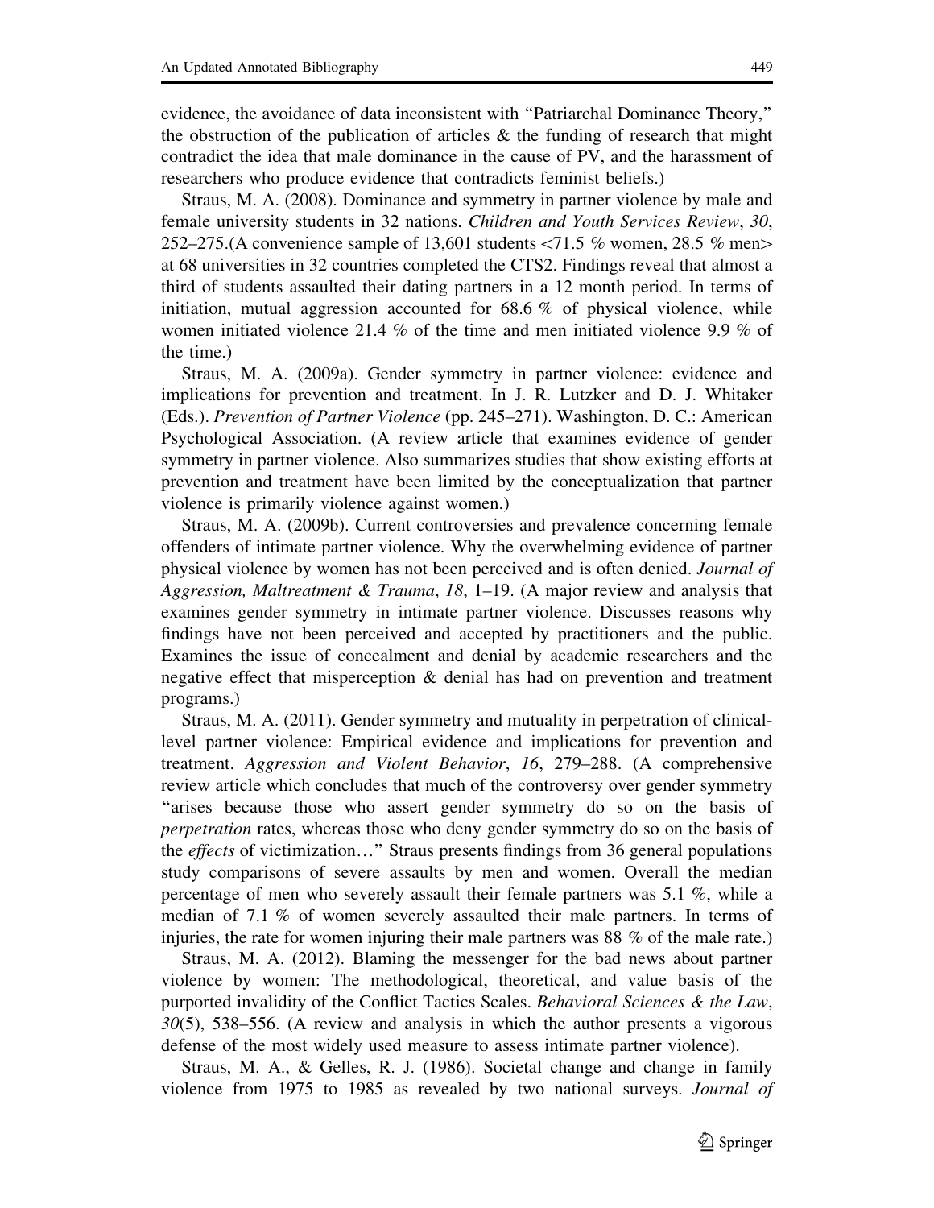evidence, the avoidance of data inconsistent with "Patriarchal Dominance Theory," the obstruction of the publication of articles & the funding of research that might contradict the idea that male dominance in the cause of PV, and the harassment of researchers who produce evidence that contradicts feminist beliefs.)

Straus, M. A. (2008). Dominance and symmetry in partner violence by male and female university students in 32 nations. *Children and Youth Services Review*, *30*, 252–275.(A convenience sample of 13,601 students <71.5 % women, 28.5 % men> at 68 universities in 32 countries completed the CTS2. Findings reveal that almost a third of students assaulted their dating partners in a 12 month period. In terms of initiation, mutual aggression accounted for 68.6 % of physical violence, while women initiated violence 21.4 % of the time and men initiated violence 9.9 % of the time.)

Straus, M. A. (2009a). Gender symmetry in partner violence: evidence and implications for prevention and treatment. In J. R. Lutzker and D. J. Whitaker (Eds.). *Prevention of Partner Violence* (pp. 245–271). Washington, D. C.: American Psychological Association. (A review article that examines evidence of gender symmetry in partner violence. Also summarizes studies that show existing efforts at prevention and treatment have been limited by the conceptualization that partner violence is primarily violence against women.)

Straus, M. A. (2009b). Current controversies and prevalence concerning female offenders of intimate partner violence. Why the overwhelming evidence of partner physical violence by women has not been perceived and is often denied. *Journal of Aggression, Maltreatment & Trauma*, *18*, 1–19. (A major review and analysis that examines gender symmetry in intimate partner violence. Discusses reasons why findings have not been perceived and accepted by practitioners and the public. Examines the issue of concealment and denial by academic researchers and the negative effect that misperception & denial has had on prevention and treatment programs.)

Straus, M. A. (2011). Gender symmetry and mutuality in perpetration of clinical-level partner violence: Empirical evidence and implications for prevention and treatment. *Aggression and Violent Behavior*, *16*, 279–288. (A comprehensive review article which concludes that much of the controversy over gender symmetry "arises because those who assert gender symmetry do so on the basis of *perpetration* rates, whereas those who deny gender symmetry do so on the basis of the *effects* of victimization…" Straus presents findings from 36 general populations study comparisons of severe assaults by men and women. Overall the median percentage of men who severely assault their female partners was 5.1 %, while a median of 7.1 % of women severely assaulted their male partners. In terms of injuries, the rate for women injuring their male partners was 88 % of the male rate.)

Straus, M. A. (2012). Blaming the messenger for the bad news about partner violence by women: The methodological, theoretical, and value basis of the purported invalidity of the Conflict Tactics Scales. *Behavioral Sciences & the Law*, *30*(5), 538–556. (A review and analysis in which the author presents a vigorous defense of the most widely used measure to assess intimate partner violence).

Straus, M. A., & Gelles, R. J. (1986). Societal change and change in family violence from 1975 to 1985 as revealed by two national surveys. *Journal of*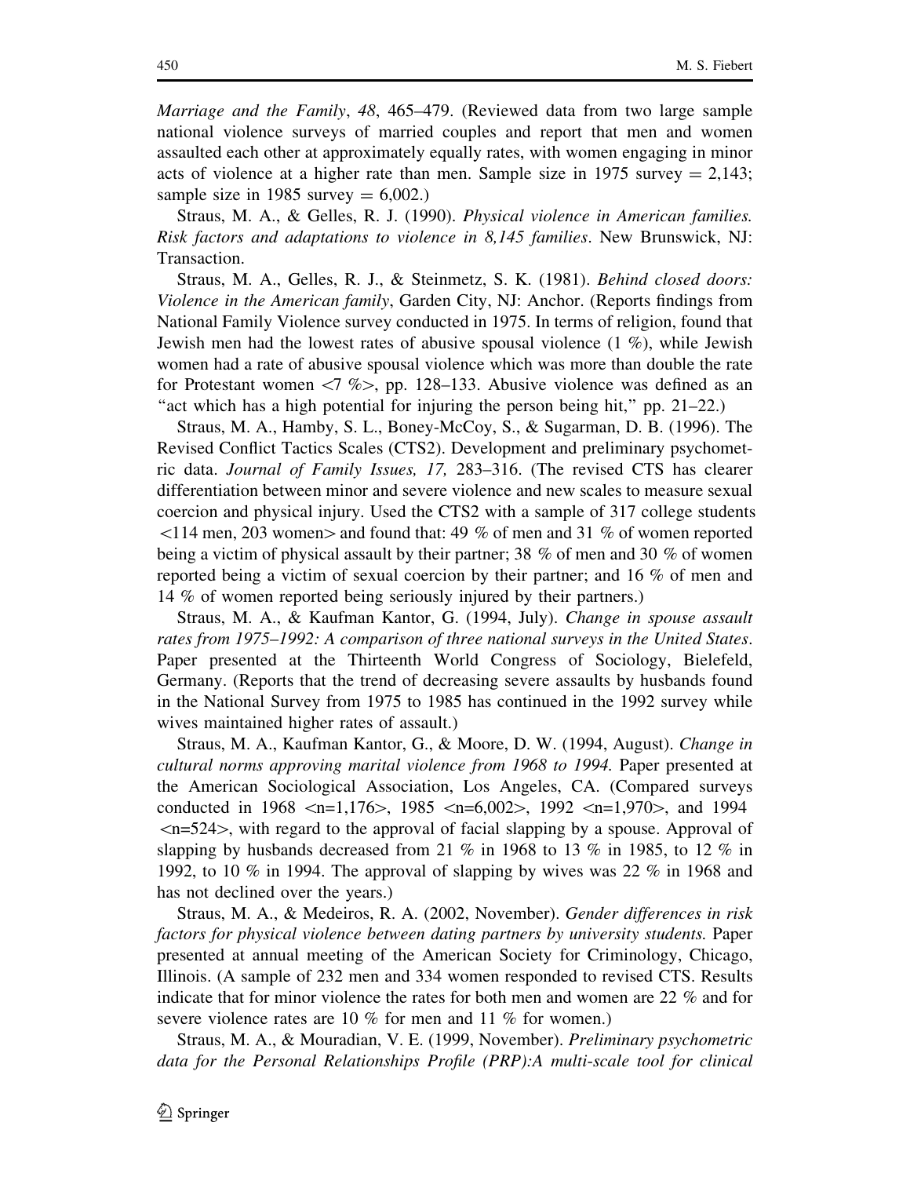*Marriage and the Family*, *48*, 465–479. (Reviewed data from two large sample national violence surveys of married couples and report that men and women assaulted each other at approximately equally rates, with women engaging in minor acts of violence at a higher rate than men. Sample size in 1975 survey = 2,143; sample size in 1985 survey = 6,002.)

Straus, M. A., & Gelles, R. J. (1990). *Physical violence in American families. Risk factors and adaptations to violence in 8,145 families*. New Brunswick, NJ: Transaction.

Straus, M. A., Gelles, R. J., & Steinmetz, S. K. (1981). *Behind closed doors: Violence in the American family*, Garden City, NJ: Anchor. (Reports findings from National Family Violence survey conducted in 1975. In terms of religion, found that Jewish men had the lowest rates of abusive spousal violence (1 %), while Jewish women had a rate of abusive spousal violence which was more than double the rate for Protestant women <7 %>, pp. 128–133. Abusive violence was defined as an "act which has a high potential for injuring the person being hit," pp. 21–22.)

Straus, M. A., Hamby, S. L., Boney-McCoy, S., & Sugarman, D. B. (1996). The Revised Conflict Tactics Scales (CTS2). Development and preliminary psychometric data. *Journal of Family Issues, 17,* 283–316. (The revised CTS has clearer differentiation between minor and severe violence and new scales to measure sexual coercion and physical injury. Used the CTS2 with a sample of 317 college students <114 men, 203 women> and found that: 49 % of men and 31 % of women reported being a victim of physical assault by their partner; 38 % of men and 30 % of women reported being a victim of sexual coercion by their partner; and 16 % of men and 14 % of women reported being seriously injured by their partners.)

Straus, M. A., & Kaufman Kantor, G. (1994, July). *Change in spouse assault rates from 1975–1992: A comparison of three national surveys in the United States*. Paper presented at the Thirteenth World Congress of Sociology, Bielefeld, Germany. (Reports that the trend of decreasing severe assaults by husbands found in the National Survey from 1975 to 1985 has continued in the 1992 survey while wives maintained higher rates of assault.)

Straus, M. A., Kaufman Kantor, G., & Moore, D. W. (1994, August). *Change in cultural norms approving marital violence from 1968 to 1994.* Paper presented at the American Sociological Association, Los Angeles, CA. (Compared surveys conducted in 1968 <n=1,176>, 1985 <n=6,002>, 1992 <n=1,970>, and 1994 <n=524>, with regard to the approval of facial slapping by a spouse. Approval of slapping by husbands decreased from 21 % in 1968 to 13 % in 1985, to 12 % in 1992, to 10 % in 1994. The approval of slapping by wives was 22 % in 1968 and has not declined over the years.)

Straus, M. A., & Medeiros, R. A. (2002, November). *Gender differences in risk factors for physical violence between dating partners by university students.* Paper presented at annual meeting of the American Society for Criminology, Chicago, Illinois. (A sample of 232 men and 334 women responded to revised CTS. Results indicate that for minor violence the rates for both men and women are 22 % and for severe violence rates are 10 % for men and 11 % for women.)

Straus, M. A., & Mouradian, V. E. (1999, November). *Preliminary psychometric data for the Personal Relationships Profile (PRP):A multi-scale tool for clinical*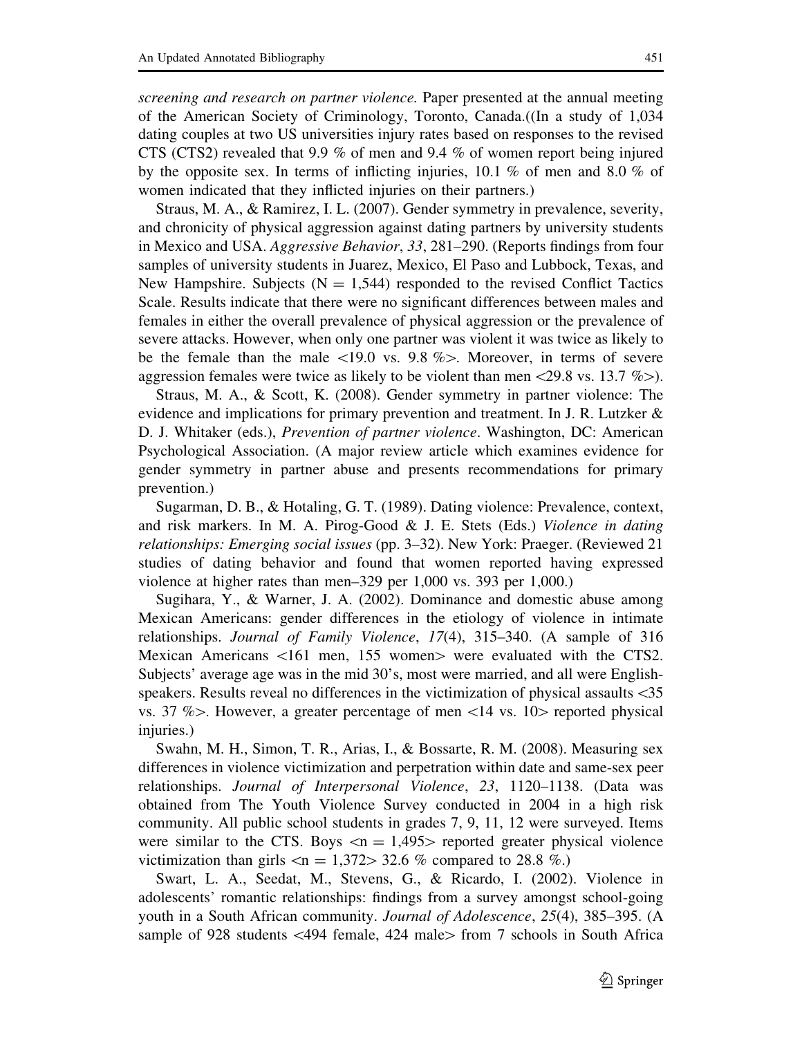*screening and research on partner violence.* Paper presented at the annual meeting of the American Society of Criminology, Toronto, Canada.((In a study of 1,034 dating couples at two US universities injury rates based on responses to the revised CTS (CTS2) revealed that 9.9 % of men and 9.4 % of women report being injured by the opposite sex. In terms of inflicting injuries, 10.1 % of men and 8.0 % of women indicated that they inflicted injuries on their partners.)

Straus, M. A., & Ramirez, I. L. (2007). Gender symmetry in prevalence, severity, and chronicity of physical aggression against dating partners by university students in Mexico and USA. *Aggressive Behavior*, *33*, 281–290. (Reports findings from four samples of university students in Juarez, Mexico, El Paso and Lubbock, Texas, and New Hampshire. Subjects (N = 1,544) responded to the revised Conflict Tactics Scale. Results indicate that there were no significant differences between males and females in either the overall prevalence of physical aggression or the prevalence of severe attacks. However, when only one partner was violent it was twice as likely to be the female than the male <19.0 vs. 9.8 %>. Moreover, in terms of severe aggression females were twice as likely to be violent than men <29.8 vs. 13.7 %>).

Straus, M. A., & Scott, K. (2008). Gender symmetry in partner violence: The evidence and implications for primary prevention and treatment. In J. R. Lutzker & D. J. Whitaker (eds.), *Prevention of partner violence*. Washington, DC: American Psychological Association. (A major review article which examines evidence for gender symmetry in partner abuse and presents recommendations for primary prevention.)

Sugarman, D. B., & Hotaling, G. T. (1989). Dating violence: Prevalence, context, and risk markers. In M. A. Pirog-Good & J. E. Stets (Eds.) *Violence in dating relationships: Emerging social issues* (pp. 3–32). New York: Praeger. (Reviewed 21 studies of dating behavior and found that women reported having expressed violence at higher rates than men–329 per 1,000 vs. 393 per 1,000.)

Sugihara, Y., & Warner, J. A. (2002). Dominance and domestic abuse among Mexican Americans: gender differences in the etiology of violence in intimate relationships. *Journal of Family Violence*, *17*(4), 315–340. (A sample of 316 Mexican Americans <161 men, 155 women> were evaluated with the CTS2. Subjects' average age was in the mid 30's, most were married, and all were English-speakers. Results reveal no differences in the victimization of physical assaults <35 vs. 37 %>. However, a greater percentage of men <14 vs. 10> reported physical injuries.)

Swahn, M. H., Simon, T. R., Arias, I., & Bossarte, R. M. (2008). Measuring sex differences in violence victimization and perpetration within date and same-sex peer relationships. *Journal of Interpersonal Violence*, *23*, 1120–1138. (Data was obtained from The Youth Violence Survey conducted in 2004 in a high risk community. All public school students in grades 7, 9, 11, 12 were surveyed. Items were similar to the CTS. Boys <n = 1,495> reported greater physical violence victimization than girls <n = 1,372> 32.6 % compared to 28.8 %.)

Swart, L. A., Seedat, M., Stevens, G., & Ricardo, I. (2002). Violence in adolescents' romantic relationships: findings from a survey amongst school-going youth in a South African community. *Journal of Adolescence*, *25*(4), 385–395. (A sample of 928 students <494 female, 424 male> from 7 schools in South Africa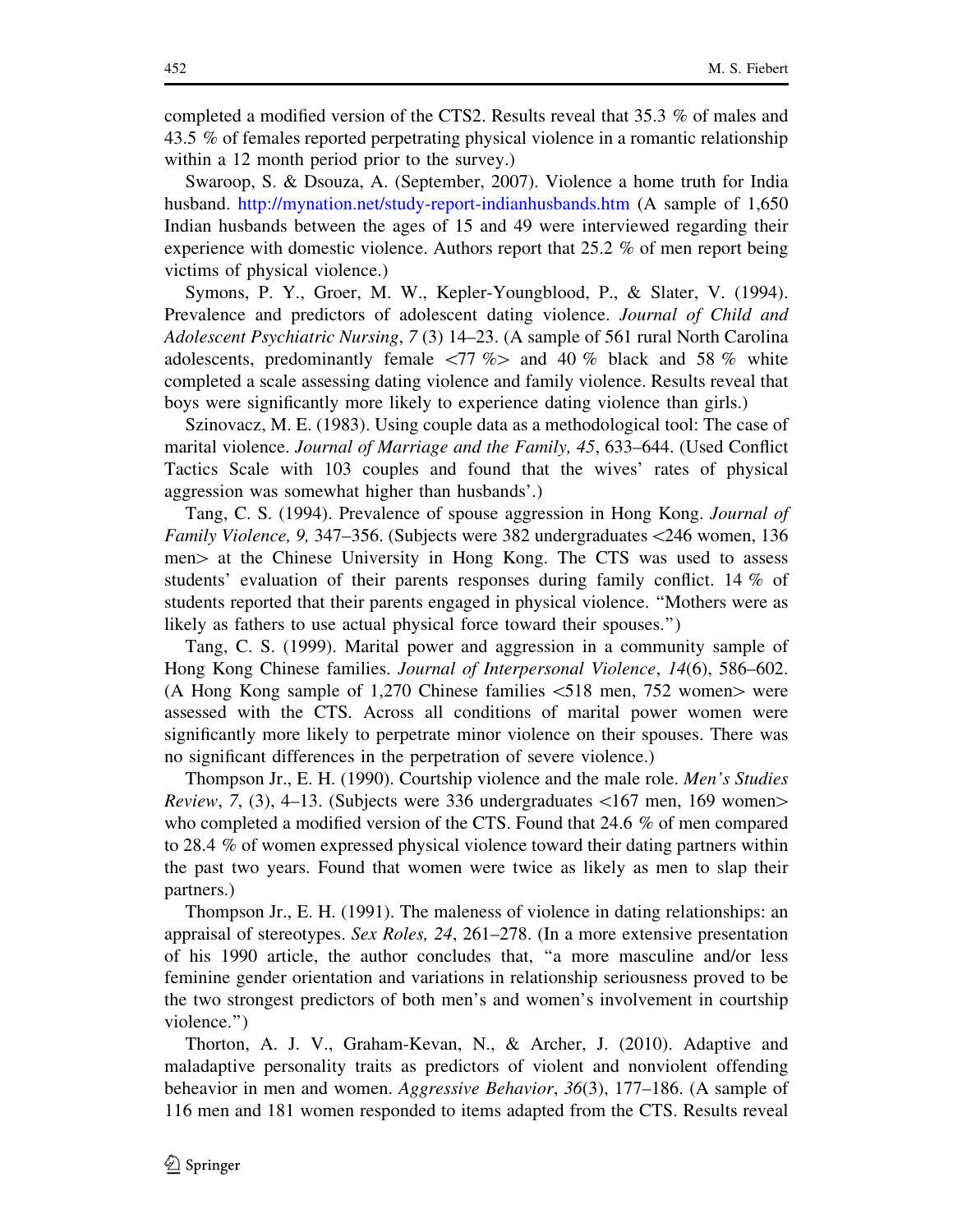completed a modified version of the CTS2. Results reveal that 35.3 % of males and 43.5 % of females reported perpetrating physical violence in a romantic relationship within a 12 month period prior to the survey.)

Swaroop, S. & Dsouza, A. (September, 2007). Violence a home truth for India husband. http://mynation.net/study-report-indianhusbands.htm (A sample of 1,650 Indian husbands between the ages of 15 and 49 were interviewed regarding their experience with domestic violence. Authors report that 25.2 % of men report being victims of physical violence.)

Symons, P. Y., Groer, M. W., Kepler-Youngblood, P., & Slater, V. (1994). Prevalence and predictors of adolescent dating violence. *Journal of Child and Adolescent Psychiatric Nursing*, *7* (3) 14–23. (A sample of 561 rural North Carolina adolescents, predominantly female <77 %> and 40 % black and 58 % white completed a scale assessing dating violence and family violence. Results reveal that boys were significantly more likely to experience dating violence than girls.)

Szinovacz, M. E. (1983). Using couple data as a methodological tool: The case of marital violence. *Journal of Marriage and the Family, 45*, 633–644. (Used Conflict Tactics Scale with 103 couples and found that the wives' rates of physical aggression was somewhat higher than husbands'.)

Tang, C. S. (1994). Prevalence of spouse aggression in Hong Kong. *Journal of Family Violence, 9,* 347–356. (Subjects were 382 undergraduates <246 women, 136 men> at the Chinese University in Hong Kong. The CTS was used to assess students' evaluation of their parents responses during family conflict. 14 % of students reported that their parents engaged in physical violence. "Mothers were as likely as fathers to use actual physical force toward their spouses.")

Tang, C. S. (1999). Marital power and aggression in a community sample of Hong Kong Chinese families. *Journal of Interpersonal Violence*, *14*(6), 586–602. (A Hong Kong sample of 1,270 Chinese families <518 men, 752 women> were assessed with the CTS. Across all conditions of marital power women were significantly more likely to perpetrate minor violence on their spouses. There was no significant differences in the perpetration of severe violence.)

Thompson Jr., E. H. (1990). Courtship violence and the male role. *Men's Studies Review*, *7*, (3), 4–13. (Subjects were 336 undergraduates <167 men, 169 women> who completed a modified version of the CTS. Found that 24.6 % of men compared to 28.4 % of women expressed physical violence toward their dating partners within the past two years. Found that women were twice as likely as men to slap their partners.)

Thompson Jr., E. H. (1991). The maleness of violence in dating relationships: an appraisal of stereotypes. *Sex Roles, 24*, 261–278. (In a more extensive presentation of his 1990 article, the author concludes that, "a more masculine and/or less feminine gender orientation and variations in relationship seriousness proved to be the two strongest predictors of both men's and women's involvement in courtship violence.")

Thorton, A. J. V., Graham-Kevan, N., & Archer, J. (2010). Adaptive and maladaptive personality traits as predictors of violent and nonviolent offending beheavior in men and women. *Aggressive Behavior*, *36*(3), 177–186. (A sample of 116 men and 181 women responded to items adapted from the CTS. Results reveal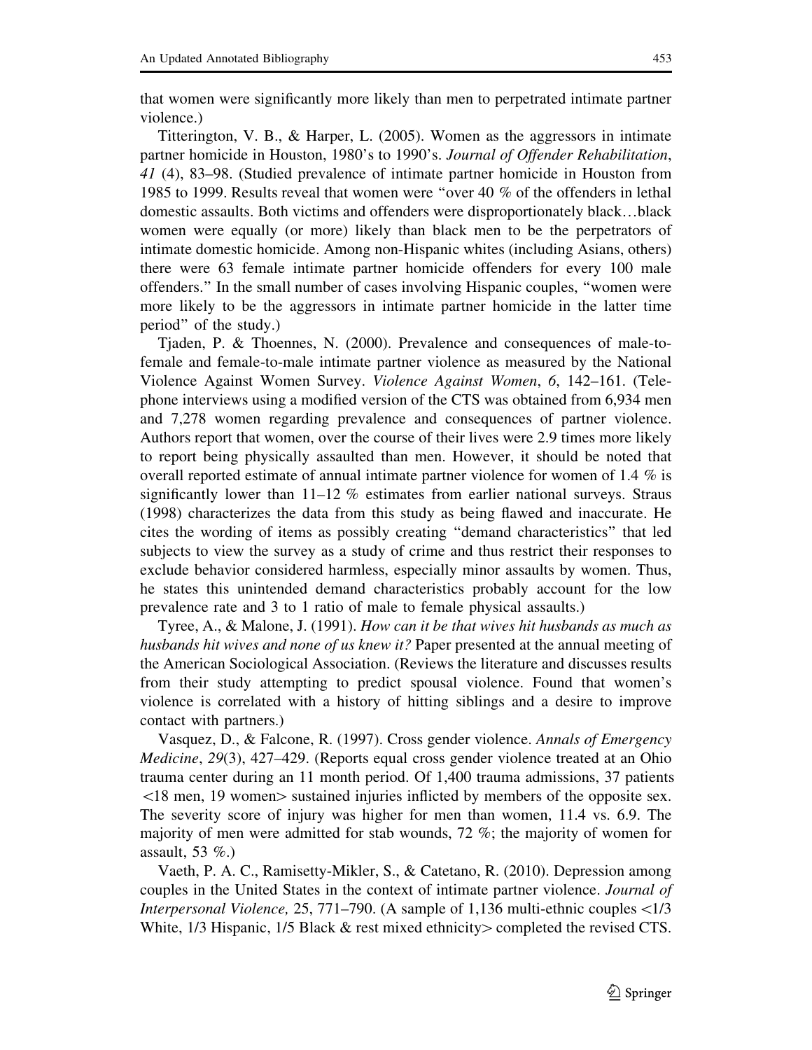that women were significantly more likely than men to perpetrated intimate partner violence.)

Titterington, V. B., & Harper, L. (2005). Women as the aggressors in intimate partner homicide in Houston, 1980's to 1990's. *Journal of Offender Rehabilitation*, *41* (4), 83–98. (Studied prevalence of intimate partner homicide in Houston from 1985 to 1999. Results reveal that women were "over 40 % of the offenders in lethal domestic assaults. Both victims and offenders were disproportionately black…black women were equally (or more) likely than black men to be the perpetrators of intimate domestic homicide. Among non-Hispanic whites (including Asians, others) there were 63 female intimate partner homicide offenders for every 100 male offenders." In the small number of cases involving Hispanic couples, "women were more likely to be the aggressors in intimate partner homicide in the latter time period" of the study.)

Tjaden, P. & Thoennes, N. (2000). Prevalence and consequences of male-to-female and female-to-male intimate partner violence as measured by the National Violence Against Women Survey. *Violence Against Women*, *6*, 142–161. (Telephone interviews using a modified version of the CTS was obtained from 6,934 men and 7,278 women regarding prevalence and consequences of partner violence. Authors report that women, over the course of their lives were 2.9 times more likely to report being physically assaulted than men. However, it should be noted that overall reported estimate of annual intimate partner violence for women of 1.4 % is significantly lower than 11–12 % estimates from earlier national surveys. Straus (1998) characterizes the data from this study as being flawed and inaccurate. He cites the wording of items as possibly creating "demand characteristics" that led subjects to view the survey as a study of crime and thus restrict their responses to exclude behavior considered harmless, especially minor assaults by women. Thus, he states this unintended demand characteristics probably account for the low prevalence rate and 3 to 1 ratio of male to female physical assaults.)

Tyree, A., & Malone, J. (1991). *How can it be that wives hit husbands as much as husbands hit wives and none of us knew it?* Paper presented at the annual meeting of the American Sociological Association. (Reviews the literature and discusses results from their study attempting to predict spousal violence. Found that women's violence is correlated with a history of hitting siblings and a desire to improve contact with partners.)

Vasquez, D., & Falcone, R. (1997). Cross gender violence. *Annals of Emergency Medicine*, *29*(3), 427–429. (Reports equal cross gender violence treated at an Ohio trauma center during an 11 month period. Of 1,400 trauma admissions, 37 patients <18 men, 19 women> sustained injuries inflicted by members of the opposite sex. The severity score of injury was higher for men than women, 11.4 vs. 6.9. The majority of men were admitted for stab wounds, 72 %; the majority of women for assault, 53 %.)

Vaeth, P. A. C., Ramisetty-Mikler, S., & Catetano, R. (2010). Depression among couples in the United States in the context of intimate partner violence. *Journal of Interpersonal Violence,* 25, 771–790. (A sample of 1,136 multi-ethnic couples <1/3 White, 1/3 Hispanic, 1/5 Black & rest mixed ethnicity> completed the revised CTS.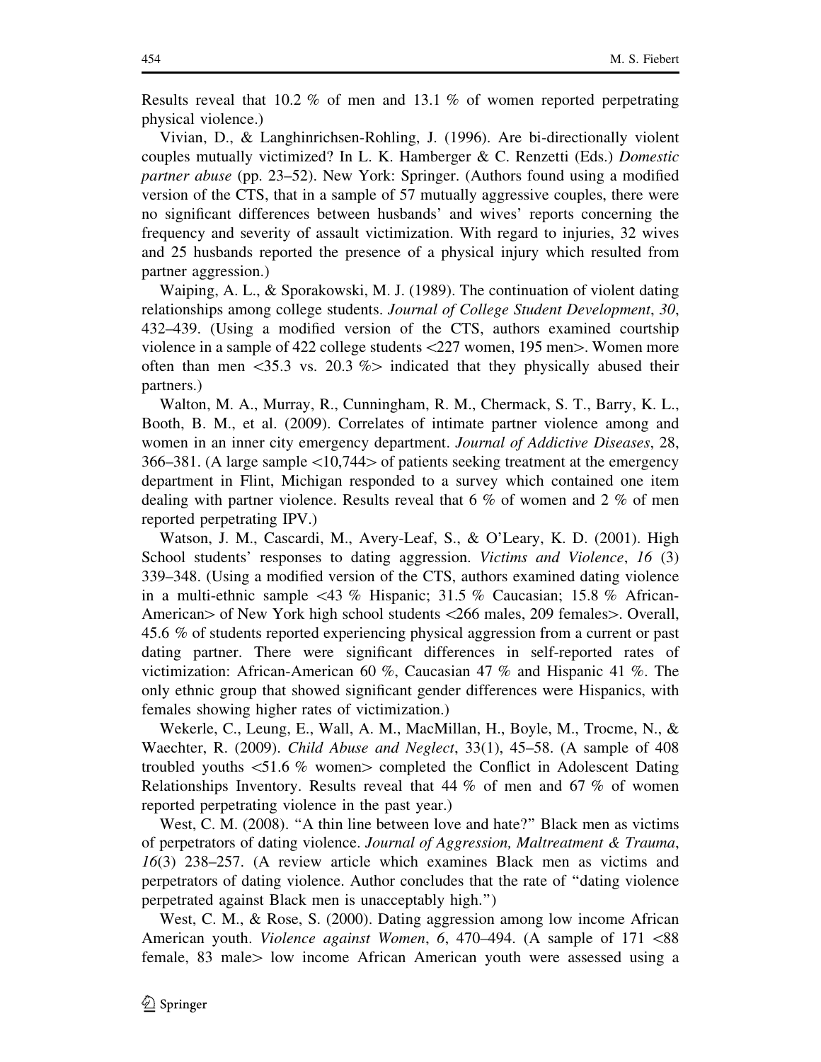Results reveal that 10.2 % of men and 13.1 % of women reported perpetrating physical violence.)

Vivian, D., & Langhinrichsen-Rohling, J. (1996). Are bi-directionally violent couples mutually victimized? In L. K. Hamberger & C. Renzetti (Eds.) *Domestic partner abuse* (pp. 23–52). New York: Springer. (Authors found using a modified version of the CTS, that in a sample of 57 mutually aggressive couples, there were no significant differences between husbands' and wives' reports concerning the frequency and severity of assault victimization. With regard to injuries, 32 wives and 25 husbands reported the presence of a physical injury which resulted from partner aggression.)

Waiping, A. L., & Sporakowski, M. J. (1989). The continuation of violent dating relationships among college students. *Journal of College Student Development*, *30*, 432–439. (Using a modified version of the CTS, authors examined courtship violence in a sample of 422 college students <227 women, 195 men>. Women more often than men <35.3 vs. 20.3 %> indicated that they physically abused their partners.)

Walton, M. A., Murray, R., Cunningham, R. M., Chermack, S. T., Barry, K. L., Booth, B. M., et al. (2009). Correlates of intimate partner violence among and women in an inner city emergency department. *Journal of Addictive Diseases*, 28, 366–381. (A large sample <10,744> of patients seeking treatment at the emergency department in Flint, Michigan responded to a survey which contained one item dealing with partner violence. Results reveal that 6 % of women and 2 % of men reported perpetrating IPV.)

Watson, J. M., Cascardi, M., Avery-Leaf, S., & O'Leary, K. D. (2001). High School students' responses to dating aggression. *Victims and Violence*, *16* (3) 339–348. (Using a modified version of the CTS, authors examined dating violence in a multi-ethnic sample <43 % Hispanic; 31.5 % Caucasian; 15.8 % African-American> of New York high school students <266 males, 209 females>. Overall, 45.6 % of students reported experiencing physical aggression from a current or past dating partner. There were significant differences in self-reported rates of victimization: African-American 60 %, Caucasian 47 % and Hispanic 41 %. The only ethnic group that showed significant gender differences were Hispanics, with females showing higher rates of victimization.)

Wekerle, C., Leung, E., Wall, A. M., MacMillan, H., Boyle, M., Trocme, N., & Waechter, R. (2009). *Child Abuse and Neglect*, 33(1), 45–58. (A sample of 408 troubled youths <51.6 % women> completed the Conflict in Adolescent Dating Relationships Inventory. Results reveal that 44 % of men and 67 % of women reported perpetrating violence in the past year.)

West, C. M. (2008). "A thin line between love and hate?" Black men as victims of perpetrators of dating violence. *Journal of Aggression, Maltreatment & Trauma*, *16*(3) 238–257. (A review article which examines Black men as victims and perpetrators of dating violence. Author concludes that the rate of "dating violence perpetrated against Black men is unacceptably high.")

West, C. M., & Rose, S. (2000). Dating aggression among low income African American youth. *Violence against Women*, *6*, 470–494. (A sample of 171 <88 female, 83 male> low income African American youth were assessed using a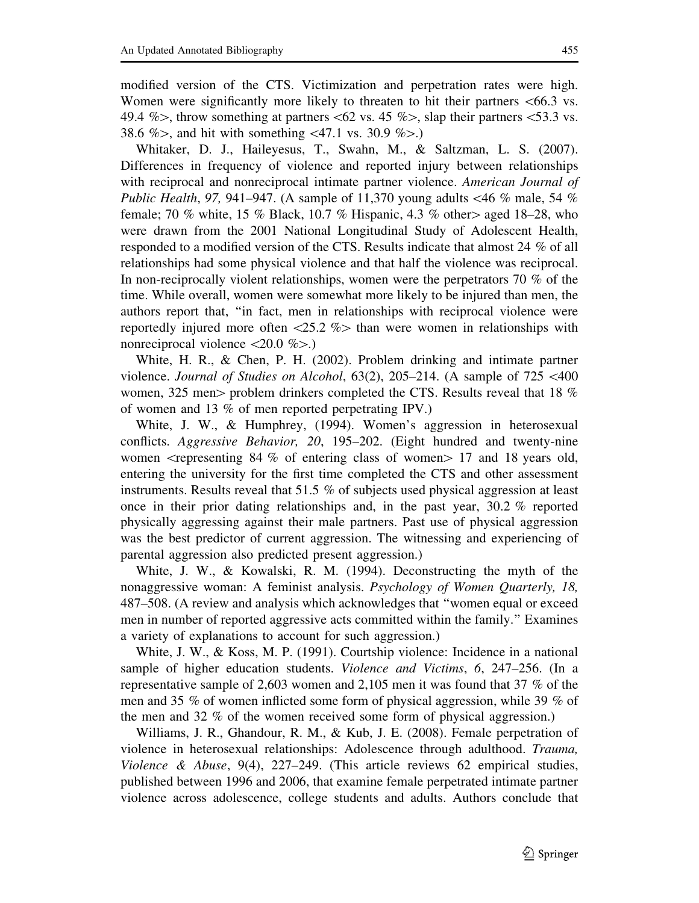modified version of the CTS. Victimization and perpetration rates were high. Women were significantly more likely to threaten to hit their partners <66.3 vs. 49.4 %>, throw something at partners <62 vs. 45 %>, slap their partners <53.3 vs. 38.6 %>, and hit with something <47.1 vs. 30.9 %>.)

Whitaker, D. J., Haileyesus, T., Swahn, M., & Saltzman, L. S. (2007). Differences in frequency of violence and reported injury between relationships with reciprocal and nonreciprocal intimate partner violence. *American Journal of Public Health*, *97,* 941–947. (A sample of 11,370 young adults <46 % male, 54 % female; 70 % white, 15 % Black, 10.7 % Hispanic, 4.3 % other> aged 18–28, who were drawn from the 2001 National Longitudinal Study of Adolescent Health, responded to a modified version of the CTS. Results indicate that almost 24 % of all relationships had some physical violence and that half the violence was reciprocal. In non-reciprocally violent relationships, women were the perpetrators 70 % of the time. While overall, women were somewhat more likely to be injured than men, the authors report that, "in fact, men in relationships with reciprocal violence were reportedly injured more often <25.2 %> than were women in relationships with nonreciprocal violence <20.0 %>.)

White, H. R., & Chen, P. H. (2002). Problem drinking and intimate partner violence. *Journal of Studies on Alcohol*, 63(2), 205–214. (A sample of 725 <400 women, 325 men> problem drinkers completed the CTS. Results reveal that 18 % of women and 13 % of men reported perpetrating IPV.)

White, J. W., & Humphrey, (1994). Women's aggression in heterosexual conflicts. *Aggressive Behavior, 20*, 195–202. (Eight hundred and twenty-nine women <representing 84 % of entering class of women> 17 and 18 years old, entering the university for the first time completed the CTS and other assessment instruments. Results reveal that 51.5 % of subjects used physical aggression at least once in their prior dating relationships and, in the past year, 30.2 % reported physically aggressing against their male partners. Past use of physical aggression was the best predictor of current aggression. The witnessing and experiencing of parental aggression also predicted present aggression.)

White, J. W., & Kowalski, R. M. (1994). Deconstructing the myth of the nonaggressive woman: A feminist analysis. *Psychology of Women Quarterly, 18,* 487–508. (A review and analysis which acknowledges that "women equal or exceed men in number of reported aggressive acts committed within the family." Examines a variety of explanations to account for such aggression.)

White, J. W., & Koss, M. P. (1991). Courtship violence: Incidence in a national sample of higher education students. *Violence and Victims*, *6*, 247–256. (In a representative sample of 2,603 women and 2,105 men it was found that 37 % of the men and 35 % of women inflicted some form of physical aggression, while 39 % of the men and 32 % of the women received some form of physical aggression.)

Williams, J. R., Ghandour, R. M., & Kub, J. E. (2008). Female perpetration of violence in heterosexual relationships: Adolescence through adulthood. *Trauma, Violence & Abuse*, 9(4), 227–249. (This article reviews 62 empirical studies, published between 1996 and 2006, that examine female perpetrated intimate partner violence across adolescence, college students and adults. Authors conclude that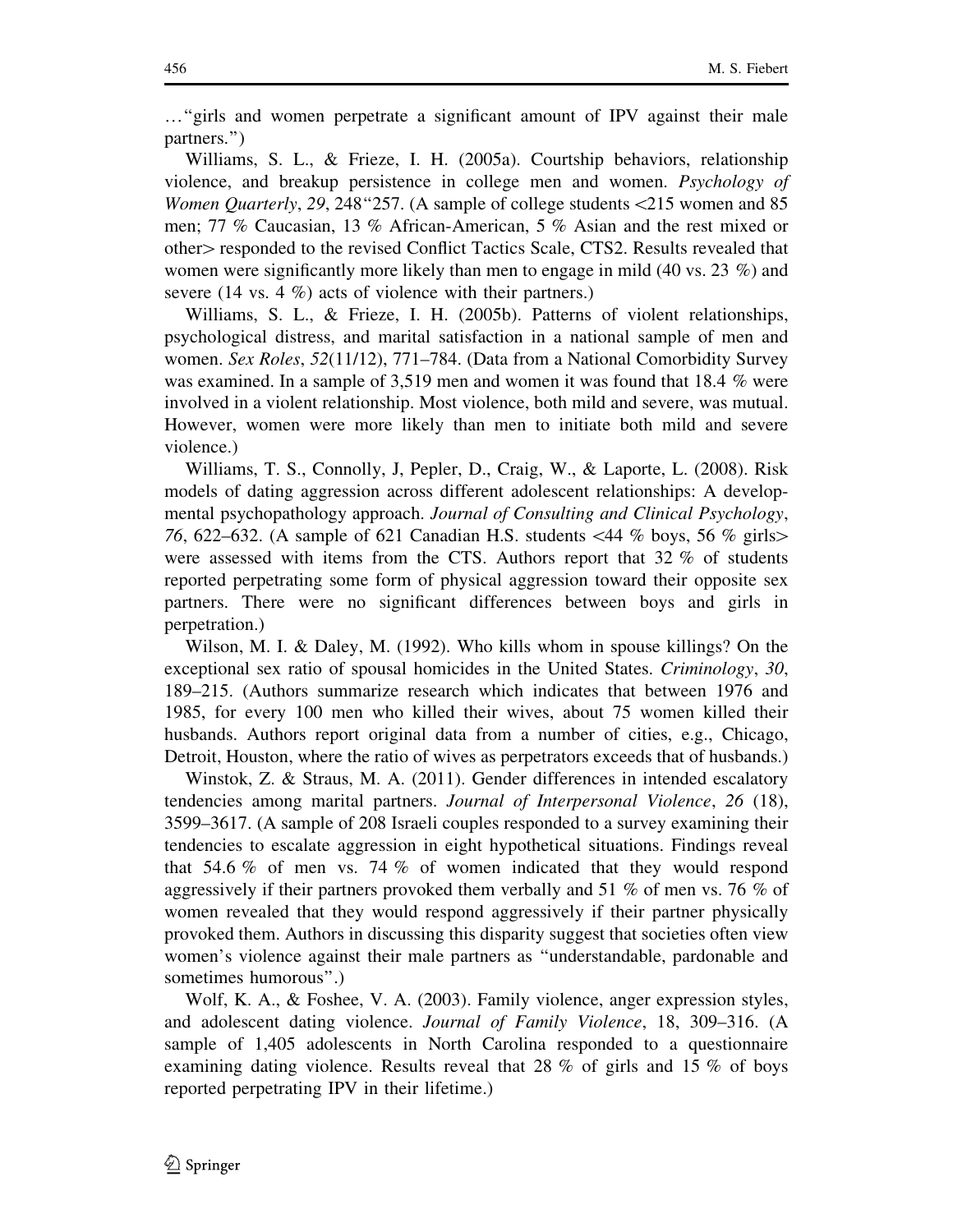…"girls and women perpetrate a significant amount of IPV against their male partners.")

Williams, S. L., & Frieze, I. H. (2005a). Courtship behaviors, relationship violence, and breakup persistence in college men and women. *Psychology of Women Quarterly*, *29*, 248"257. (A sample of college students <215 women and 85 men; 77 % Caucasian, 13 % African-American, 5 % Asian and the rest mixed or other> responded to the revised Conflict Tactics Scale, CTS2. Results revealed that women were significantly more likely than men to engage in mild (40 vs. 23 %) and severe (14 vs. 4 %) acts of violence with their partners.)

Williams, S. L., & Frieze, I. H. (2005b). Patterns of violent relationships, psychological distress, and marital satisfaction in a national sample of men and women. *Sex Roles*, *52*(11/12), 771–784. (Data from a National Comorbidity Survey was examined. In a sample of 3,519 men and women it was found that 18.4 % were involved in a violent relationship. Most violence, both mild and severe, was mutual. However, women were more likely than men to initiate both mild and severe violence.)

Williams, T. S., Connolly, J, Pepler, D., Craig, W., & Laporte, L. (2008). Risk models of dating aggression across different adolescent relationships: A developmental psychopathology approach. *Journal of Consulting and Clinical Psychology*, *76*, 622–632. (A sample of 621 Canadian H.S. students <44 % boys, 56 % girls> were assessed with items from the CTS. Authors report that 32 % of students reported perpetrating some form of physical aggression toward their opposite sex partners. There were no significant differences between boys and girls in perpetration.)

Wilson, M. I. & Daley, M. (1992). Who kills whom in spouse killings? On the exceptional sex ratio of spousal homicides in the United States. *Criminology*, *30*, 189–215. (Authors summarize research which indicates that between 1976 and 1985, for every 100 men who killed their wives, about 75 women killed their husbands. Authors report original data from a number of cities, e.g., Chicago, Detroit, Houston, where the ratio of wives as perpetrators exceeds that of husbands.)

Winstok, Z. & Straus, M. A. (2011). Gender differences in intended escalatory tendencies among marital partners. *Journal of Interpersonal Violence*, *26* (18), 3599–3617. (A sample of 208 Israeli couples responded to a survey examining their tendencies to escalate aggression in eight hypothetical situations. Findings reveal that 54.6 % of men vs. 74 % of women indicated that they would respond aggressively if their partners provoked them verbally and 51 % of men vs. 76 % of women revealed that they would respond aggressively if their partner physically provoked them. Authors in discussing this disparity suggest that societies often view women's violence against their male partners as "understandable, pardonable and sometimes humorous".)

Wolf, K. A., & Foshee, V. A. (2003). Family violence, anger expression styles, and adolescent dating violence. *Journal of Family Violence*, 18, 309–316. (A sample of 1,405 adolescents in North Carolina responded to a questionnaire examining dating violence. Results reveal that 28 % of girls and 15 % of boys reported perpetrating IPV in their lifetime.)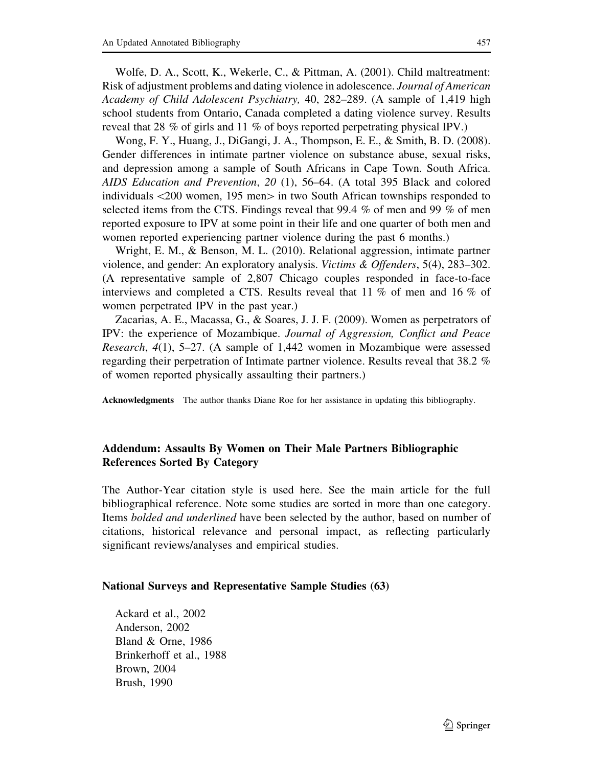Wolfe, D. A., Scott, K., Wekerle, C., & Pittman, A. (2001). Child maltreatment: Risk of adjustment problems and dating violence in adolescence. *Journal of American Academy of Child Adolescent Psychiatry,* 40, 282–289. (A sample of 1,419 high school students from Ontario, Canada completed a dating violence survey. Results reveal that 28 % of girls and 11 % of boys reported perpetrating physical IPV.)

Wong, F. Y., Huang, J., DiGangi, J. A., Thompson, E. E., & Smith, B. D. (2008). Gender differences in intimate partner violence on substance abuse, sexual risks, and depression among a sample of South Africans in Cape Town. South Africa. *AIDS Education and Prevention*, *20* (1), 56–64. (A total 395 Black and colored individuals <200 women, 195 men> in two South African townships responded to selected items from the CTS. Findings reveal that 99.4 % of men and 99 % of men reported exposure to IPV at some point in their life and one quarter of both men and women reported experiencing partner violence during the past 6 months.)

Wright, E. M., & Benson, M. L. (2010). Relational aggression, intimate partner violence, and gender: An exploratory analysis. *Victims & Offenders*, 5(4), 283–302. (A representative sample of 2,807 Chicago couples responded in face-to-face interviews and completed a CTS. Results reveal that 11 % of men and 16 % of women perpetrated IPV in the past year.)

Zacarias, A. E., Macassa, G., & Soares, J. J. F. (2009). Women as perpetrators of IPV: the experience of Mozambique. *Journal of Aggression, Conflict and Peace Research*, *4*(1), 5–27. (A sample of 1,442 women in Mozambique were assessed regarding their perpetration of Intimate partner violence. Results reveal that 38.2 % of women reported physically assaulting their partners.)

**Acknowledgments** The author thanks Diane Roe for her assistance in updating this bibliography.

### Addendum: Assaults By Women on Their Male Partners Bibliographic References Sorted By Category

The Author-Year citation style is used here. See the main article for the full bibliographical reference. Note some studies are sorted in more than one category. Items *bolded and underlined* have been selected by the author, based on number of citations, historical relevance and personal impact, as reflecting particularly significant reviews/analyses and empirical studies.

#### National Surveys and Representative Sample Studies (63)

Ackard et al., 2002
Anderson, 2002
Bland & Orne, 1986
Brinkerhoff et al., 1988
Brown, 2004
Brush, 1990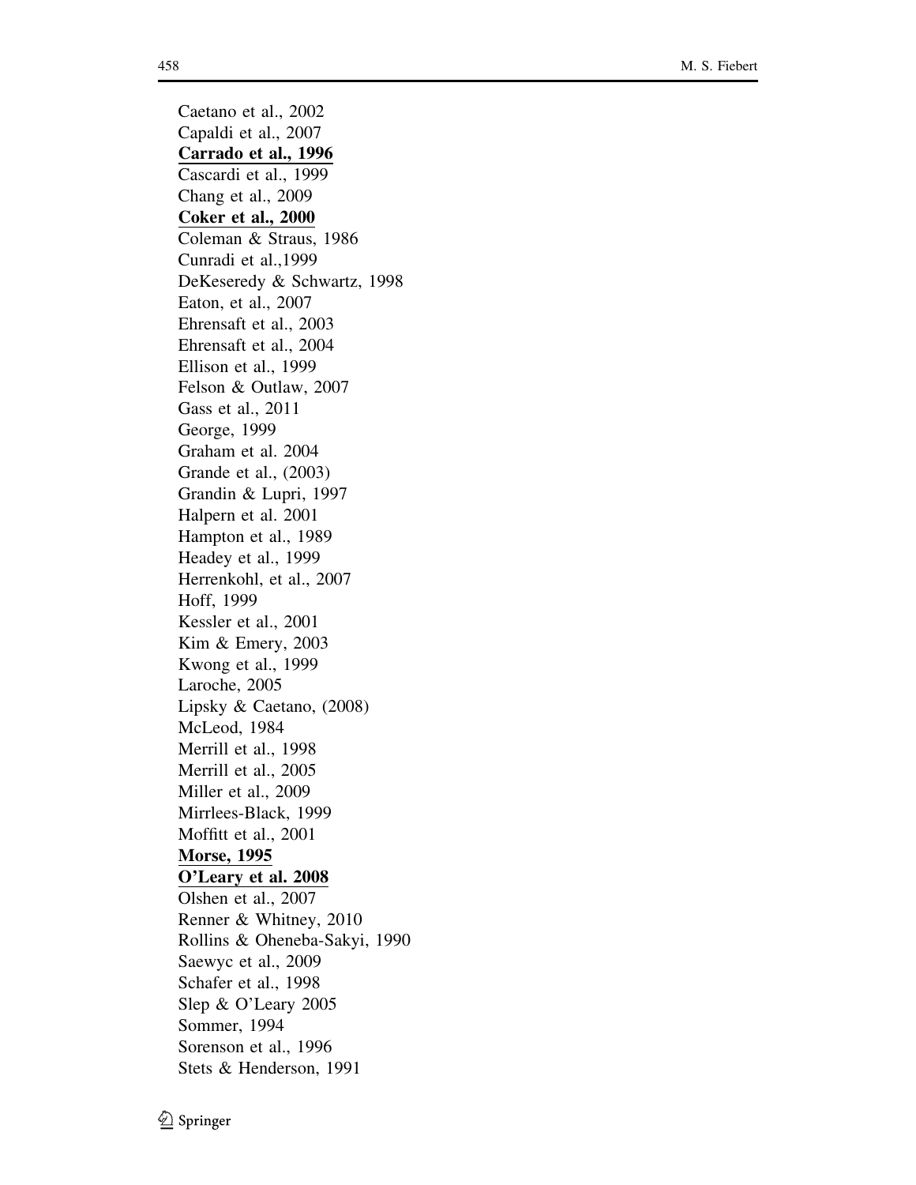Caetano et al., 2002  
Capaldi et al., 2007  
<u>**Carrado et al., 1996**</u>  
Cascardi et al., 1999  
Chang et al., 2009  
<u>**Coker et al., 2000**</u>  
Coleman & Straus, 1986  
Cunradi et al.,1999  
DeKeseredy & Schwartz, 1998  
Eaton, et al., 2007  
Ehrensaft et al., 2003  
Ehrensaft et al., 2004  
Ellison et al., 1999  
Felson & Outlaw, 2007  
Gass et al., 2011  
George, 1999  
Graham et al. 2004  
Grande et al., (2003)  
Grandin & Lupri, 1997  
Halpern et al. 2001  
Hampton et al., 1989  
Headey et al., 1999  
Herrenkohl, et al., 2007  
Hoff, 1999  
Kessler et al., 2001  
Kim & Emery, 2003  
Kwong et al., 1999  
Laroche, 2005  
Lipsky & Caetano, (2008)  
McLeod, 1984  
Merrill et al., 1998  
Merrill et al., 2005  
Miller et al., 2009  
Mirrlees-Black, 1999  
Moffitt et al., 2001  
<u>**Morse, 1995**</u>  
<u>**O'Leary et al. 2008**</u>  
Olshen et al., 2007  
Renner & Whitney, 2010  
Rollins & Oheneba-Sakyi, 1990  
Saewyc et al., 2009  
Schafer et al., 1998  
Slep & O'Leary 2005  
Sommer, 1994  
Sorenson et al., 1996  
Stets & Henderson, 1991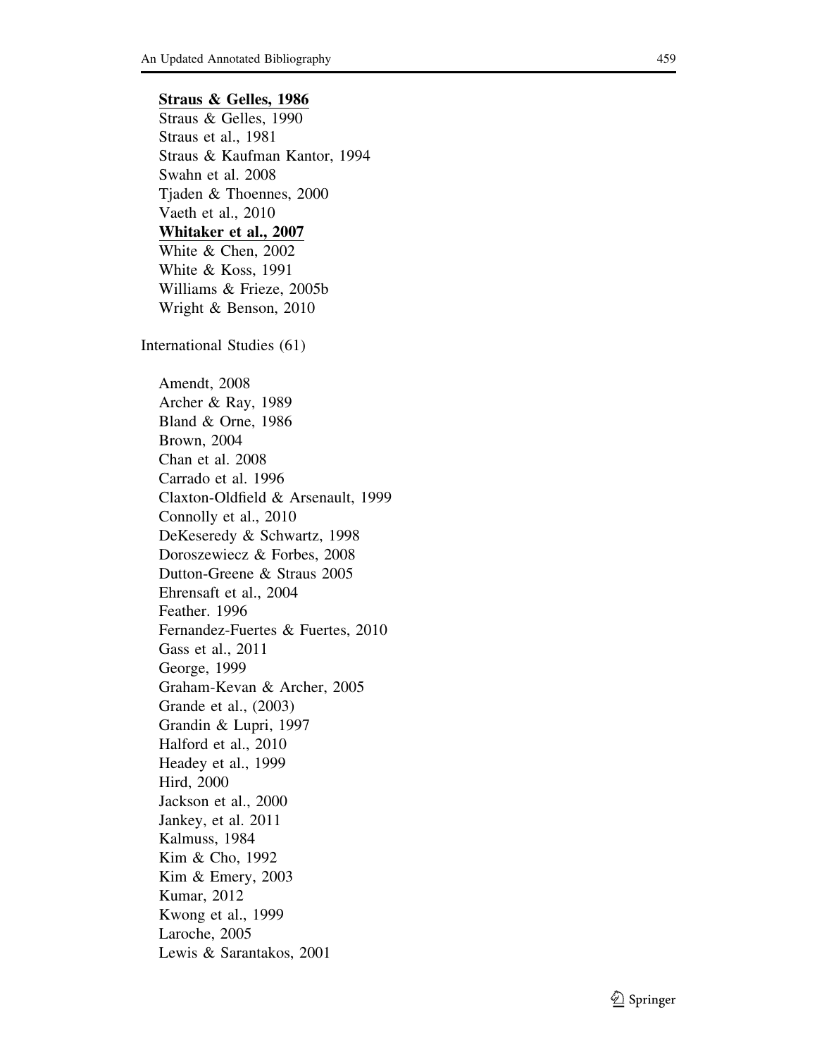**Straus & Gelles, 1986**
Straus & Gelles, 1990
Straus et al., 1981
Straus & Kaufman Kantor, 1994
Swahn et al. 2008
Tjaden & Thoennes, 2000
Vaeth et al., 2010
**Whitaker et al., 2007**
White & Chen, 2002
White & Koss, 1991
Williams & Frieze, 2005b
Wright & Benson, 2010

International Studies (61)

Amendt, 2008
Archer & Ray, 1989
Bland & Orne, 1986
Brown, 2004
Chan et al. 2008
Carrado et al. 1996
Claxton-Oldfield & Arsenault, 1999
Connolly et al., 2010
DeKeseredy & Schwartz, 1998
Doroszewiecz & Forbes, 2008
Dutton-Greene & Straus 2005
Ehrensaft et al., 2004
Feather. 1996
Fernandez-Fuertes & Fuertes, 2010
Gass et al., 2011
George, 1999
Graham-Kevan & Archer, 2005
Grande et al., (2003)
Grandin & Lupri, 1997
Halford et al., 2010
Headey et al., 1999
Hird, 2000
Jackson et al., 2000
Jankey, et al. 2011
Kalmuss, 1984
Kim & Cho, 1992
Kim & Emery, 2003
Kumar, 2012
Kwong et al., 1999
Laroche, 2005
Lewis & Sarantakos, 2001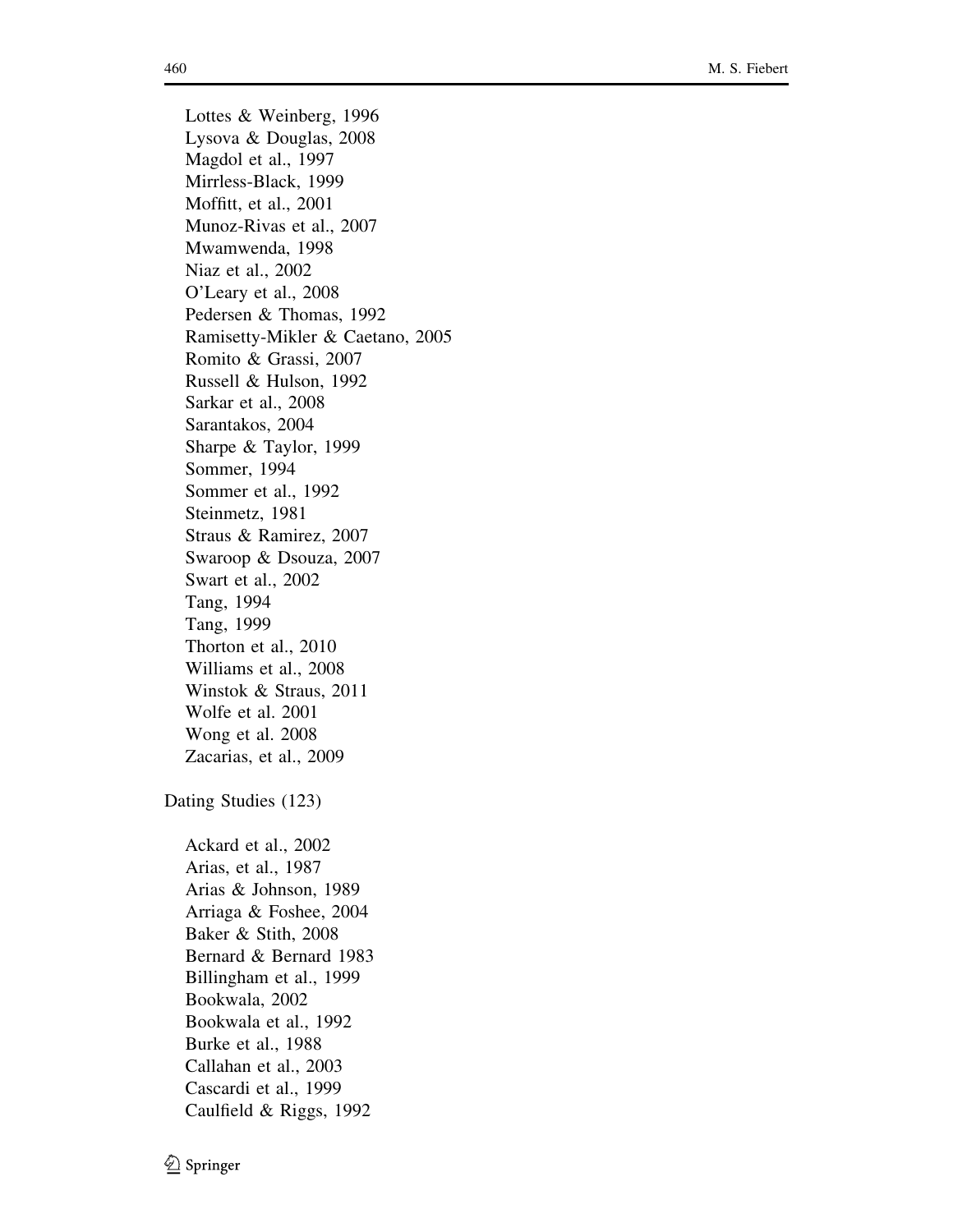Lottes & Weinberg, 1996
Lysova & Douglas, 2008
Magdol et al., 1997
Mirrless-Black, 1999
Moffitt, et al., 2001
Munoz-Rivas et al., 2007
Mwamwenda, 1998
Niaz et al., 2002
O'Leary et al., 2008
Pedersen & Thomas, 1992
Ramisetty-Mikler & Caetano, 2005
Romito & Grassi, 2007
Russell & Hulson, 1992
Sarkar et al., 2008
Sarantakos, 2004
Sharpe & Taylor, 1999
Sommer, 1994
Sommer et al., 1992
Steinmetz, 1981
Straus & Ramirez, 2007
Swaroop & Dsouza, 2007
Swart et al., 2002
Tang, 1994
Tang, 1999
Thorton et al., 2010
Williams et al., 2008
Winstok & Straus, 2011
Wolfe et al. 2001
Wong et al. 2008
Zacarias, et al., 2009

Dating Studies (123)

Ackard et al., 2002
Arias, et al., 1987
Arias & Johnson, 1989
Arriaga & Foshee, 2004
Baker & Stith, 2008
Bernard & Bernard 1983
Billingham et al., 1999
Bookwala, 2002
Bookwala et al., 1992
Burke et al., 1988
Callahan et al., 2003
Cascardi et al., 1999
Caulfield & Riggs, 1992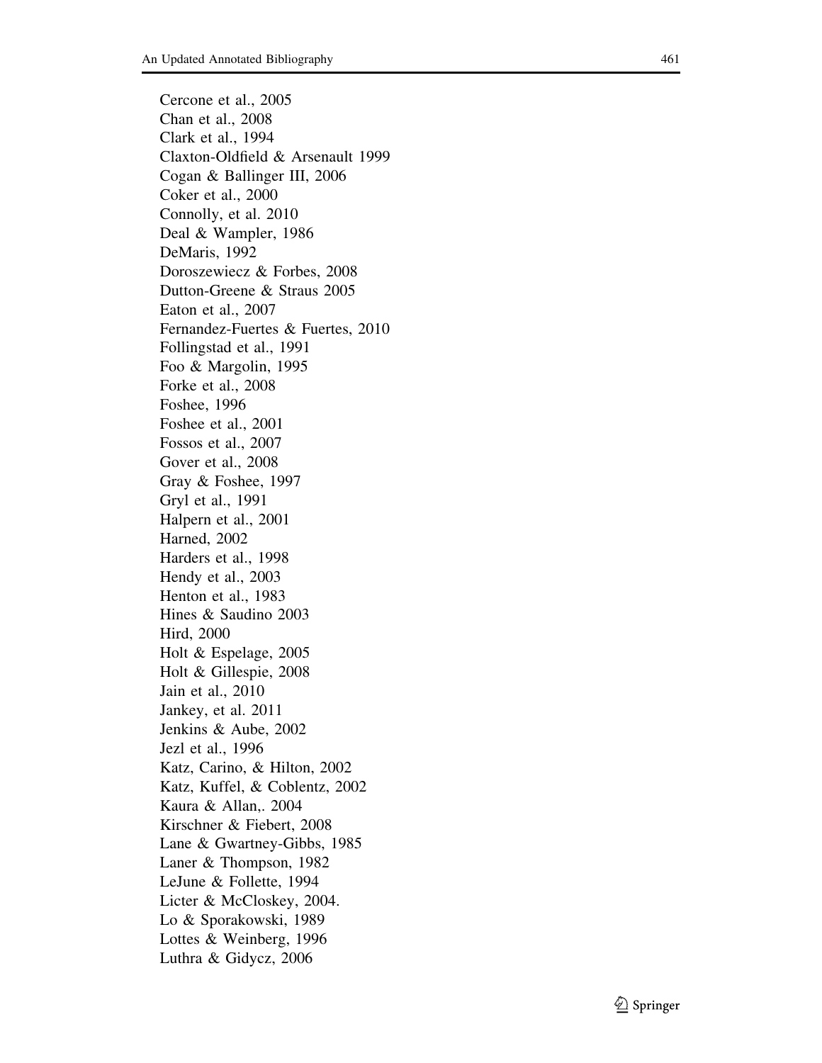Cercone et al., 2005
Chan et al., 2008
Clark et al., 1994
Claxton-Oldfield & Arsenault 1999
Cogan & Ballinger III, 2006
Coker et al., 2000
Connolly, et al. 2010
Deal & Wampler, 1986
DeMaris, 1992
Doroszewiecz & Forbes, 2008
Dutton-Greene & Straus 2005
Eaton et al., 2007
Fernandez-Fuertes & Fuertes, 2010
Follingstad et al., 1991
Foo & Margolin, 1995
Forke et al., 2008
Foshee, 1996
Foshee et al., 2001
Fossos et al., 2007
Gover et al., 2008
Gray & Foshee, 1997
Gryl et al., 1991
Halpern et al., 2001
Harned, 2002
Harders et al., 1998
Hendy et al., 2003
Henton et al., 1983
Hines & Saudino 2003
Hird, 2000
Holt & Espelage, 2005
Holt & Gillespie, 2008
Jain et al., 2010
Jankey, et al. 2011
Jenkins & Aube, 2002
Jezl et al., 1996
Katz, Carino, & Hilton, 2002
Katz, Kuffel, & Coblentz, 2002
Kaura & Allan,. 2004
Kirschner & Fiebert, 2008
Lane & Gwartney-Gibbs, 1985
Laner & Thompson, 1982
LeJune & Follette, 1994
Licter & McCloskey, 2004.
Lo & Sporakowski, 1989
Lottes & Weinberg, 1996
Luthra & Gidycz, 2006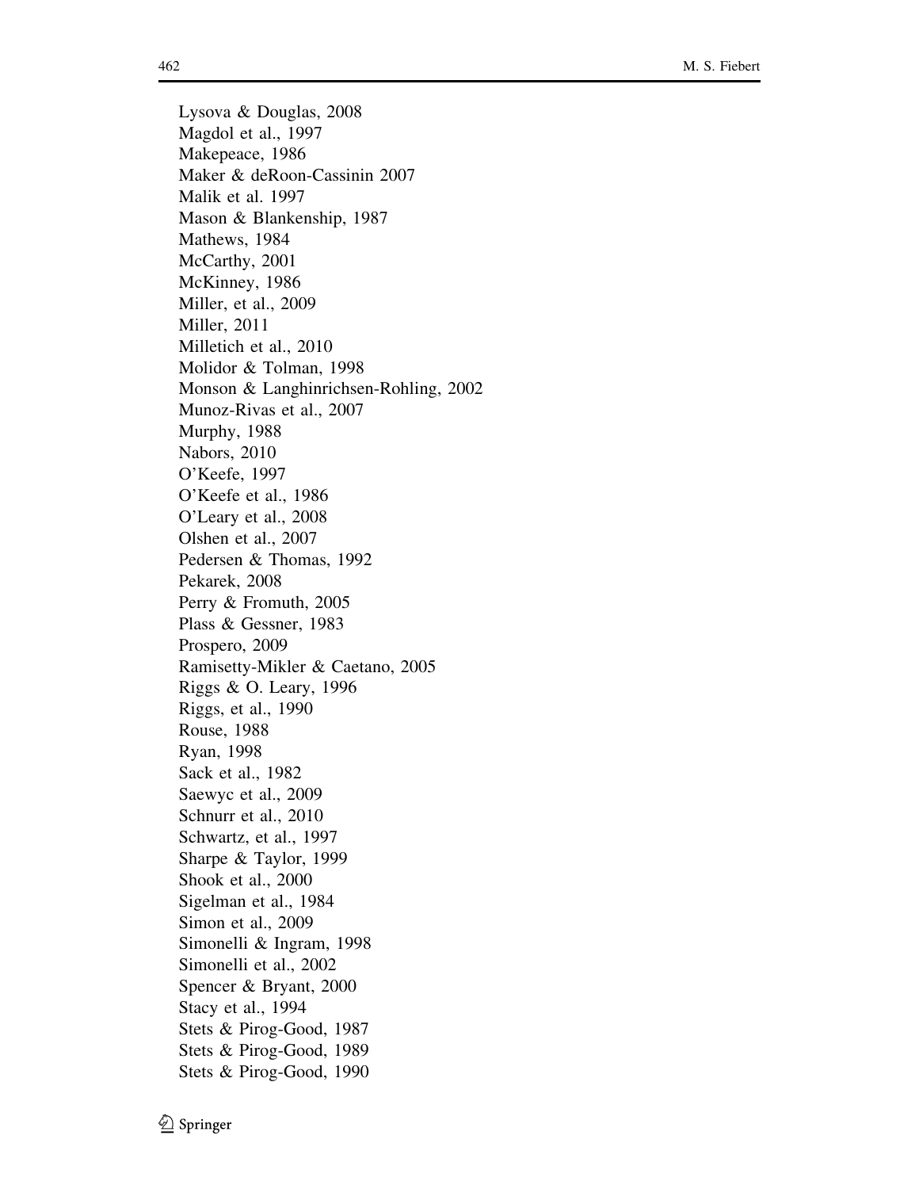Lysova & Douglas, 2008
Magdol et al., 1997
Makepeace, 1986
Maker & deRoon-Cassinin 2007
Malik et al. 1997
Mason & Blankenship, 1987
Mathews, 1984
McCarthy, 2001
McKinney, 1986
Miller, et al., 2009
Miller, 2011
Milletich et al., 2010
Molidor & Tolman, 1998
Monson & Langhinrichsen-Rohling, 2002
Munoz-Rivas et al., 2007
Murphy, 1988
Nabors, 2010
O'Keefe, 1997
O'Keefe et al., 1986
O'Leary et al., 2008
Olshen et al., 2007
Pedersen & Thomas, 1992
Pekarek, 2008
Perry & Fromuth, 2005
Plass & Gessner, 1983
Prospero, 2009
Ramisetty-Mikler & Caetano, 2005
Riggs & O. Leary, 1996
Riggs, et al., 1990
Rouse, 1988
Ryan, 1998
Sack et al., 1982
Saewyc et al., 2009
Schnurr et al., 2010
Schwartz, et al., 1997
Sharpe & Taylor, 1999
Shook et al., 2000
Sigelman et al., 1984
Simon et al., 2009
Simonelli & Ingram, 1998
Simonelli et al., 2002
Spencer & Bryant, 2000
Stacy et al., 1994
Stets & Pirog-Good, 1987
Stets & Pirog-Good, 1989
Stets & Pirog-Good, 1990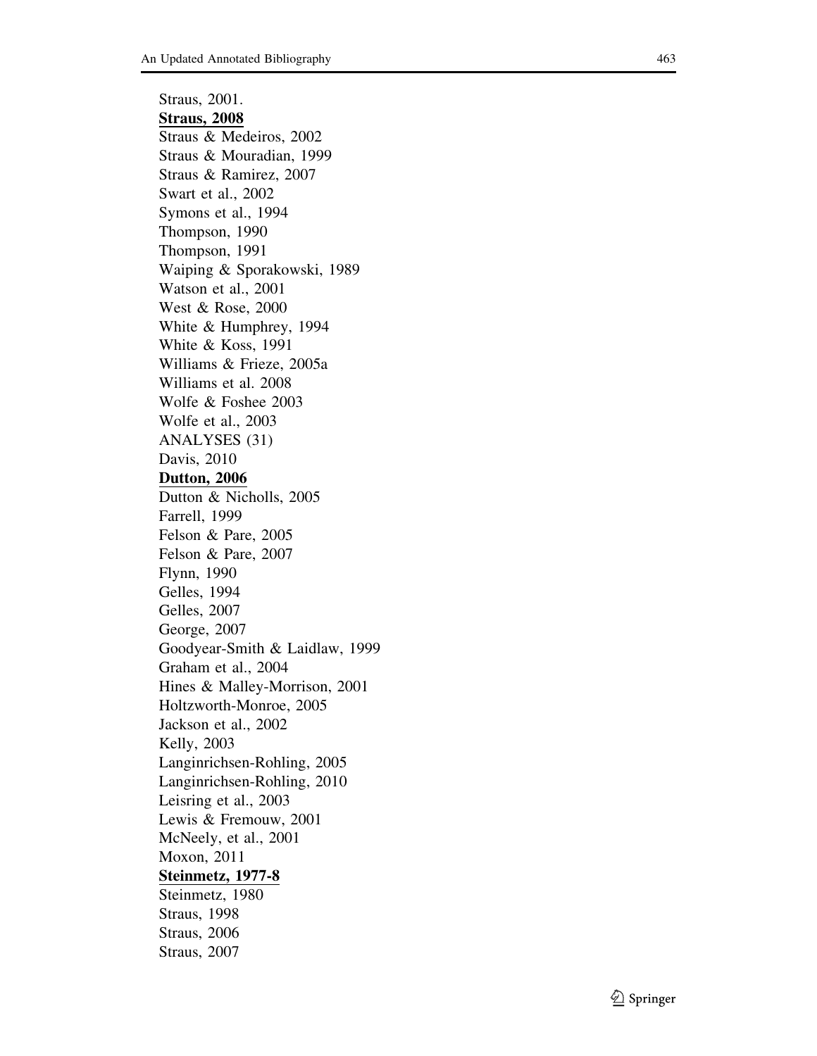Straus, 2001.
**Straus, 2008**
Straus & Medeiros, 2002
Straus & Mouradian, 1999
Straus & Ramirez, 2007
Swart et al., 2002
Symons et al., 1994
Thompson, 1990
Thompson, 1991
Waiping & Sporakowski, 1989
Watson et al., 2001
West & Rose, 2000
White & Humphrey, 1994
White & Koss, 1991
Williams & Frieze, 2005a
Williams et al. 2008
Wolfe & Foshee 2003
Wolfe et al., 2003
ANALYSES (31)
Davis, 2010
**Dutton, 2006**
Dutton & Nicholls, 2005
Farrell, 1999
Felson & Pare, 2005
Felson & Pare, 2007
Flynn, 1990
Gelles, 1994
Gelles, 2007
George, 2007
Goodyear-Smith & Laidlaw, 1999
Graham et al., 2004
Hines & Malley-Morrison, 2001
Holtzworth-Monroe, 2005
Jackson et al., 2002
Kelly, 2003
Langinrichsen-Rohling, 2005
Langinrichsen-Rohling, 2010
Leisring et al., 2003
Lewis & Fremouw, 2001
McNeely, et al., 2001
Moxon, 2011
**Steinmetz, 1977-8**
Steinmetz, 1980
Straus, 1998
Straus, 2006
Straus, 2007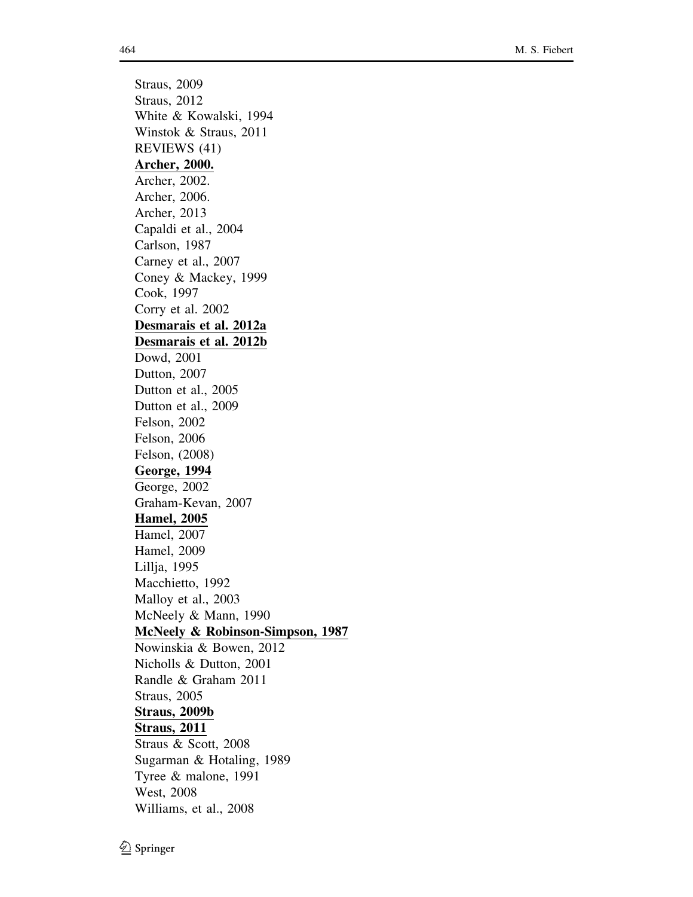Straus, 2009
Straus, 2012
White & Kowalski, 1994
Winstok & Straus, 2011
REVIEWS (41)
**<u>Archer, 2000.</u>**
Archer, 2002.
Archer, 2006.
Archer, 2013
Capaldi et al., 2004
Carlson, 1987
Carney et al., 2007
Coney & Mackey, 1999
Cook, 1997
Corry et al. 2002
**<u>Desmarais et al. 2012a</u>**
**<u>Desmarais et al. 2012b</u>**
Dowd, 2001
Dutton, 2007
Dutton et al., 2005
Dutton et al., 2009
Felson, 2002
Felson, 2006
Felson, (2008)
**<u>George, 1994</u>**
George, 2002
Graham-Kevan, 2007
**<u>Hamel, 2005</u>**
Hamel, 2007
Hamel, 2009
Lillja, 1995
Macchietto, 1992
Malloy et al., 2003
McNeely & Mann, 1990
**<u>McNeely & Robinson-Simpson, 1987</u>**
Nowinskia & Bowen, 2012
Nicholls & Dutton, 2001
Randle & Graham 2011
Straus, 2005
**<u>Straus, 2009b</u>**
**<u>Straus, 2011</u>**
Straus & Scott, 2008
Sugarman & Hotaling, 1989
Tyree & malone, 1991
West, 2008
Williams, et al., 2008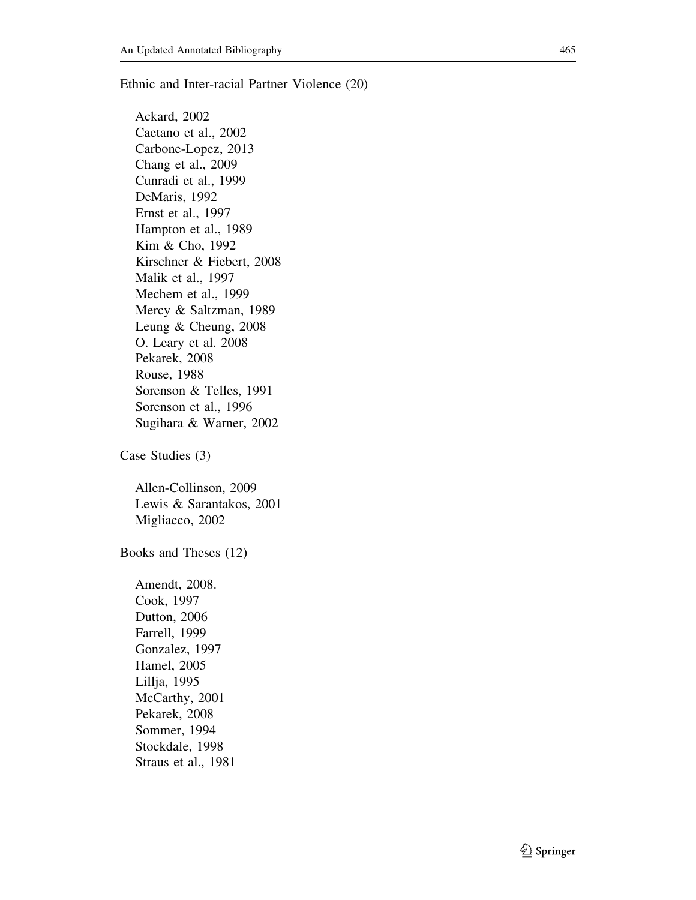Ethnic and Inter-racial Partner Violence (20)

Ackard, 2002
Caetano et al., 2002
Carbone-Lopez, 2013
Chang et al., 2009
Cunradi et al., 1999
DeMaris, 1992
Ernst et al., 1997
Hampton et al., 1989
Kim & Cho, 1992
Kirschner & Fiebert, 2008
Malik et al., 1997
Mechem et al., 1999
Mercy & Saltzman, 1989
Leung & Cheung, 2008
O. Leary et al. 2008
Pekarek, 2008
Rouse, 1988
Sorenson & Telles, 1991
Sorenson et al., 1996
Sugihara & Warner, 2002

Case Studies (3)

Allen-Collinson, 2009
Lewis & Sarantakos, 2001
Migliacco, 2002

Books and Theses (12)

Amendt, 2008.
Cook, 1997
Dutton, 2006
Farrell, 1999
Gonzalez, 1997
Hamel, 2005
Lillja, 1995
McCarthy, 2001
Pekarek, 2008
Sommer, 1994
Stockdale, 1998
Straus et al., 1981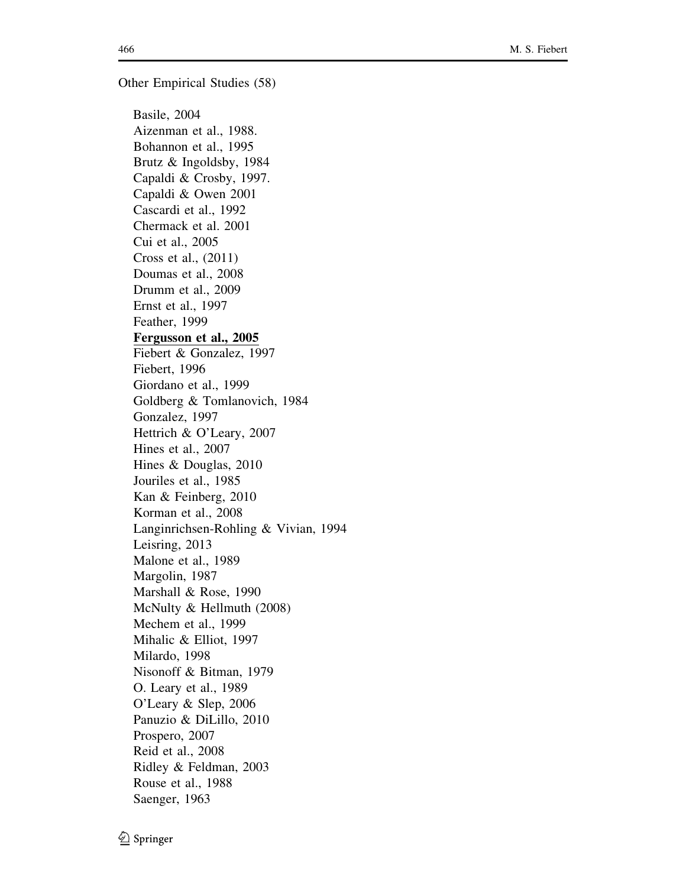Other Empirical Studies (58)

Basile, 2004
Aizenman et al., 1988.
Bohannon et al., 1995
Brutz & Ingoldsby, 1984
Capaldi & Crosby, 1997.
Capaldi & Owen 2001
Cascardi et al., 1992
Chermack et al. 2001
Cui et al., 2005
Cross et al., (2011)
Doumas et al., 2008
Drumm et al., 2009
Ernst et al., 1997
Feather, 1999
**Fergusson et al., 2005**
Fiebert & Gonzalez, 1997
Fiebert, 1996
Giordano et al., 1999
Goldberg & Tomlanovich, 1984
Gonzalez, 1997
Hettrich & O'Leary, 2007
Hines et al., 2007
Hines & Douglas, 2010
Jouriles et al., 1985
Kan & Feinberg, 2010
Korman et al., 2008
Langinrichsen-Rohling & Vivian, 1994
Leisring, 2013
Malone et al., 1989
Margolin, 1987
Marshall & Rose, 1990
McNulty & Hellmuth (2008)
Mechem et al., 1999
Mihalic & Elliot, 1997
Milardo, 1998
Nisonoff & Bitman, 1979
O. Leary et al., 1989
O'Leary & Slep, 2006
Panuzio & DiLillo, 2010
Prospero, 2007
Reid et al., 2008
Ridley & Feldman, 2003
Rouse et al., 1988
Saenger, 1963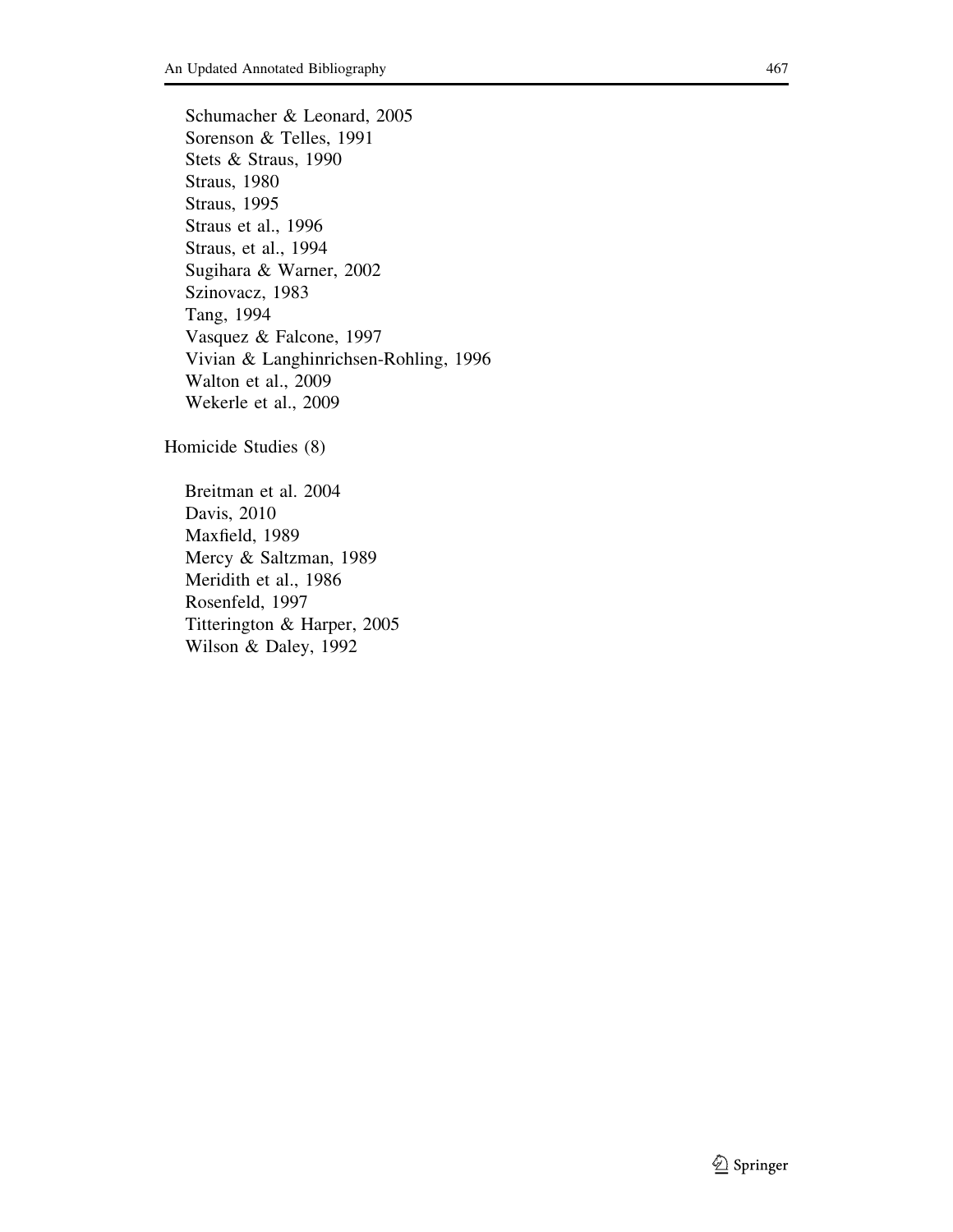Schumacher & Leonard, 2005
Sorenson & Telles, 1991
Stets & Straus, 1990
Straus, 1980
Straus, 1995
Straus et al., 1996
Straus, et al., 1994
Sugihara & Warner, 2002
Szinovacz, 1983
Tang, 1994
Vasquez & Falcone, 1997
Vivian & Langhinrichsen-Rohling, 1996
Walton et al., 2009
Wekerle et al., 2009

Homicide Studies (8)

Breitman et al. 2004
Davis, 2010
Maxfield, 1989
Mercy & Saltzman, 1989
Meridith et al., 1986
Rosenfeld, 1997
Titterington & Harper, 2005
Wilson & Daley, 1992